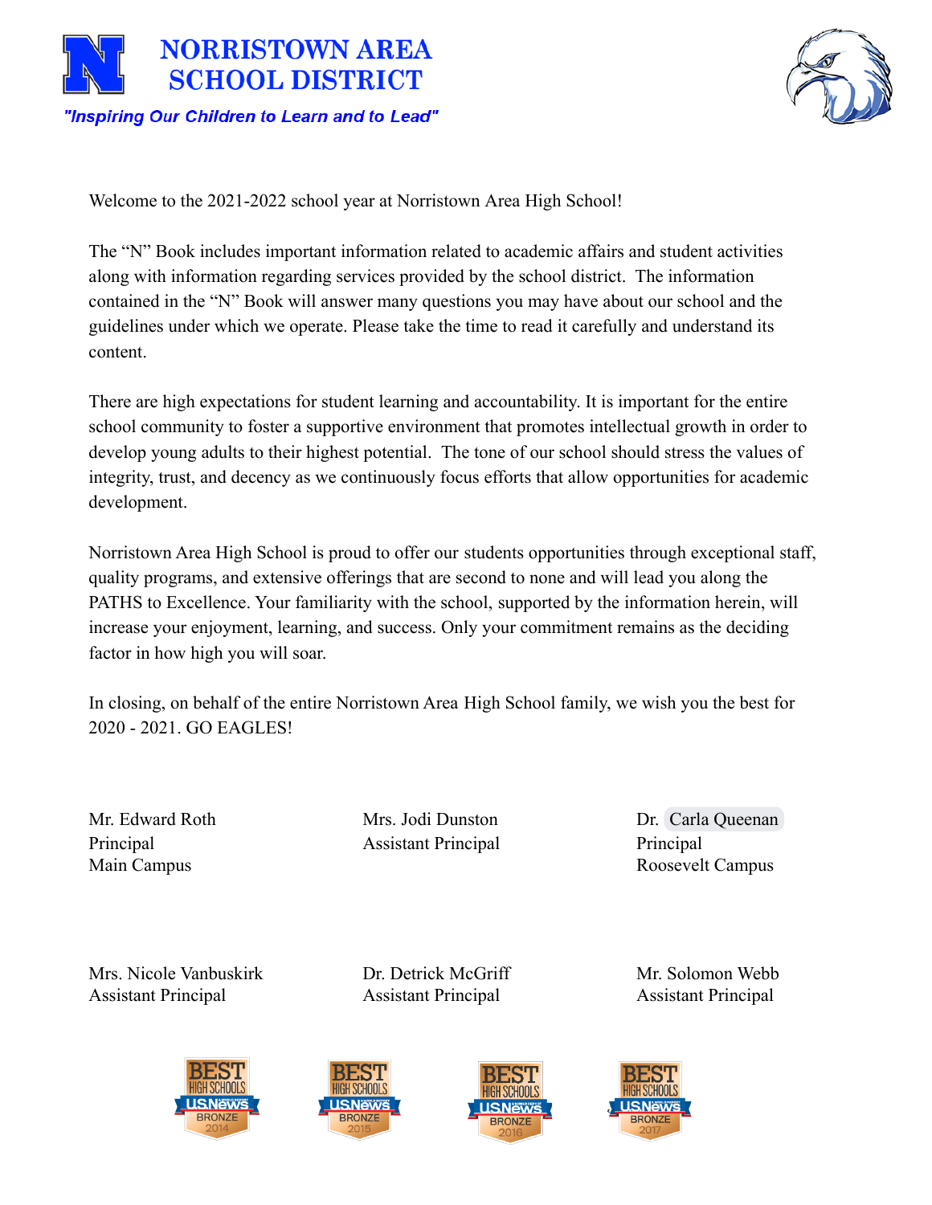# NORRISTOWN AREA SCHOOL DISTRICT

*"Inspiring Our Children to Learn and to Lead"*

Welcome to the 2021-2022 school year at Norristown Area High School!

The "N" Book includes important information related to academic affairs and student activities along with information regarding services provided by the school district. The information contained in the "N" Book will answer many questions you may have about our school and the guidelines under which we operate. Please take the time to read it carefully and understand its content.

There are high expectations for student learning and accountability. It is important for the entire school community to foster a supportive environment that promotes intellectual growth in order to develop young adults to their highest potential. The tone of our school should stress the values of integrity, trust, and decency as we continuously focus efforts that allow opportunities for academic development.

Norristown Area High School is proud to offer our students opportunities through exceptional staff, quality programs, and extensive offerings that are second to none and will lead you along the PATHS to Excellence. Your familiarity with the school, supported by the information herein, will increase your enjoyment, learning, and success. Only your commitment remains as the deciding factor in how high you will soar.

In closing, on behalf of the entire Norristown Area High School family, we wish you the best for 2020 - 2021. GO EAGLES!

Mr. Edward Roth
Principal
Main Campus

Mrs. Jodi Dunston
Assistant Principal

Dr. Carla Queenan
Principal
Roosevelt Campus

Mrs. Nicole Vanbuskirk
Assistant Principal

Dr. Detrick McGriff
Assistant Principal

Mr. Solomon Webb
Assistant Principal

BEST HIGH SCHOOLS U.S.News BRONZE 2014 | BEST HIGH SCHOOLS U.S.News BRONZE 2015 | BEST HIGH SCHOOLS U.S.News BRONZE 2016 | BEST HIGH SCHOOLS U.S.News BRONZE 2017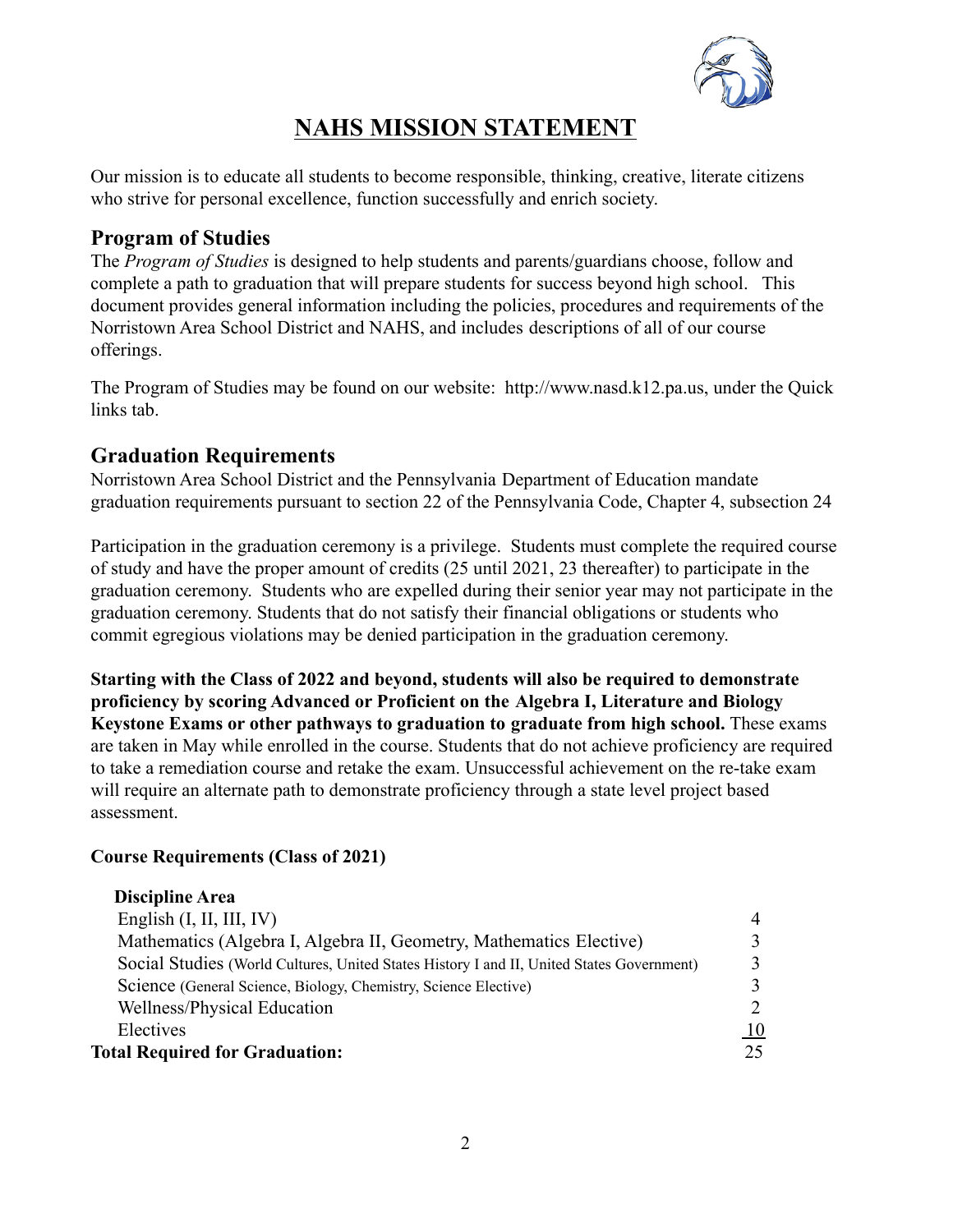# NAHS MISSION STATEMENT

Our mission is to educate all students to become responsible, thinking, creative, literate citizens who strive for personal excellence, function successfully and enrich society.

## Program of Studies

The *Program of Studies* is designed to help students and parents/guardians choose, follow and complete a path to graduation that will prepare students for success beyond high school. This document provides general information including the policies, procedures and requirements of the Norristown Area School District and NAHS, and includes descriptions of all of our course offerings.

The Program of Studies may be found on our website: http://www.nasd.k12.pa.us, under the Quick links tab.

## Graduation Requirements

Norristown Area School District and the Pennsylvania Department of Education mandate graduation requirements pursuant to section 22 of the Pennsylvania Code, Chapter 4, subsection 24

Participation in the graduation ceremony is a privilege. Students must complete the required course of study and have the proper amount of credits (25 until 2021, 23 thereafter) to participate in the graduation ceremony. Students who are expelled during their senior year may not participate in the graduation ceremony. Students that do not satisfy their financial obligations or students who commit egregious violations may be denied participation in the graduation ceremony.

**Starting with the Class of 2022 and beyond, students will also be required to demonstrate proficiency by scoring Advanced or Proficient on the Algebra I, Literature and Biology Keystone Exams or other pathways to graduation to graduate from high school.** These exams are taken in May while enrolled in the course. Students that do not achieve proficiency are required to take a remediation course and retake the exam. Unsuccessful achievement on the re-take exam will require an alternate path to demonstrate proficiency through a state level project based assessment.

**Course Requirements (Class of 2021)**

| Discipline Area | |
|---|---|
| English (I, II, III, IV) | 4 |
| Mathematics (Algebra I, Algebra II, Geometry, Mathematics Elective) | 3 |
| Social Studies (World Cultures, United States History I and II, United States Government) | 3 |
| Science (General Science, Biology, Chemistry, Science Elective) | 3 |
| Wellness/Physical Education | 2 |
| Electives | 10 |
| **Total Required for Graduation:** | 25 |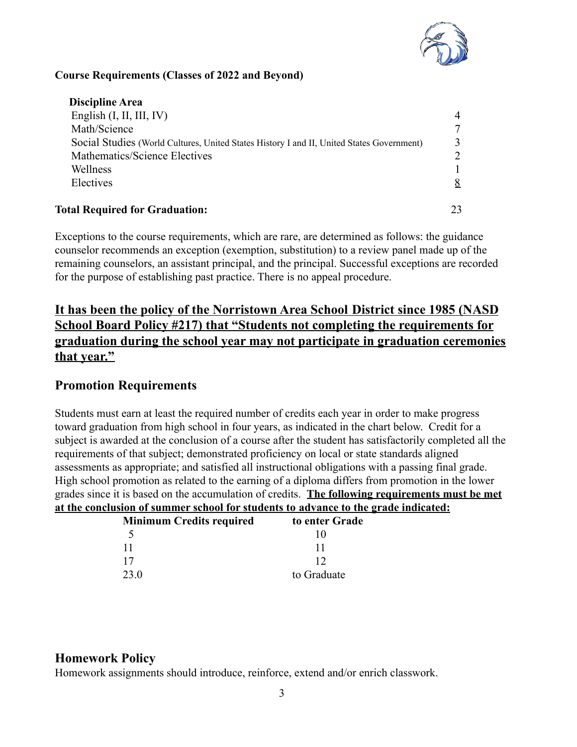**Course Requirements (Classes of 2022 and Beyond)**

| Discipline Area | |
|---|---|
| English (I, II, III, IV) | 4 |
| Math/Science | 7 |
| Social Studies (World Cultures, United States History I and II, United States Government) | 3 |
| Mathematics/Science Electives | 2 |
| Wellness | 1 |
| Electives | 8 |
| **Total Required for Graduation:** | 23 |

Exceptions to the course requirements, which are rare, are determined as follows: the guidance counselor recommends an exception (exemption, substitution) to a review panel made up of the remaining counselors, an assistant principal, and the principal. Successful exceptions are recorded for the purpose of establishing past practice. There is no appeal procedure.

## **It has been the policy of the Norristown Area School District since 1985 (NASD School Board Policy #217) that "Students not completing the requirements for graduation during the school year may not participate in graduation ceremonies that year."**

## Promotion Requirements

Students must earn at least the required number of credits each year in order to make progress toward graduation from high school in four years, as indicated in the chart below. Credit for a subject is awarded at the conclusion of a course after the student has satisfactorily completed all the requirements of that subject; demonstrated proficiency on local or state standards aligned assessments as appropriate; and satisfied all instructional obligations with a passing final grade. High school promotion as related to the earning of a diploma differs from promotion in the lower grades since it is based on the accumulation of credits. **The following requirements must be met at the conclusion of summer school for students to advance to the grade indicated:**

| Minimum Credits required | to enter Grade |
|---|---|
| 5 | 10 |
| 11 | 11 |
| 17 | 12 |
| 23.0 | to Graduate |

## Homework Policy

Homework assignments should introduce, reinforce, extend and/or enrich classwork.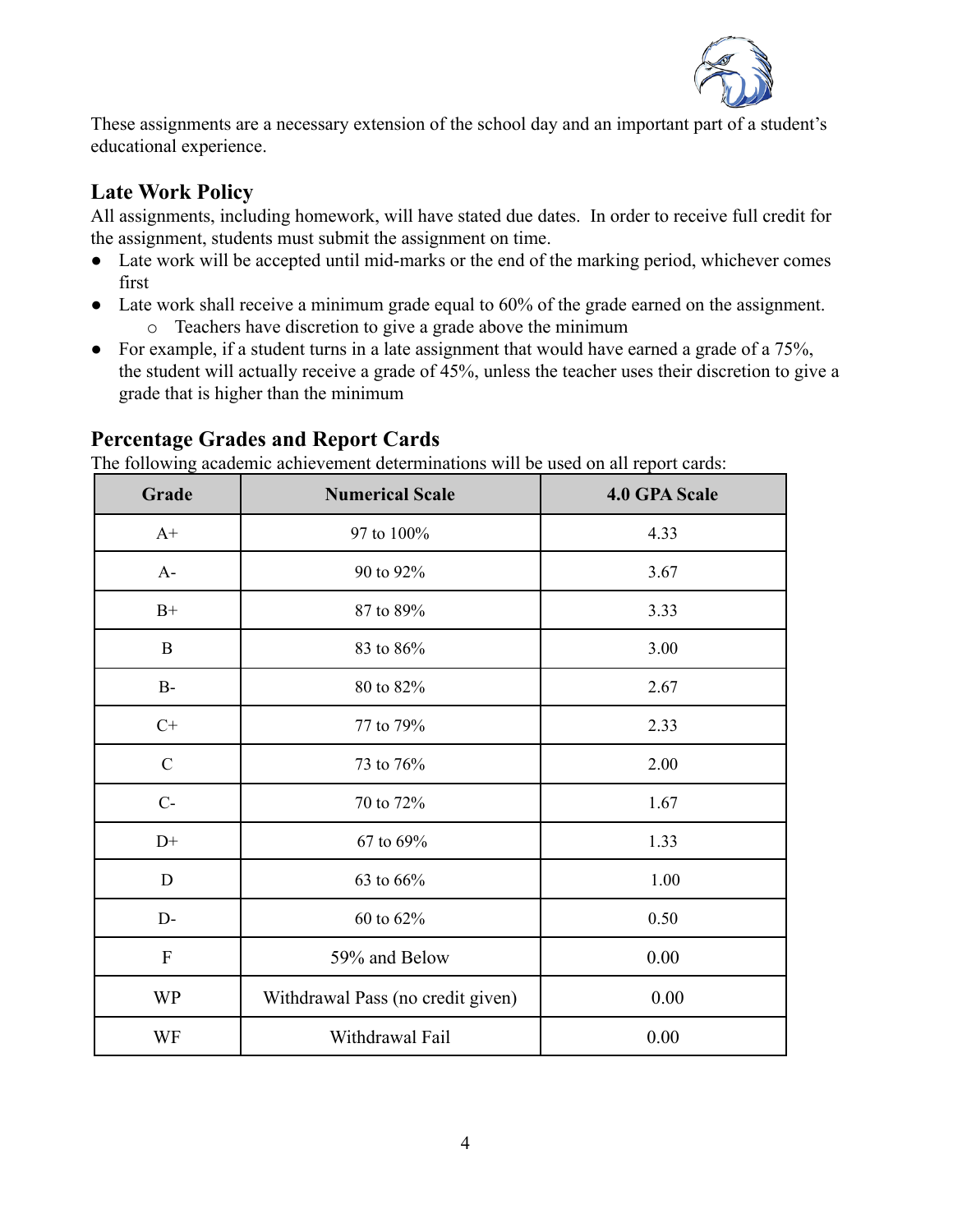These assignments are a necessary extension of the school day and an important part of a student's educational experience.

### Late Work Policy

All assignments, including homework, will have stated due dates. In order to receive full credit for the assignment, students must submit the assignment on time.

- Late work will be accepted until mid-marks or the end of the marking period, whichever comes first
- Late work shall receive a minimum grade equal to 60% of the grade earned on the assignment.
  - Teachers have discretion to give a grade above the minimum
- For example, if a student turns in a late assignment that would have earned a grade of a 75%, the student will actually receive a grade of 45%, unless the teacher uses their discretion to give a grade that is higher than the minimum

### Percentage Grades and Report Cards

The following academic achievement determinations will be used on all report cards:

| Grade | Numerical Scale | 4.0 GPA Scale |
|---|---|---|
| A+ | 97 to 100% | 4.33 |
| A- | 90 to 92% | 3.67 |
| B+ | 87 to 89% | 3.33 |
| B | 83 to 86% | 3.00 |
| B- | 80 to 82% | 2.67 |
| C+ | 77 to 79% | 2.33 |
| C | 73 to 76% | 2.00 |
| C- | 70 to 72% | 1.67 |
| D+ | 67 to 69% | 1.33 |
| D | 63 to 66% | 1.00 |
| D- | 60 to 62% | 0.50 |
| F | 59% and Below | 0.00 |
| WP | Withdrawal Pass (no credit given) | 0.00 |
| WF | Withdrawal Fail | 0.00 |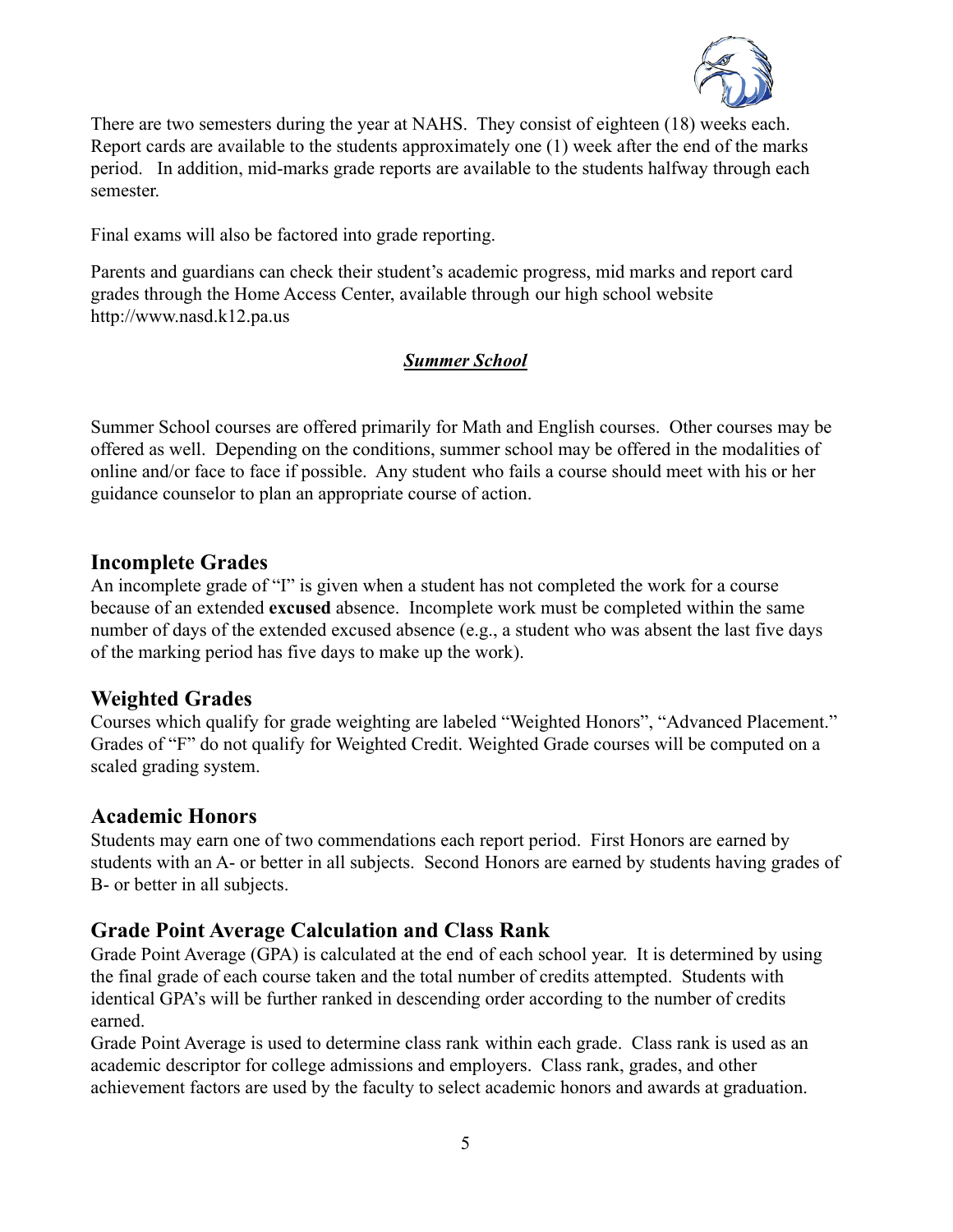There are two semesters during the year at NAHS. They consist of eighteen (18) weeks each. Report cards are available to the students approximately one (1) week after the end of the marks period. In addition, mid-marks grade reports are available to the students halfway through each semester.

Final exams will also be factored into grade reporting.

Parents and guardians can check their student's academic progress, mid marks and report card grades through the Home Access Center, available through our high school website http://www.nasd.k12.pa.us

***Summer School***

Summer School courses are offered primarily for Math and English courses. Other courses may be offered as well. Depending on the conditions, summer school may be offered in the modalities of online and/or face to face if possible. Any student who fails a course should meet with his or her guidance counselor to plan an appropriate course of action.

## Incomplete Grades

An incomplete grade of "I" is given when a student has not completed the work for a course because of an extended **excused** absence. Incomplete work must be completed within the same number of days of the extended excused absence (e.g., a student who was absent the last five days of the marking period has five days to make up the work).

## Weighted Grades

Courses which qualify for grade weighting are labeled "Weighted Honors", "Advanced Placement." Grades of "F" do not qualify for Weighted Credit. Weighted Grade courses will be computed on a scaled grading system.

## Academic Honors

Students may earn one of two commendations each report period. First Honors are earned by students with an A- or better in all subjects. Second Honors are earned by students having grades of B- or better in all subjects.

## Grade Point Average Calculation and Class Rank

Grade Point Average (GPA) is calculated at the end of each school year. It is determined by using the final grade of each course taken and the total number of credits attempted. Students with identical GPA's will be further ranked in descending order according to the number of credits earned.

Grade Point Average is used to determine class rank within each grade. Class rank is used as an academic descriptor for college admissions and employers. Class rank, grades, and other achievement factors are used by the faculty to select academic honors and awards at graduation.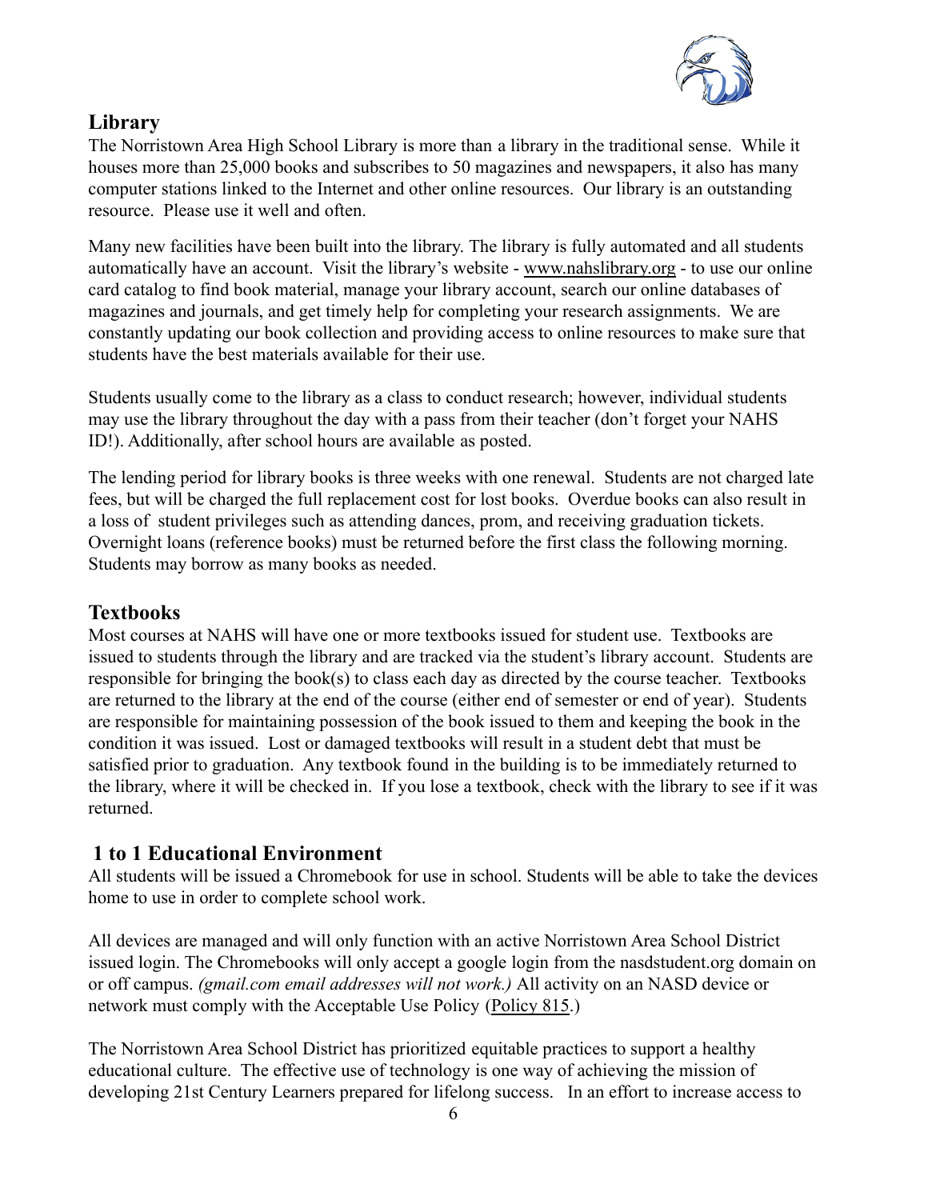## Library

The Norristown Area High School Library is more than a library in the traditional sense. While it houses more than 25,000 books and subscribes to 50 magazines and newspapers, it also has many computer stations linked to the Internet and other online resources. Our library is an outstanding resource. Please use it well and often.

Many new facilities have been built into the library. The library is fully automated and all students automatically have an account. Visit the library's website - www.nahslibrary.org - to use our online card catalog to find book material, manage your library account, search our online databases of magazines and journals, and get timely help for completing your research assignments. We are constantly updating our book collection and providing access to online resources to make sure that students have the best materials available for their use.

Students usually come to the library as a class to conduct research; however, individual students may use the library throughout the day with a pass from their teacher (don't forget your NAHS ID!). Additionally, after school hours are available as posted.

The lending period for library books is three weeks with one renewal. Students are not charged late fees, but will be charged the full replacement cost for lost books. Overdue books can also result in a loss of student privileges such as attending dances, prom, and receiving graduation tickets. Overnight loans (reference books) must be returned before the first class the following morning. Students may borrow as many books as needed.

## Textbooks

Most courses at NAHS will have one or more textbooks issued for student use. Textbooks are issued to students through the library and are tracked via the student's library account. Students are responsible for bringing the book(s) to class each day as directed by the course teacher. Textbooks are returned to the library at the end of the course (either end of semester or end of year). Students are responsible for maintaining possession of the book issued to them and keeping the book in the condition it was issued. Lost or damaged textbooks will result in a student debt that must be satisfied prior to graduation. Any textbook found in the building is to be immediately returned to the library, where it will be checked in. If you lose a textbook, check with the library to see if it was returned.

## 1 to 1 Educational Environment

All students will be issued a Chromebook for use in school. Students will be able to take the devices home to use in order to complete school work.

All devices are managed and will only function with an active Norristown Area School District issued login. The Chromebooks will only accept a google login from the nasdstudent.org domain on or off campus. *(gmail.com email addresses will not work.)* All activity on an NASD device or network must comply with the Acceptable Use Policy (Policy 815.)

The Norristown Area School District has prioritized equitable practices to support a healthy educational culture. The effective use of technology is one way of achieving the mission of developing 21st Century Learners prepared for lifelong success. In an effort to increase access to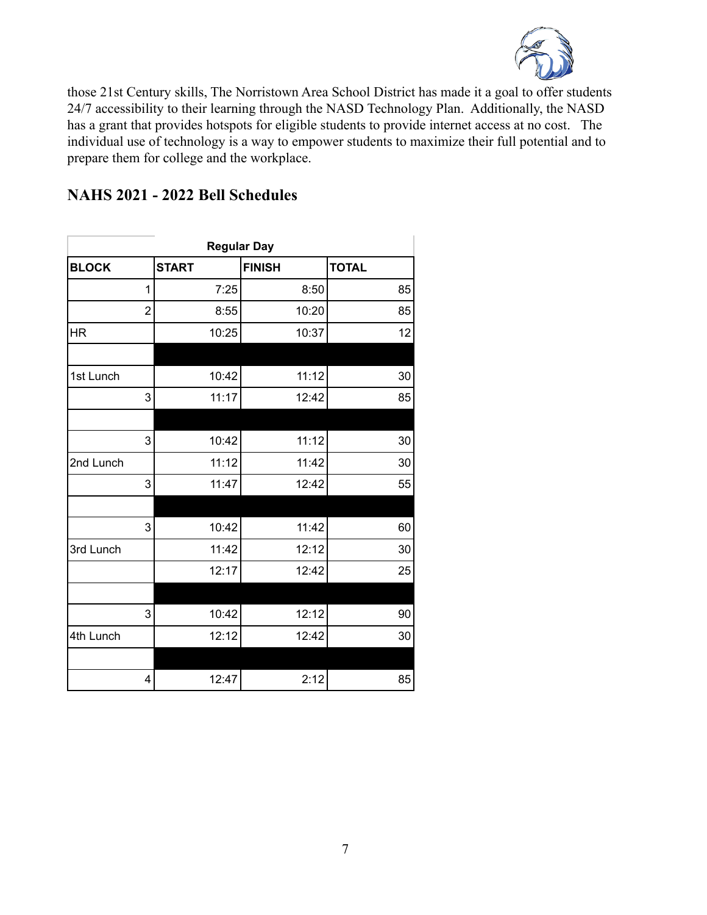those 21st Century skills, The Norristown Area School District has made it a goal to offer students 24/7 accessibility to their learning through the NASD Technology Plan. Additionally, the NASD has a grant that provides hotspots for eligible students to provide internet access at no cost. The individual use of technology is a way to empower students to maximize their full potential and to prepare them for college and the workplace.

## NAHS 2021 - 2022 Bell Schedules

| Regular Day | | | |
|---|---|---|---|
| **BLOCK** | **START** | **FINISH** | **TOTAL** |
| 1 | 7:25 | 8:50 | 85 |
| 2 | 8:55 | 10:20 | 85 |
| HR | 10:25 | 10:37 | 12 |
| | | | |
| 1st Lunch | 10:42 | 11:12 | 30 |
| 3 | 11:17 | 12:42 | 85 |
| | | | |
| 3 | 10:42 | 11:12 | 30 |
| 2nd Lunch | 11:12 | 11:42 | 30 |
| 3 | 11:47 | 12:42 | 55 |
| | | | |
| 3 | 10:42 | 11:42 | 60 |
| 3rd Lunch | 11:42 | 12:12 | 30 |
| | 12:17 | 12:42 | 25 |
| | | | |
| 3 | 10:42 | 12:12 | 90 |
| 4th Lunch | 12:12 | 12:42 | 30 |
| | | | |
| 4 | 12:47 | 2:12 | 85 |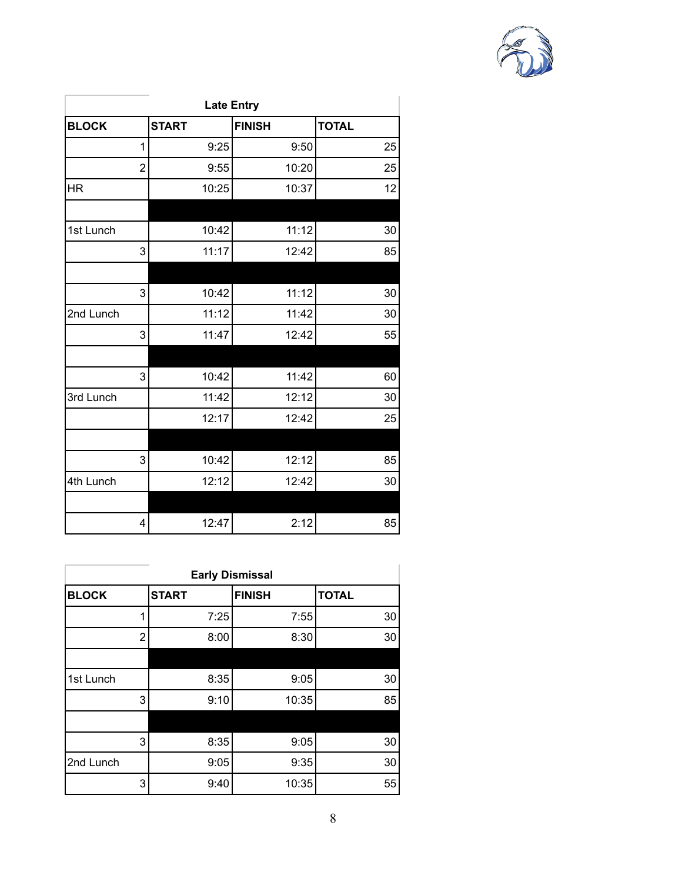| Late Entry | | | |
|---|---|---|---|
| **BLOCK** | **START** | **FINISH** | **TOTAL** |
| 1 | 9:25 | 9:50 | 25 |
| 2 | 9:55 | 10:20 | 25 |
| HR | 10:25 | 10:37 | 12 |
| | | | |
| 1st Lunch | 10:42 | 11:12 | 30 |
| 3 | 11:17 | 12:42 | 85 |
| | | | |
| 3 | 10:42 | 11:12 | 30 |
| 2nd Lunch | 11:12 | 11:42 | 30 |
| 3 | 11:47 | 12:42 | 55 |
| | | | |
| 3 | 10:42 | 11:42 | 60 |
| 3rd Lunch | 11:42 | 12:12 | 30 |
| | 12:17 | 12:42 | 25 |
| | | | |
| 3 | 10:42 | 12:12 | 85 |
| 4th Lunch | 12:12 | 12:42 | 30 |
| | | | |
| 4 | 12:47 | 2:12 | 85 |

| Early Dismissal | | | |
|---|---|---|---|
| **BLOCK** | **START** | **FINISH** | **TOTAL** |
| 1 | 7:25 | 7:55 | 30 |
| 2 | 8:00 | 8:30 | 30 |
| | | | |
| 1st Lunch | 8:35 | 9:05 | 30 |
| 3 | 9:10 | 10:35 | 85 |
| | | | |
| 3 | 8:35 | 9:05 | 30 |
| 2nd Lunch | 9:05 | 9:35 | 30 |
| 3 | 9:40 | 10:35 | 55 |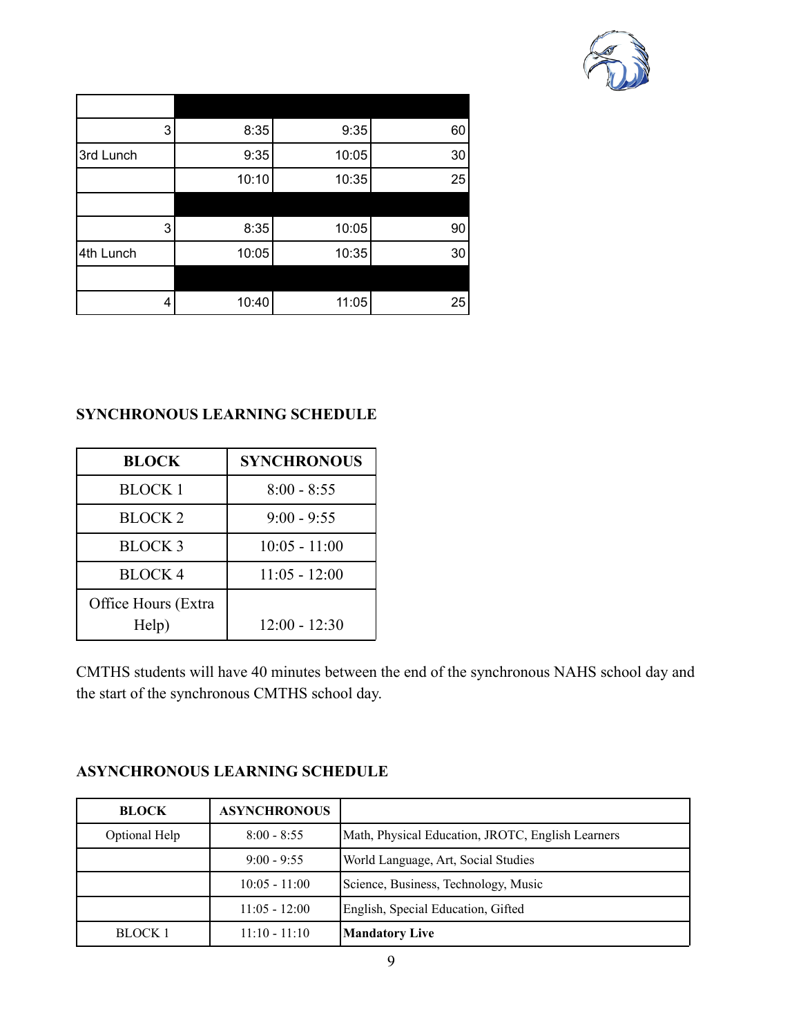| | | | |
|---|---|---|---|
| 3 | 8:35 | 9:35 | 60 |
| 3rd Lunch | 9:35 | 10:05 | 30 |
| | 10:10 | 10:35 | 25 |
| | | | |
| 3 | 8:35 | 10:05 | 90 |
| 4th Lunch | 10:05 | 10:35 | 30 |
| | | | |
| 4 | 10:40 | 11:05 | 25 |

**SYNCHRONOUS LEARNING SCHEDULE**

| BLOCK | SYNCHRONOUS |
|---|---|
| BLOCK 1 | 8:00 - 8:55 |
| BLOCK 2 | 9:00 - 9:55 |
| BLOCK 3 | 10:05 - 11:00 |
| BLOCK 4 | 11:05 - 12:00 |
| Office Hours (Extra Help) | 12:00 - 12:30 |

CMTHS students will have 40 minutes between the end of the synchronous NAHS school day and the start of the synchronous CMTHS school day.

**ASYNCHRONOUS LEARNING SCHEDULE**

| BLOCK | ASYNCHRONOUS | |
|---|---|---|
| Optional Help | 8:00 - 8:55 | Math, Physical Education, JROTC, English Learners |
| | 9:00 - 9:55 | World Language, Art, Social Studies |
| | 10:05 - 11:00 | Science, Business, Technology, Music |
| | 11:05 - 12:00 | English, Special Education, Gifted |
| BLOCK 1 | 11:10 - 11:10 | **Mandatory Live** |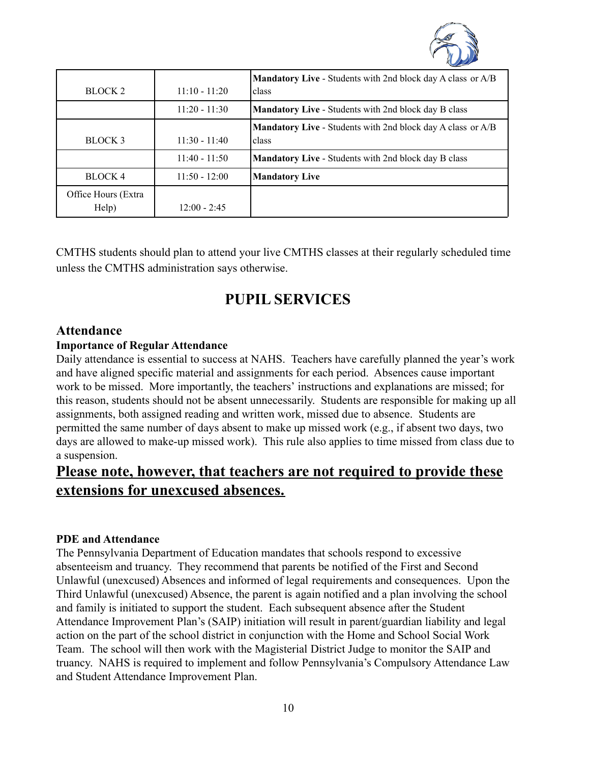| BLOCK 2 | 11:10 - 11:20 | **Mandatory Live** - Students with 2nd block day A class or A/B class |
|---|---|---|
| | 11:20 - 11:30 | **Mandatory Live** - Students with 2nd block day B class |
| BLOCK 3 | 11:30 - 11:40 | **Mandatory Live** - Students with 2nd block day A class or A/B class |
| | 11:40 - 11:50 | **Mandatory Live** - Students with 2nd block day B class |
| BLOCK 4 | 11:50 - 12:00 | **Mandatory Live** |
| Office Hours (Extra Help) | 12:00 - 2:45 | |

CMTHS students should plan to attend your live CMTHS classes at their regularly scheduled time unless the CMTHS administration says otherwise.

# PUPIL SERVICES

## Attendance

### Importance of Regular Attendance

Daily attendance is essential to success at NAHS. Teachers have carefully planned the year's work and have aligned specific material and assignments for each period. Absences cause important work to be missed. More importantly, the teachers' instructions and explanations are missed; for this reason, students should not be absent unnecessarily. Students are responsible for making up all assignments, both assigned reading and written work, missed due to absence. Students are permitted the same number of days absent to make up missed work (e.g., if absent two days, two days are allowed to make-up missed work). This rule also applies to time missed from class due to a suspension.

## <u>Please note, however, that teachers are not required to provide these extensions for unexcused absences.</u>

### PDE and Attendance

The Pennsylvania Department of Education mandates that schools respond to excessive absenteeism and truancy. They recommend that parents be notified of the First and Second Unlawful (unexcused) Absences and informed of legal requirements and consequences. Upon the Third Unlawful (unexcused) Absence, the parent is again notified and a plan involving the school and family is initiated to support the student. Each subsequent absence after the Student Attendance Improvement Plan's (SAIP) initiation will result in parent/guardian liability and legal action on the part of the school district in conjunction with the Home and School Social Work Team. The school will then work with the Magisterial District Judge to monitor the SAIP and truancy. NAHS is required to implement and follow Pennsylvania's Compulsory Attendance Law and Student Attendance Improvement Plan.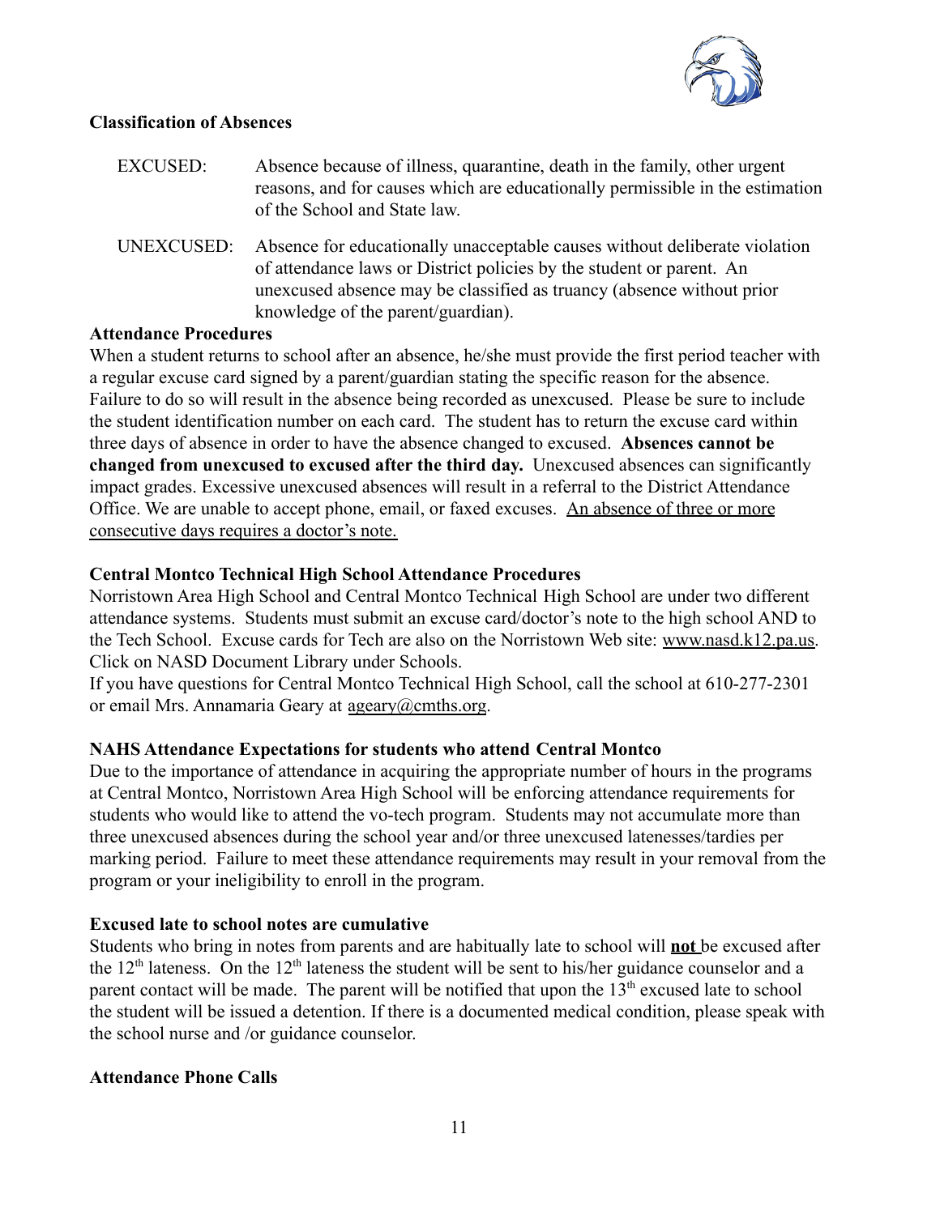**Classification of Absences**

| | |
|---|---|
| EXCUSED: | Absence because of illness, quarantine, death in the family, other urgent reasons, and for causes which are educationally permissible in the estimation of the School and State law. |
| UNEXCUSED: | Absence for educationally unacceptable causes without deliberate violation of attendance laws or District policies by the student or parent. An unexcused absence may be classified as truancy (absence without prior knowledge of the parent/guardian). |

**Attendance Procedures**

When a student returns to school after an absence, he/she must provide the first period teacher with a regular excuse card signed by a parent/guardian stating the specific reason for the absence. Failure to do so will result in the absence being recorded as unexcused. Please be sure to include the student identification number on each card. The student has to return the excuse card within three days of absence in order to have the absence changed to excused. **Absences cannot be changed from unexcused to excused after the third day.** Unexcused absences can significantly impact grades. Excessive unexcused absences will result in a referral to the District Attendance Office. We are unable to accept phone, email, or faxed excuses. An absence of three or more consecutive days requires a doctor's note.

**Central Montco Technical High School Attendance Procedures**

Norristown Area High School and Central Montco Technical High School are under two different attendance systems. Students must submit an excuse card/doctor's note to the high school AND to the Tech School. Excuse cards for Tech are also on the Norristown Web site: www.nasd.k12.pa.us. Click on NASD Document Library under Schools.

If you have questions for Central Montco Technical High School, call the school at 610-277-2301 or email Mrs. Annamaria Geary at ageary@cmths.org.

**NAHS Attendance Expectations for students who attend Central Montco**

Due to the importance of attendance in acquiring the appropriate number of hours in the programs at Central Montco, Norristown Area High School will be enforcing attendance requirements for students who would like to attend the vo-tech program. Students may not accumulate more than three unexcused absences during the school year and/or three unexcused latenesses/tardies per marking period. Failure to meet these attendance requirements may result in your removal from the program or your ineligibility to enroll in the program.

**Excused late to school notes are cumulative**

Students who bring in notes from parents and are habitually late to school will **not** be excused after the 12th lateness. On the 12th lateness the student will be sent to his/her guidance counselor and a parent contact will be made. The parent will be notified that upon the 13th excused late to school the student will be issued a detention. If there is a documented medical condition, please speak with the school nurse and /or guidance counselor.

**Attendance Phone Calls**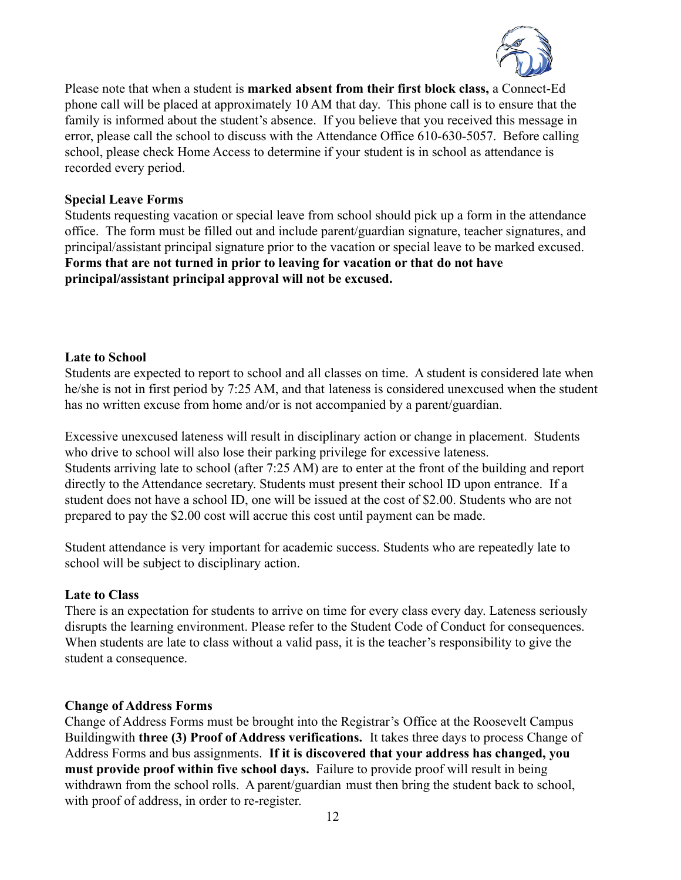Please note that when a student is **marked absent from their first block class,** a Connect-Ed phone call will be placed at approximately 10 AM that day. This phone call is to ensure that the family is informed about the student's absence. If you believe that you received this message in error, please call the school to discuss with the Attendance Office 610-630-5057. Before calling school, please check Home Access to determine if your student is in school as attendance is recorded every period.

**Special Leave Forms**

Students requesting vacation or special leave from school should pick up a form in the attendance office. The form must be filled out and include parent/guardian signature, teacher signatures, and principal/assistant principal signature prior to the vacation or special leave to be marked excused. **Forms that are not turned in prior to leaving for vacation or that do not have principal/assistant principal approval will not be excused.**

**Late to School**

Students are expected to report to school and all classes on time. A student is considered late when he/she is not in first period by 7:25 AM, and that lateness is considered unexcused when the student has no written excuse from home and/or is not accompanied by a parent/guardian.

Excessive unexcused lateness will result in disciplinary action or change in placement. Students who drive to school will also lose their parking privilege for excessive lateness.
Students arriving late to school (after 7:25 AM) are to enter at the front of the building and report directly to the Attendance secretary. Students must present their school ID upon entrance. If a student does not have a school ID, one will be issued at the cost of $2.00. Students who are not prepared to pay the $2.00 cost will accrue this cost until payment can be made.

Student attendance is very important for academic success. Students who are repeatedly late to school will be subject to disciplinary action.

**Late to Class**

There is an expectation for students to arrive on time for every class every day. Lateness seriously disrupts the learning environment. Please refer to the Student Code of Conduct for consequences. When students are late to class without a valid pass, it is the teacher's responsibility to give the student a consequence.

**Change of Address Forms**

Change of Address Forms must be brought into the Registrar's Office at the Roosevelt Campus Buildingwith **three (3) Proof of Address verifications.** It takes three days to process Change of Address Forms and bus assignments. **If it is discovered that your address has changed, you must provide proof within five school days.** Failure to provide proof will result in being withdrawn from the school rolls. A parent/guardian must then bring the student back to school, with proof of address, in order to re-register.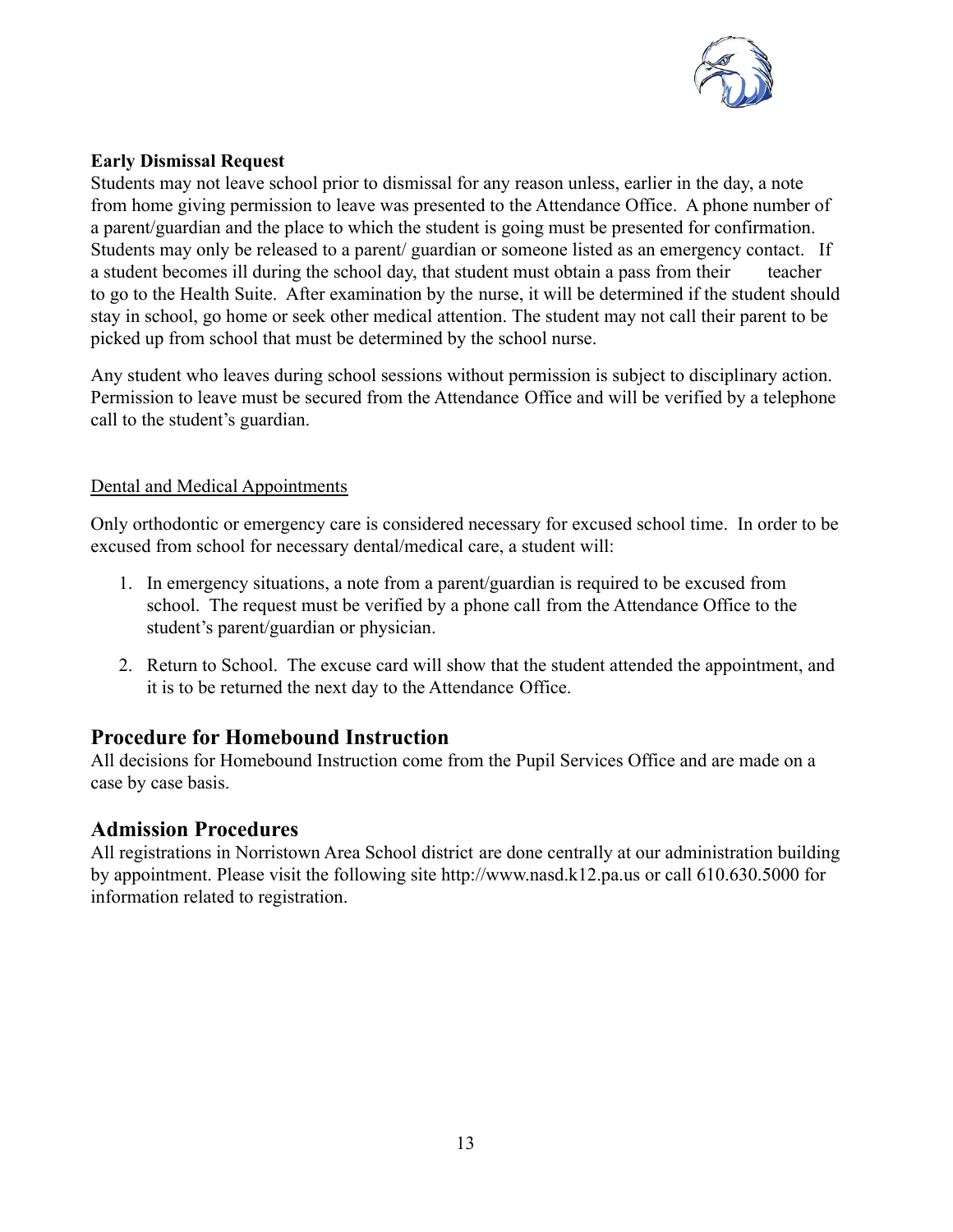**Early Dismissal Request**

Students may not leave school prior to dismissal for any reason unless, earlier in the day, a note from home giving permission to leave was presented to the Attendance Office. A phone number of a parent/guardian and the place to which the student is going must be presented for confirmation. Students may only be released to a parent/ guardian or someone listed as an emergency contact. If a student becomes ill during the school day, that student must obtain a pass from their teacher to go to the Health Suite. After examination by the nurse, it will be determined if the student should stay in school, go home or seek other medical attention. The student may not call their parent to be picked up from school that must be determined by the school nurse.

Any student who leaves during school sessions without permission is subject to disciplinary action. Permission to leave must be secured from the Attendance Office and will be verified by a telephone call to the student's guardian.

<u>Dental and Medical Appointments</u>

Only orthodontic or emergency care is considered necessary for excused school time. In order to be excused from school for necessary dental/medical care, a student will:

1. In emergency situations, a note from a parent/guardian is required to be excused from school. The request must be verified by a phone call from the Attendance Office to the student's parent/guardian or physician.
2. Return to School. The excuse card will show that the student attended the appointment, and it is to be returned the next day to the Attendance Office.

## Procedure for Homebound Instruction

All decisions for Homebound Instruction come from the Pupil Services Office and are made on a case by case basis.

## Admission Procedures

All registrations in Norristown Area School district are done centrally at our administration building by appointment. Please visit the following site http://www.nasd.k12.pa.us or call 610.630.5000 for information related to registration.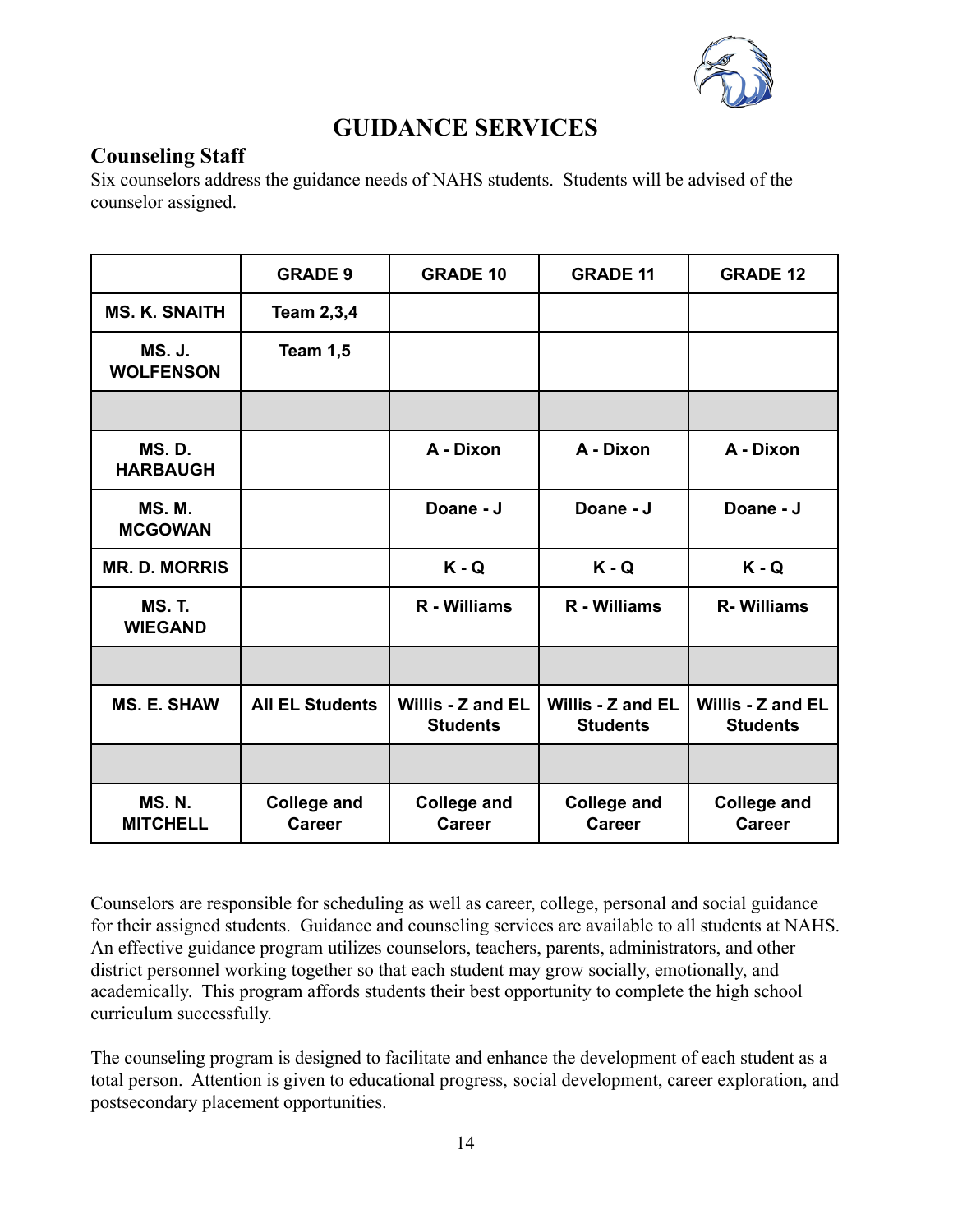# GUIDANCE SERVICES

## Counseling Staff

Six counselors address the guidance needs of NAHS students. Students will be advised of the counselor assigned.

| | GRADE 9 | GRADE 10 | GRADE 11 | GRADE 12 |
|---|---|---|---|---|
| MS. K. SNAITH | Team 2,3,4 | | | |
| MS. J. WOLFENSON | Team 1,5 | | | |
| | | | | |
| MS. D. HARBAUGH | | A - Dixon | A - Dixon | A - Dixon |
| MS. M. MCGOWAN | | Doane - J | Doane - J | Doane - J |
| MR. D. MORRIS | | K - Q | K - Q | K - Q |
| MS. T. WIEGAND | | R - Williams | R - Williams | R- Williams |
| | | | | |
| MS. E. SHAW | All EL Students | Willis - Z and EL Students | Willis - Z and EL Students | Willis - Z and EL Students |
| | | | | |
| MS. N. MITCHELL | College and Career | College and Career | College and Career | College and Career |

Counselors are responsible for scheduling as well as career, college, personal and social guidance for their assigned students. Guidance and counseling services are available to all students at NAHS. An effective guidance program utilizes counselors, teachers, parents, administrators, and other district personnel working together so that each student may grow socially, emotionally, and academically. This program affords students their best opportunity to complete the high school curriculum successfully.

The counseling program is designed to facilitate and enhance the development of each student as a total person. Attention is given to educational progress, social development, career exploration, and postsecondary placement opportunities.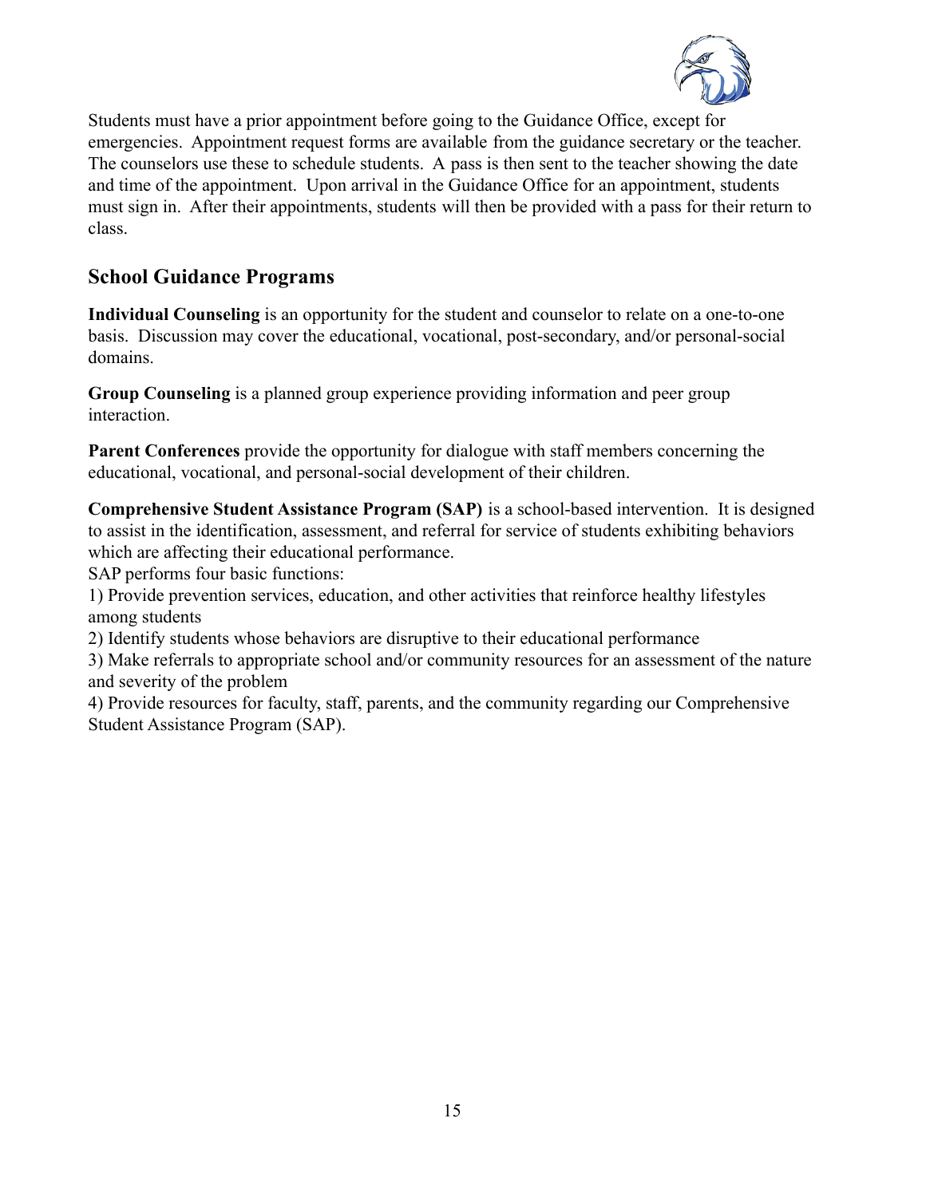Students must have a prior appointment before going to the Guidance Office, except for emergencies. Appointment request forms are available from the guidance secretary or the teacher. The counselors use these to schedule students. A pass is then sent to the teacher showing the date and time of the appointment. Upon arrival in the Guidance Office for an appointment, students must sign in. After their appointments, students will then be provided with a pass for their return to class.

## School Guidance Programs

**Individual Counseling** is an opportunity for the student and counselor to relate on a one-to-one basis. Discussion may cover the educational, vocational, post-secondary, and/or personal-social domains.

**Group Counseling** is a planned group experience providing information and peer group interaction.

**Parent Conferences** provide the opportunity for dialogue with staff members concerning the educational, vocational, and personal-social development of their children.

**Comprehensive Student Assistance Program (SAP)** is a school-based intervention. It is designed to assist in the identification, assessment, and referral for service of students exhibiting behaviors which are affecting their educational performance.

SAP performs four basic functions:

1) Provide prevention services, education, and other activities that reinforce healthy lifestyles among students

2) Identify students whose behaviors are disruptive to their educational performance

3) Make referrals to appropriate school and/or community resources for an assessment of the nature and severity of the problem

4) Provide resources for faculty, staff, parents, and the community regarding our Comprehensive Student Assistance Program (SAP).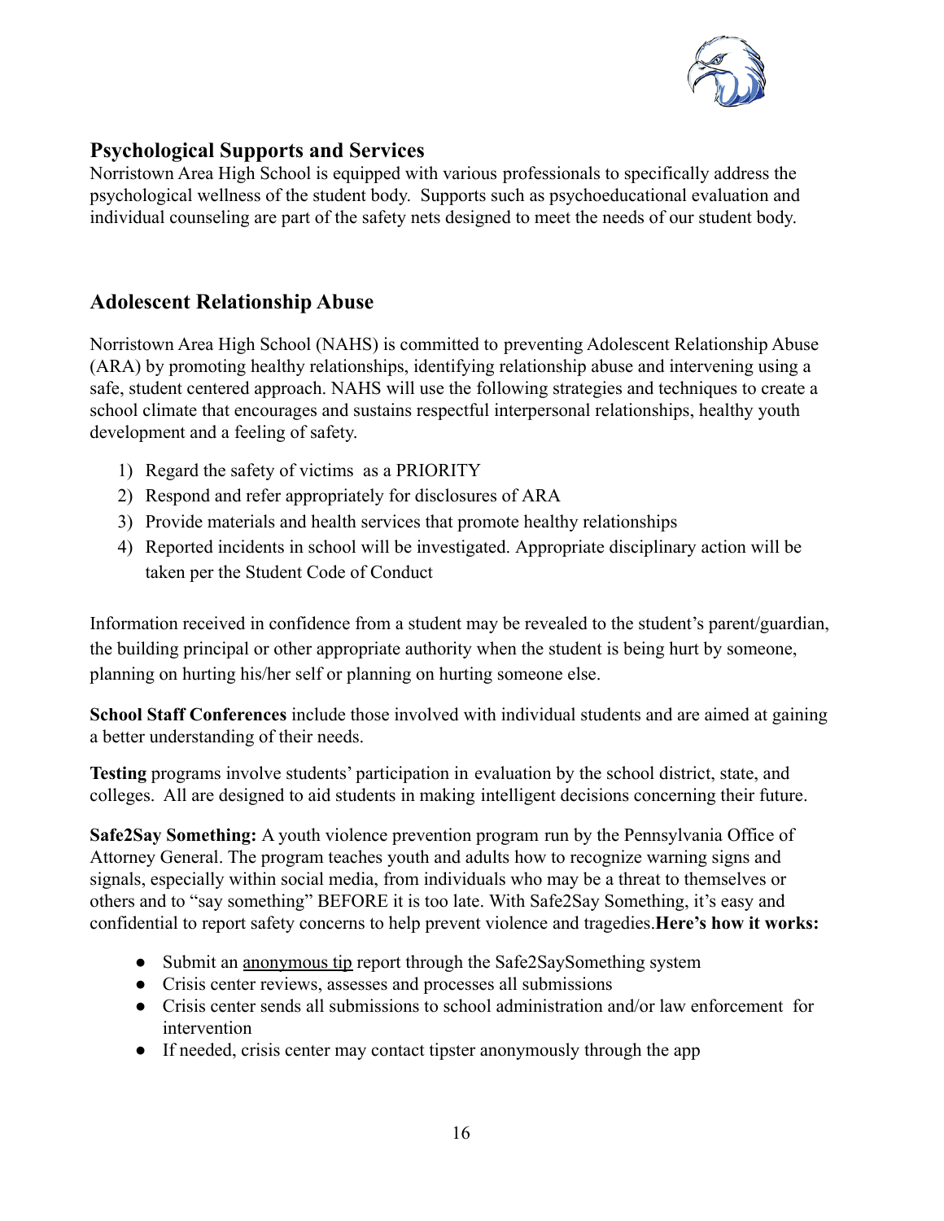## Psychological Supports and Services

Norristown Area High School is equipped with various professionals to specifically address the psychological wellness of the student body. Supports such as psychoeducational evaluation and individual counseling are part of the safety nets designed to meet the needs of our student body.

## Adolescent Relationship Abuse

Norristown Area High School (NAHS) is committed to preventing Adolescent Relationship Abuse (ARA) by promoting healthy relationships, identifying relationship abuse and intervening using a safe, student centered approach. NAHS will use the following strategies and techniques to create a school climate that encourages and sustains respectful interpersonal relationships, healthy youth development and a feeling of safety.

1) Regard the safety of victims as a PRIORITY
2) Respond and refer appropriately for disclosures of ARA
3) Provide materials and health services that promote healthy relationships
4) Reported incidents in school will be investigated. Appropriate disciplinary action will be taken per the Student Code of Conduct

Information received in confidence from a student may be revealed to the student's parent/guardian, the building principal or other appropriate authority when the student is being hurt by someone, planning on hurting his/her self or planning on hurting someone else.

**School Staff Conferences** include those involved with individual students and are aimed at gaining a better understanding of their needs.

**Testing** programs involve students' participation in evaluation by the school district, state, and colleges. All are designed to aid students in making intelligent decisions concerning their future.

**Safe2Say Something:** A youth violence prevention program run by the Pennsylvania Office of Attorney General. The program teaches youth and adults how to recognize warning signs and signals, especially within social media, from individuals who may be a threat to themselves or others and to "say something" BEFORE it is too late. With Safe2Say Something, it's easy and confidential to report safety concerns to help prevent violence and tragedies.**Here's how it works:**

- Submit an anonymous tip report through the Safe2SaySomething system
- Crisis center reviews, assesses and processes all submissions
- Crisis center sends all submissions to school administration and/or law enforcement for intervention
- If needed, crisis center may contact tipster anonymously through the app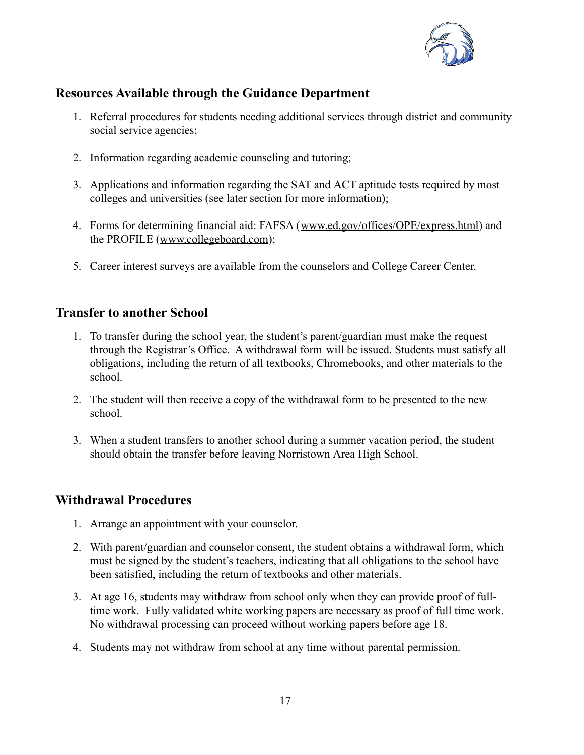## Resources Available through the Guidance Department

1. Referral procedures for students needing additional services through district and community social service agencies;
2. Information regarding academic counseling and tutoring;
3. Applications and information regarding the SAT and ACT aptitude tests required by most colleges and universities (see later section for more information);
4. Forms for determining financial aid: FAFSA (www.ed.gov/offices/OPE/express.html) and the PROFILE (www.collegeboard.com);
5. Career interest surveys are available from the counselors and College Career Center.

## Transfer to another School

1. To transfer during the school year, the student's parent/guardian must make the request through the Registrar's Office. A withdrawal form will be issued. Students must satisfy all obligations, including the return of all textbooks, Chromebooks, and other materials to the school.
2. The student will then receive a copy of the withdrawal form to be presented to the new school.
3. When a student transfers to another school during a summer vacation period, the student should obtain the transfer before leaving Norristown Area High School.

## Withdrawal Procedures

1. Arrange an appointment with your counselor.
2. With parent/guardian and counselor consent, the student obtains a withdrawal form, which must be signed by the student's teachers, indicating that all obligations to the school have been satisfied, including the return of textbooks and other materials.
3. At age 16, students may withdraw from school only when they can provide proof of full-time work. Fully validated white working papers are necessary as proof of full time work. No withdrawal processing can proceed without working papers before age 18.
4. Students may not withdraw from school at any time without parental permission.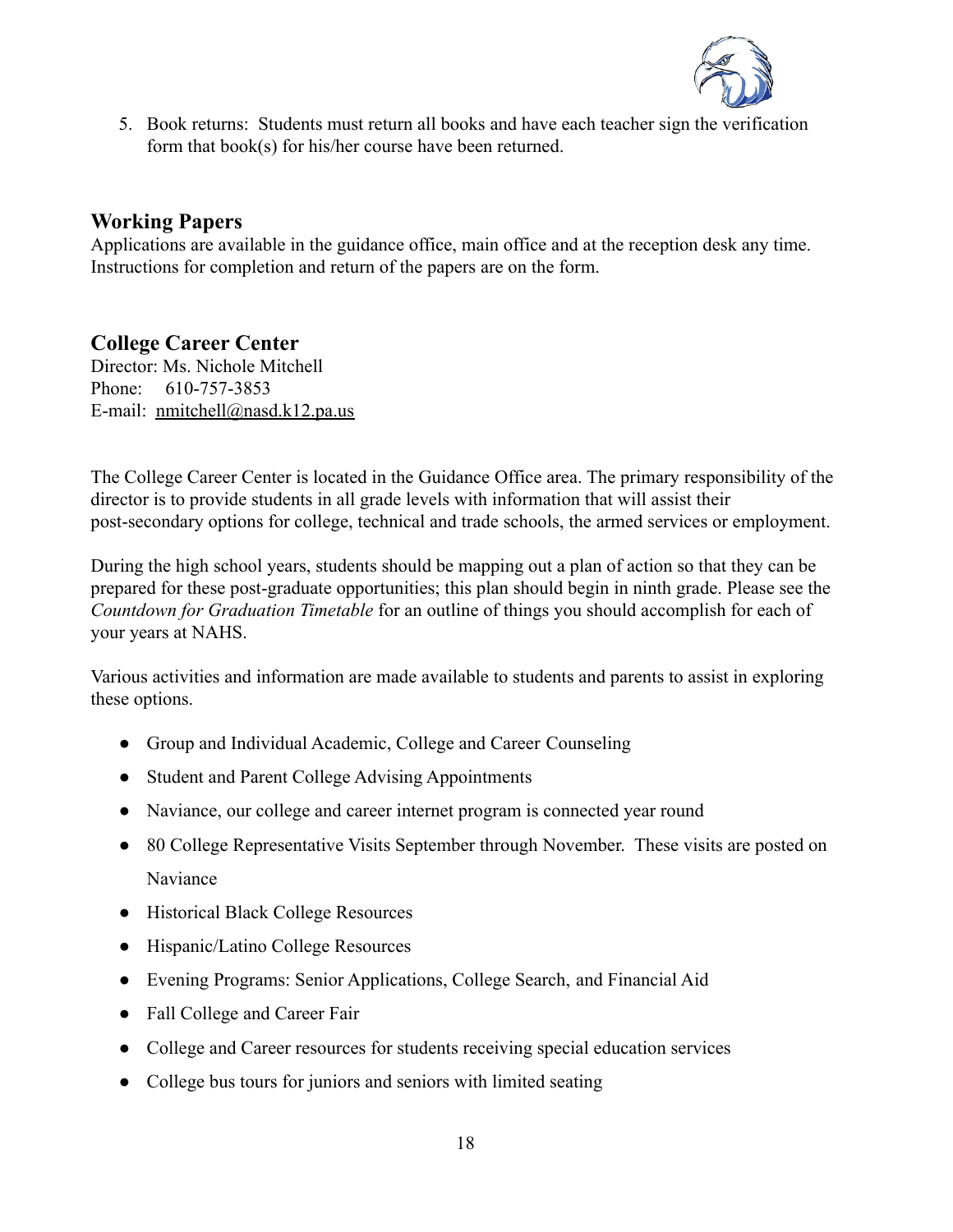5. Book returns: Students must return all books and have each teacher sign the verification form that book(s) for his/her course have been returned.

## Working Papers

Applications are available in the guidance office, main office and at the reception desk any time. Instructions for completion and return of the papers are on the form.

## College Career Center

Director: Ms. Nichole Mitchell
Phone: 610-757-3853
E-mail: nmitchell@nasd.k12.pa.us

The College Career Center is located in the Guidance Office area. The primary responsibility of the director is to provide students in all grade levels with information that will assist their post-secondary options for college, technical and trade schools, the armed services or employment.

During the high school years, students should be mapping out a plan of action so that they can be prepared for these post-graduate opportunities; this plan should begin in ninth grade. Please see the *Countdown for Graduation Timetable* for an outline of things you should accomplish for each of your years at NAHS.

Various activities and information are made available to students and parents to assist in exploring these options.

- Group and Individual Academic, College and Career Counseling
- Student and Parent College Advising Appointments
- Naviance, our college and career internet program is connected year round
- 80 College Representative Visits September through November. These visits are posted on Naviance
- Historical Black College Resources
- Hispanic/Latino College Resources
- Evening Programs: Senior Applications, College Search, and Financial Aid
- Fall College and Career Fair
- College and Career resources for students receiving special education services
- College bus tours for juniors and seniors with limited seating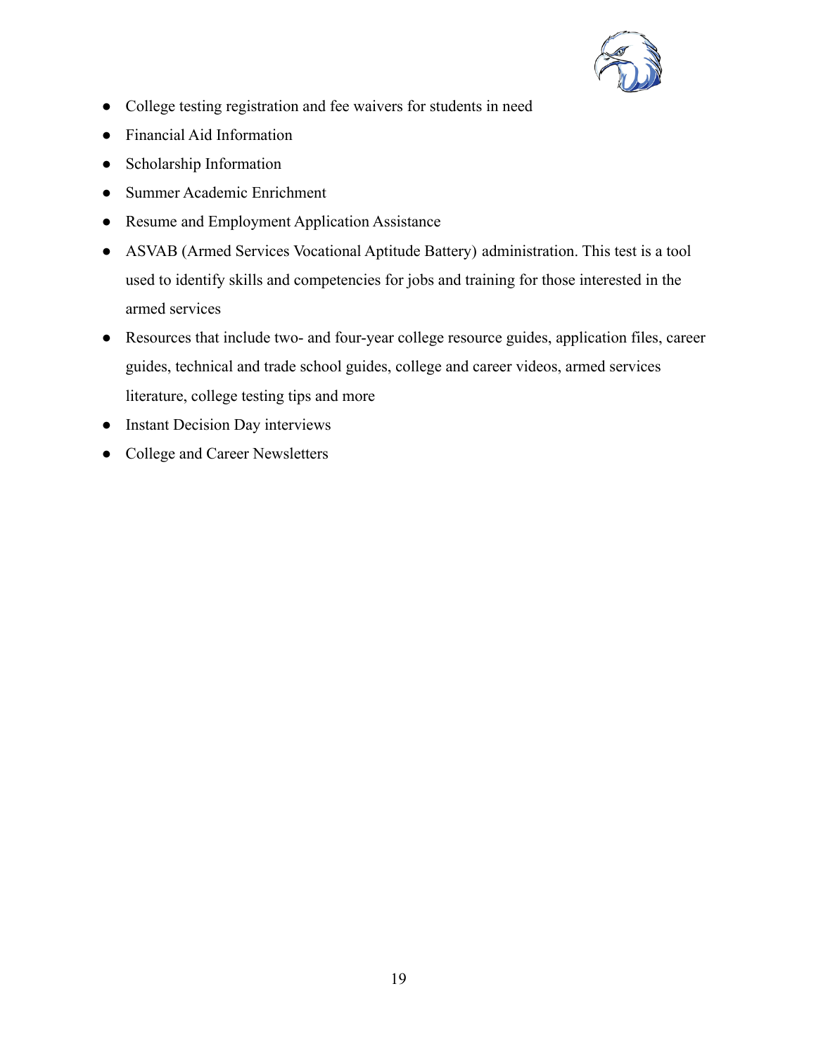- College testing registration and fee waivers for students in need
- Financial Aid Information
- Scholarship Information
- Summer Academic Enrichment
- Resume and Employment Application Assistance
- ASVAB (Armed Services Vocational Aptitude Battery) administration. This test is a tool used to identify skills and competencies for jobs and training for those interested in the armed services
- Resources that include two- and four-year college resource guides, application files, career guides, technical and trade school guides, college and career videos, armed services literature, college testing tips and more
- Instant Decision Day interviews
- College and Career Newsletters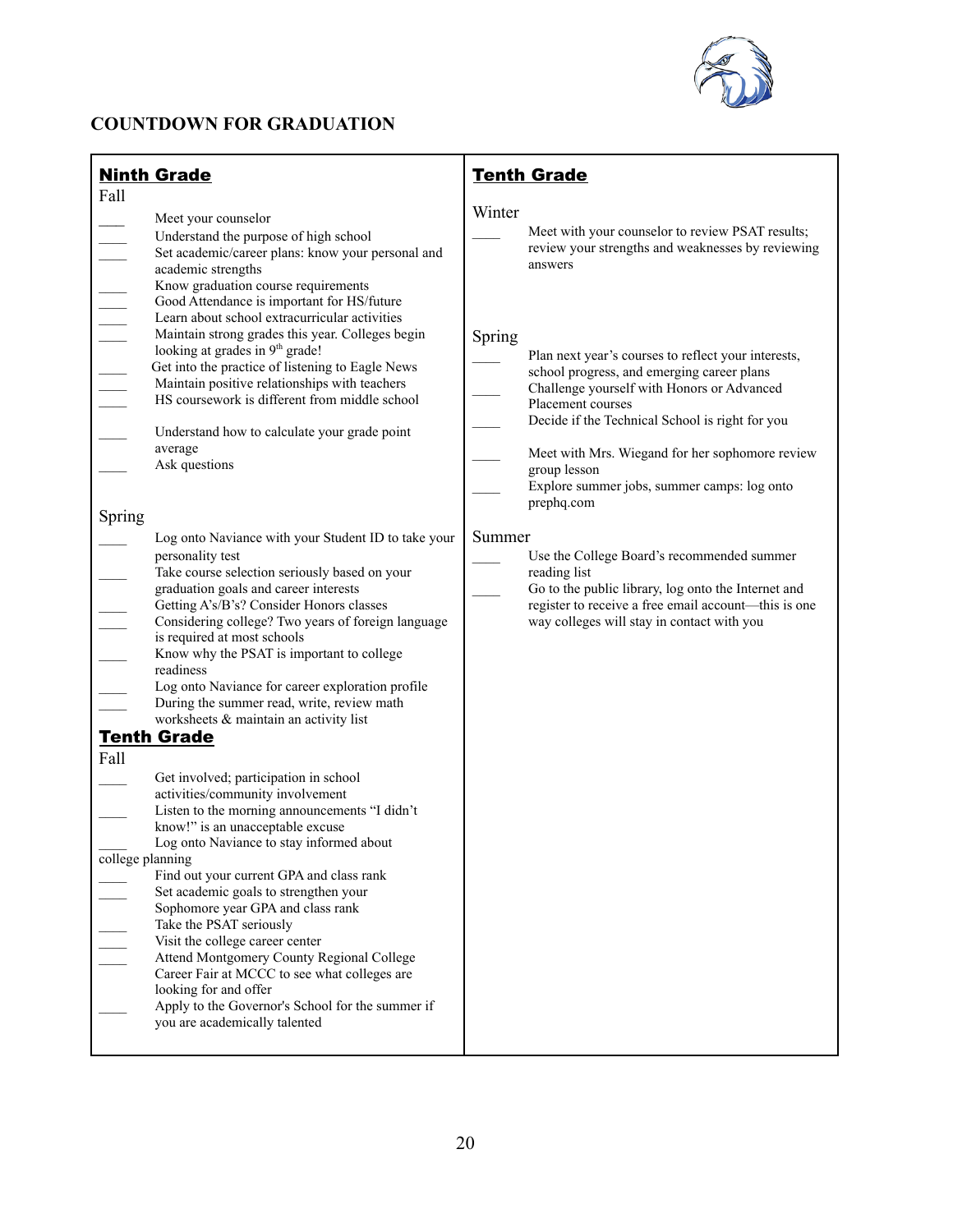## COUNTDOWN FOR GRADUATION

### Ninth Grade

Fall

- ____ Meet your counselor
- ____ Understand the purpose of high school
- ____ Set academic/career plans: know your personal and academic strengths
- ____ Know graduation course requirements
- ____ Good Attendance is important for HS/future
- ____ Learn about school extracurricular activities
- ____ Maintain strong grades this year. Colleges begin looking at grades in 9th grade!
- ____ Get into the practice of listening to Eagle News
- ____ Maintain positive relationships with teachers
- ____ HS coursework is different from middle school
- ____ Understand how to calculate your grade point average
- ____ Ask questions

Spring

- ____ Log onto Naviance with your Student ID to take your personality test
- ____ Take course selection seriously based on your graduation goals and career interests
- ____ Getting A's/B's? Consider Honors classes
- ____ Considering college? Two years of foreign language is required at most schools
- ____ Know why the PSAT is important to college readiness
- ____ Log onto Naviance for career exploration profile
- ____ During the summer read, write, review math worksheets & maintain an activity list

### Tenth Grade

Fall

- ____ Get involved; participation in school activities/community involvement
- ____ Listen to the morning announcements "I didn't know!" is an unacceptable excuse
- ____ Log onto Naviance to stay informed about college planning
- ____ Find out your current GPA and class rank
- ____ Set academic goals to strengthen your Sophomore year GPA and class rank
- ____ Take the PSAT seriously
- ____ Visit the college career center
- ____ Attend Montgomery County Regional College Career Fair at MCCC to see what colleges are looking for and offer
- ____ Apply to the Governor's School for the summer if you are academically talented

### Tenth Grade

Winter

- ____ Meet with your counselor to review PSAT results; review your strengths and weaknesses by reviewing answers

Spring

- ____ Plan next year's courses to reflect your interests, school progress, and emerging career plans
- ____ Challenge yourself with Honors or Advanced Placement courses
- ____ Decide if the Technical School is right for you
- ____ Meet with Mrs. Wiegand for her sophomore review group lesson
- ____ Explore summer jobs, summer camps: log onto prephq.com

Summer

- ____ Use the College Board's recommended summer reading list
- ____ Go to the public library, log onto the Internet and register to receive a free email account—this is one way colleges will stay in contact with you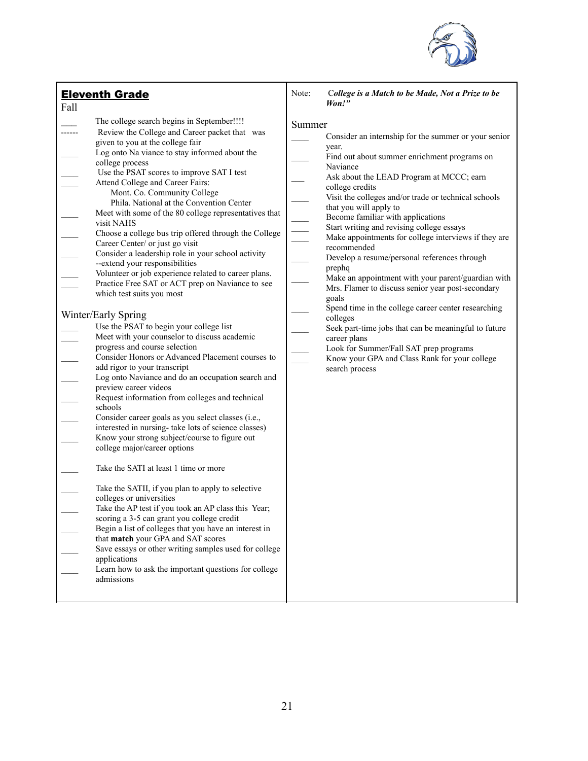## Eleventh Grade

### Fall

- ____ The college search begins in September!!!!
- ------ Review the College and Career packet that was given to you at the college fair
- ____ Log onto Na viance to stay informed about the college process
- ____ Use the PSAT scores to improve SAT I test
- ____ Attend College and Career Fairs:
  - Mont. Co. Community College
  - Phila. National at the Convention Center
- ____ Meet with some of the 80 college representatives that visit NAHS
- ____ Choose a college bus trip offered through the College Career Center/ or just go visit
- ____ Consider a leadership role in your school activity --extend your responsibilities
- ____ Volunteer or job experience related to career plans.
- ____ Practice Free SAT or ACT prep on Naviance to see which test suits you most

### Winter/Early Spring

- ____ Use the PSAT to begin your college list
- ____ Meet with your counselor to discuss academic progress and course selection
- ____ Consider Honors or Advanced Placement courses to add rigor to your transcript
- ____ Log onto Naviance and do an occupation search and preview career videos
- ____ Request information from colleges and technical schools
- ____ Consider career goals as you select classes (i.e., interested in nursing- take lots of science classes)
- ____ Know your strong subject/course to figure out college major/career options
- ____ Take the SATI at least 1 time or more
- ____ Take the SATII, if you plan to apply to selective colleges or universities
- ____ Take the AP test if you took an AP class this Year; scoring a 3-5 can grant you college credit
- ____ Begin a list of colleges that you have an interest in that **match** your GPA and SAT scores
- ____ Save essays or other writing samples used for college applications
- ____ Learn how to ask the important questions for college admissions

Note: ***College is a Match to be Made, Not a Prize to be Won!"***

### Summer

- ____ Consider an internship for the summer or your senior year.
- ____ Find out about summer enrichment programs on Naviance
- ____ Ask about the LEAD Program at MCCC; earn college credits
- ____ Visit the colleges and/or trade or technical schools that you will apply to
- ____ Become familiar with applications
- ____ Start writing and revising college essays
- ____ Make appointments for college interviews if they are recommended
- ____ Develop a resume/personal references through prephq
- ____ Make an appointment with your parent/guardian with Mrs. Flamer to discuss senior year post-secondary goals
- ____ Spend time in the college career center researching colleges
- ____ Seek part-time jobs that can be meaningful to future career plans
- ____ Look for Summer/Fall SAT prep programs
- ____ Know your GPA and Class Rank for your college search process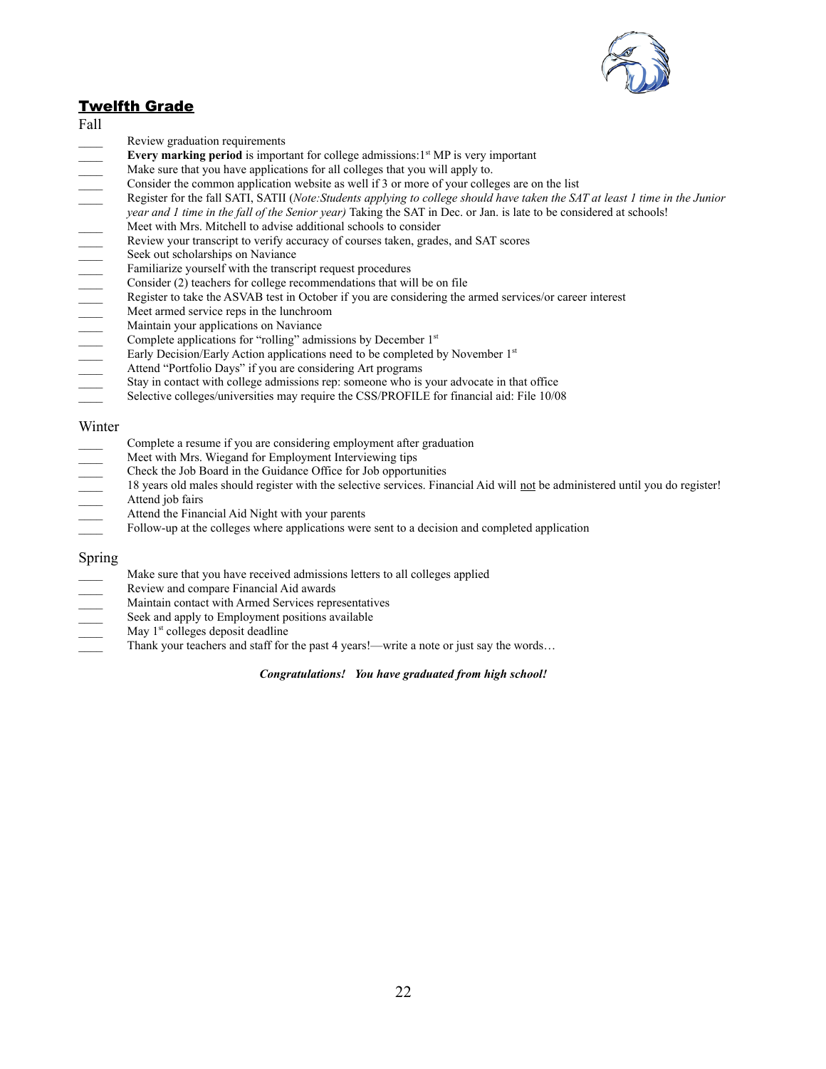## Twelfth Grade

Fall

- ____ Review graduation requirements
- ____ **Every marking period** is important for college admissions:1st MP is very important
- ____ Make sure that you have applications for all colleges that you will apply to.
- ____ Consider the common application website as well if 3 or more of your colleges are on the list
- ____ Register for the fall SATI, SATII (*Note:Students applying to college should have taken the SAT at least 1 time in the Junior year and 1 time in the fall of the Senior year)* Taking the SAT in Dec. or Jan. is late to be considered at schools!
- ____ Meet with Mrs. Mitchell to advise additional schools to consider
- ____ Review your transcript to verify accuracy of courses taken, grades, and SAT scores
- ____ Seek out scholarships on Naviance
- ____ Familiarize yourself with the transcript request procedures
- ____ Consider (2) teachers for college recommendations that will be on file
- ____ Register to take the ASVAB test in October if you are considering the armed services/or career interest
- ____ Meet armed service reps in the lunchroom
- ____ Maintain your applications on Naviance
- ____ Complete applications for "rolling" admissions by December 1st
- ____ Early Decision/Early Action applications need to be completed by November 1st
- ____ Attend "Portfolio Days" if you are considering Art programs
- ____ Stay in contact with college admissions rep: someone who is your advocate in that office
- ____ Selective colleges/universities may require the CSS/PROFILE for financial aid: File 10/08

Winter

- ____ Complete a resume if you are considering employment after graduation
- ____ Meet with Mrs. Wiegand for Employment Interviewing tips
- ____ Check the Job Board in the Guidance Office for Job opportunities
- ____ 18 years old males should register with the selective services. Financial Aid will not be administered until you do register!
- ____ Attend job fairs
- ____ Attend the Financial Aid Night with your parents
- ____ Follow-up at the colleges where applications were sent to a decision and completed application

Spring

- ____ Make sure that you have received admissions letters to all colleges applied
- ____ Review and compare Financial Aid awards
- ____ Maintain contact with Armed Services representatives
- ____ Seek and apply to Employment positions available
- ____ May 1st colleges deposit deadline
- ____ Thank your teachers and staff for the past 4 years!—write a note or just say the words…

***Congratulations! You have graduated from high school!***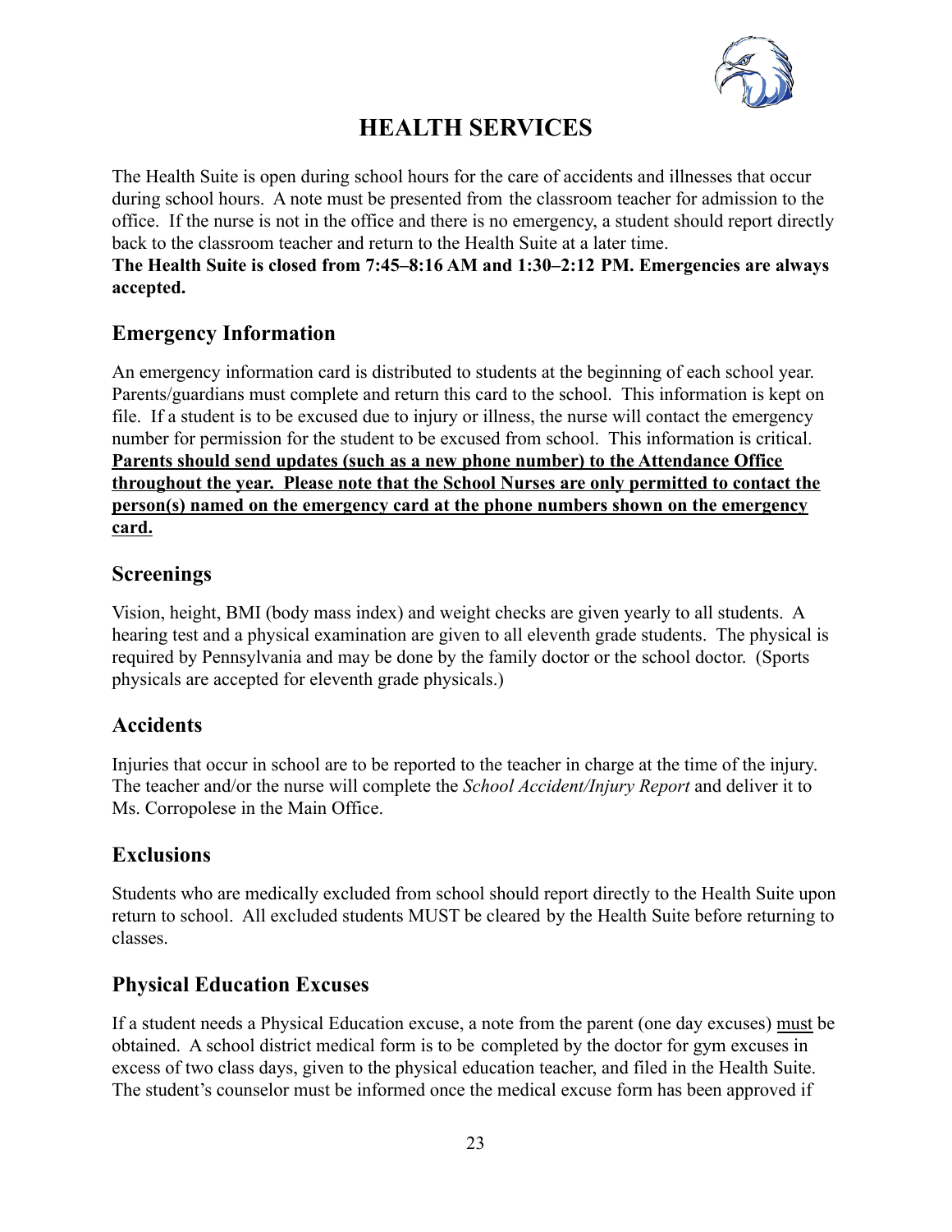# HEALTH SERVICES

The Health Suite is open during school hours for the care of accidents and illnesses that occur during school hours. A note must be presented from the classroom teacher for admission to the office. If the nurse is not in the office and there is no emergency, a student should report directly back to the classroom teacher and return to the Health Suite at a later time.

**The Health Suite is closed from 7:45–8:16 AM and 1:30–2:12 PM. Emergencies are always accepted.**

## Emergency Information

An emergency information card is distributed to students at the beginning of each school year. Parents/guardians must complete and return this card to the school. This information is kept on file. If a student is to be excused due to injury or illness, the nurse will contact the emergency number for permission for the student to be excused from school. This information is critical. **<u>Parents should send updates (such as a new phone number) to the Attendance Office throughout the year. Please note that the School Nurses are only permitted to contact the person(s) named on the emergency card at the phone numbers shown on the emergency card.</u>**

## Screenings

Vision, height, BMI (body mass index) and weight checks are given yearly to all students. A hearing test and a physical examination are given to all eleventh grade students. The physical is required by Pennsylvania and may be done by the family doctor or the school doctor. (Sports physicals are accepted for eleventh grade physicals.)

## Accidents

Injuries that occur in school are to be reported to the teacher in charge at the time of the injury. The teacher and/or the nurse will complete the *School Accident/Injury Report* and deliver it to Ms. Corropolese in the Main Office.

## Exclusions

Students who are medically excluded from school should report directly to the Health Suite upon return to school. All excluded students MUST be cleared by the Health Suite before returning to classes.

## Physical Education Excuses

If a student needs a Physical Education excuse, a note from the parent (one day excuses) <u>must</u> be obtained. A school district medical form is to be completed by the doctor for gym excuses in excess of two class days, given to the physical education teacher, and filed in the Health Suite. The student's counselor must be informed once the medical excuse form has been approved if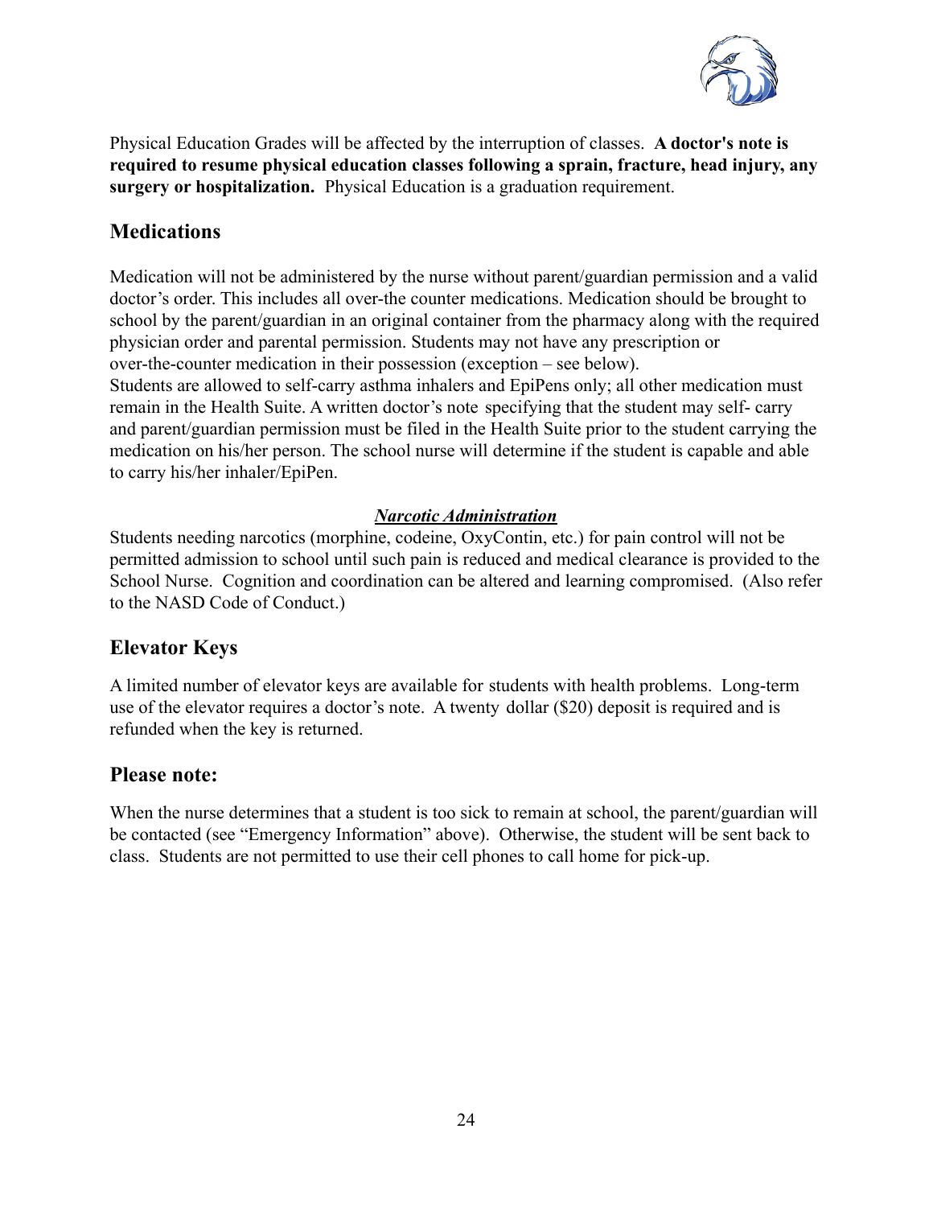Physical Education Grades will be affected by the interruption of classes. **A doctor's note is required to resume physical education classes following a sprain, fracture, head injury, any surgery or hospitalization.** Physical Education is a graduation requirement.

## Medications

Medication will not be administered by the nurse without parent/guardian permission and a valid doctor's order. This includes all over-the counter medications. Medication should be brought to school by the parent/guardian in an original container from the pharmacy along with the required physician order and parental permission. Students may not have any prescription or over-the-counter medication in their possession (exception – see below).
Students are allowed to self-carry asthma inhalers and EpiPens only; all other medication must remain in the Health Suite. A written doctor's note specifying that the student may self- carry and parent/guardian permission must be filed in the Health Suite prior to the student carrying the medication on his/her person. The school nurse will determine if the student is capable and able to carry his/her inhaler/EpiPen.

***Narcotic Administration***

Students needing narcotics (morphine, codeine, OxyContin, etc.) for pain control will not be permitted admission to school until such pain is reduced and medical clearance is provided to the School Nurse. Cognition and coordination can be altered and learning compromised. (Also refer to the NASD Code of Conduct.)

## Elevator Keys

A limited number of elevator keys are available for students with health problems. Long-term use of the elevator requires a doctor's note. A twenty dollar ($20) deposit is required and is refunded when the key is returned.

## Please note:

When the nurse determines that a student is too sick to remain at school, the parent/guardian will be contacted (see "Emergency Information" above). Otherwise, the student will be sent back to class. Students are not permitted to use their cell phones to call home for pick-up.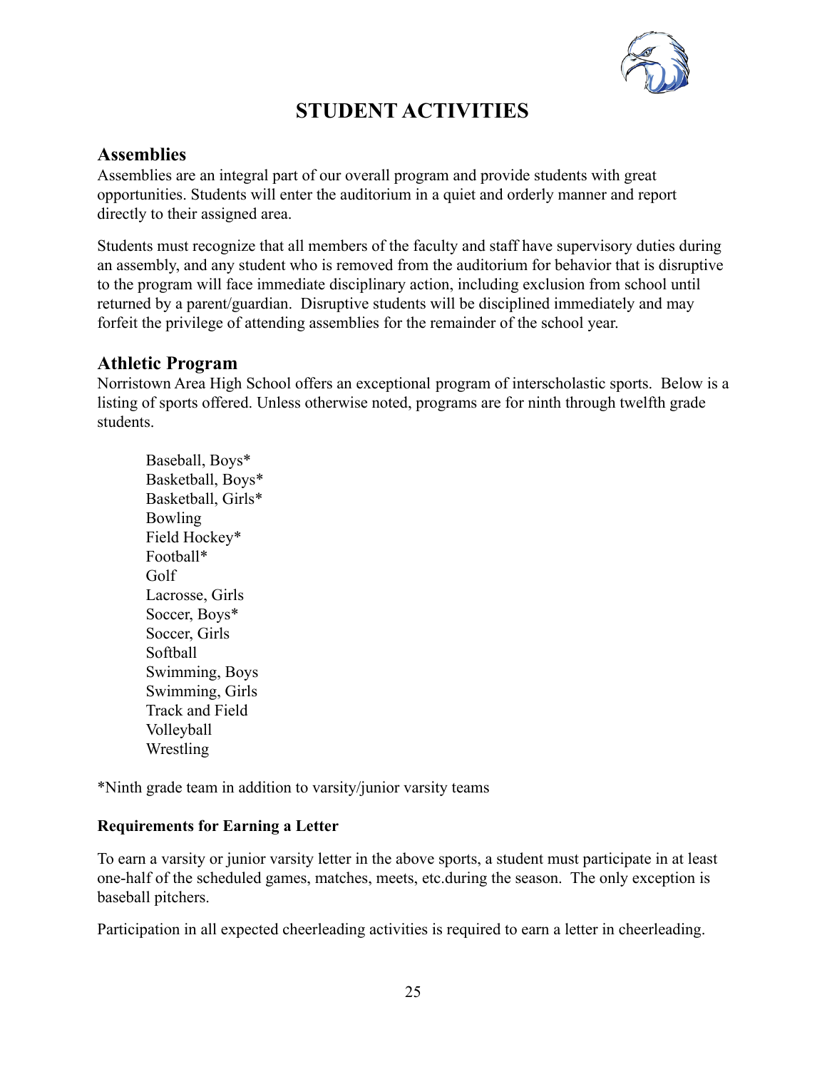# STUDENT ACTIVITIES

## Assemblies

Assemblies are an integral part of our overall program and provide students with great opportunities. Students will enter the auditorium in a quiet and orderly manner and report directly to their assigned area.

Students must recognize that all members of the faculty and staff have supervisory duties during an assembly, and any student who is removed from the auditorium for behavior that is disruptive to the program will face immediate disciplinary action, including exclusion from school until returned by a parent/guardian. Disruptive students will be disciplined immediately and may forfeit the privilege of attending assemblies for the remainder of the school year.

## Athletic Program

Norristown Area High School offers an exceptional program of interscholastic sports. Below is a listing of sports offered. Unless otherwise noted, programs are for ninth through twelfth grade students.

Baseball, Boys*
Basketball, Boys*
Basketball, Girls*
Bowling
Field Hockey*
Football*
Golf
Lacrosse, Girls
Soccer, Boys*
Soccer, Girls
Softball
Swimming, Boys
Swimming, Girls
Track and Field
Volleyball
Wrestling

*Ninth grade team in addition to varsity/junior varsity teams

### Requirements for Earning a Letter

To earn a varsity or junior varsity letter in the above sports, a student must participate in at least one-half of the scheduled games, matches, meets, etc.during the season. The only exception is baseball pitchers.

Participation in all expected cheerleading activities is required to earn a letter in cheerleading.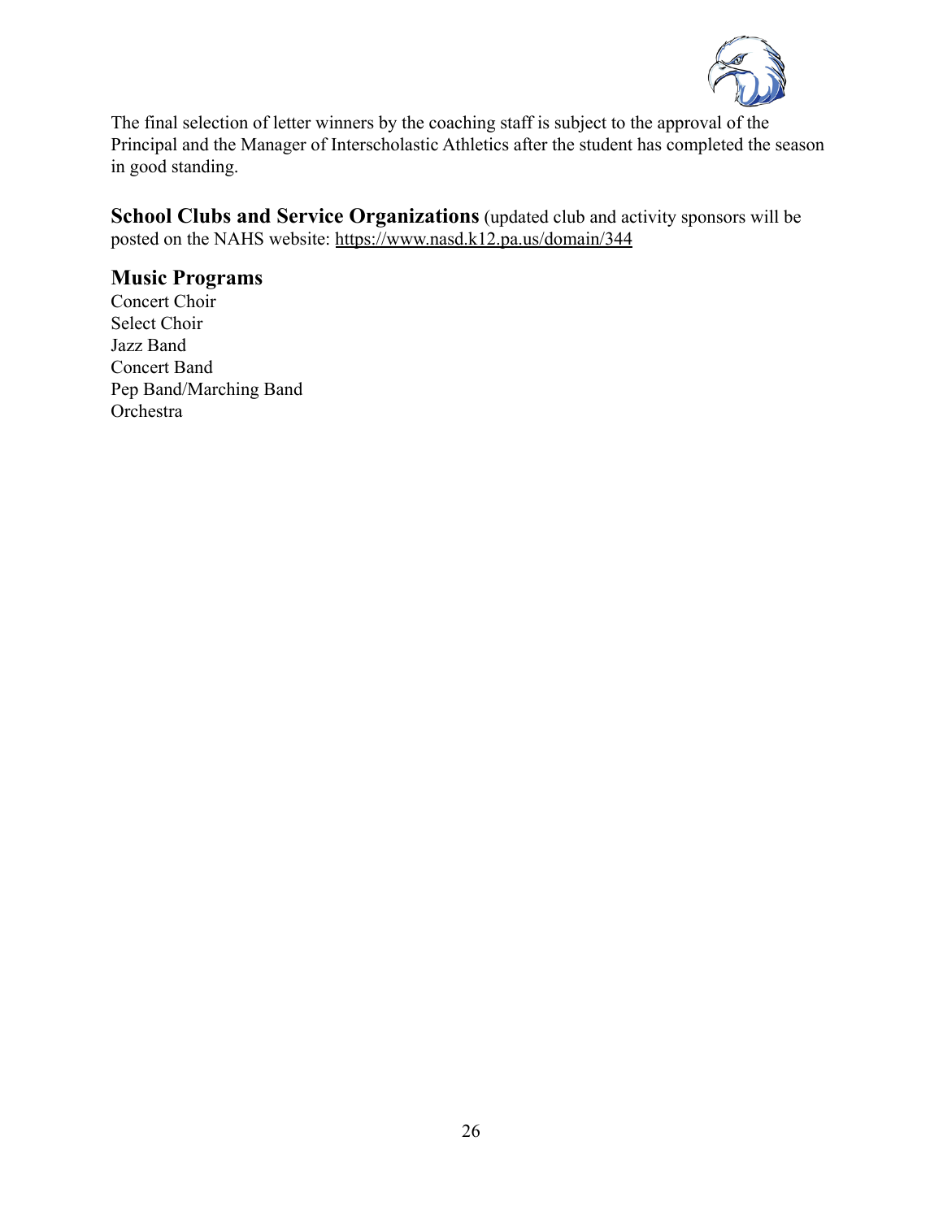The final selection of letter winners by the coaching staff is subject to the approval of the Principal and the Manager of Interscholastic Athletics after the student has completed the season in good standing.

## School Clubs and Service Organizations

(updated club and activity sponsors will be posted on the NAHS website: https://www.nasd.k12.pa.us/domain/344

## Music Programs

Concert Choir
Select Choir
Jazz Band
Concert Band
Pep Band/Marching Band
Orchestra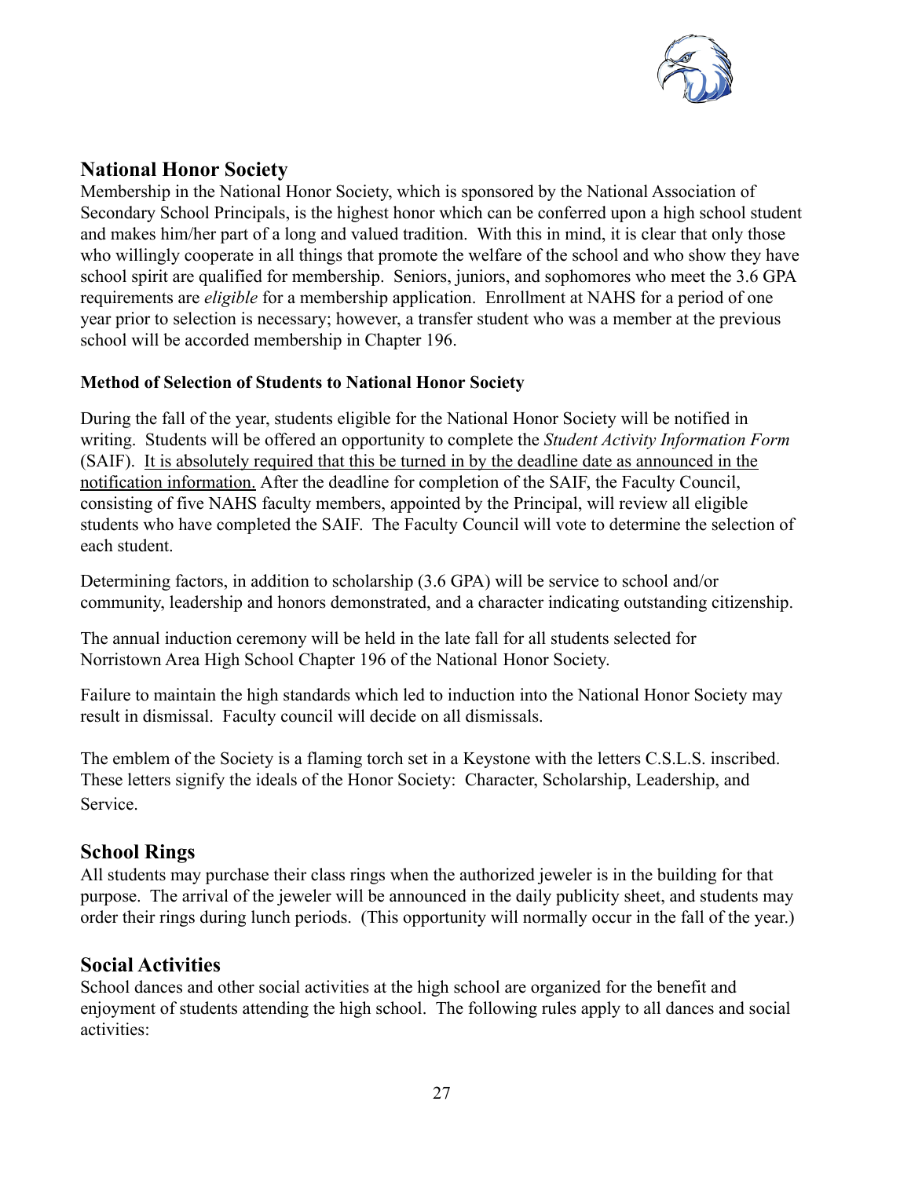## National Honor Society

Membership in the National Honor Society, which is sponsored by the National Association of Secondary School Principals, is the highest honor which can be conferred upon a high school student and makes him/her part of a long and valued tradition. With this in mind, it is clear that only those who willingly cooperate in all things that promote the welfare of the school and who show they have school spirit are qualified for membership. Seniors, juniors, and sophomores who meet the 3.6 GPA requirements are *eligible* for a membership application. Enrollment at NAHS for a period of one year prior to selection is necessary; however, a transfer student who was a member at the previous school will be accorded membership in Chapter 196.

### Method of Selection of Students to National Honor Society

During the fall of the year, students eligible for the National Honor Society will be notified in writing. Students will be offered an opportunity to complete the *Student Activity Information Form* (SAIF). <u>It is absolutely required that this be turned in by the deadline date as announced in the notification information.</u> After the deadline for completion of the SAIF, the Faculty Council, consisting of five NAHS faculty members, appointed by the Principal, will review all eligible students who have completed the SAIF. The Faculty Council will vote to determine the selection of each student.

Determining factors, in addition to scholarship (3.6 GPA) will be service to school and/or community, leadership and honors demonstrated, and a character indicating outstanding citizenship.

The annual induction ceremony will be held in the late fall for all students selected for Norristown Area High School Chapter 196 of the National Honor Society.

Failure to maintain the high standards which led to induction into the National Honor Society may result in dismissal. Faculty council will decide on all dismissals.

The emblem of the Society is a flaming torch set in a Keystone with the letters C.S.L.S. inscribed. These letters signify the ideals of the Honor Society: Character, Scholarship, Leadership, and Service.

## School Rings

All students may purchase their class rings when the authorized jeweler is in the building for that purpose. The arrival of the jeweler will be announced in the daily publicity sheet, and students may order their rings during lunch periods. (This opportunity will normally occur in the fall of the year.)

## Social Activities

School dances and other social activities at the high school are organized for the benefit and enjoyment of students attending the high school. The following rules apply to all dances and social activities: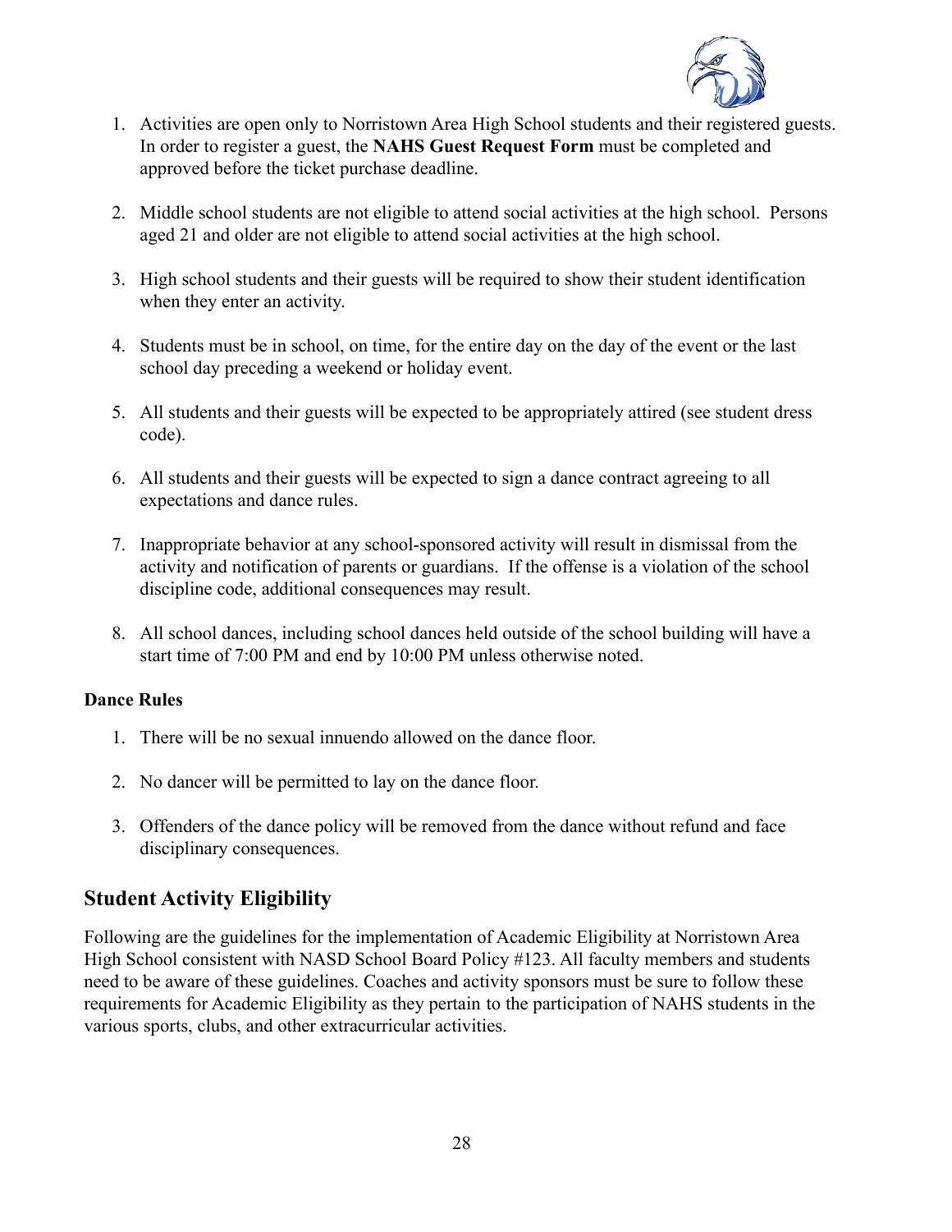1. Activities are open only to Norristown Area High School students and their registered guests. In order to register a guest, the **NAHS Guest Request Form** must be completed and approved before the ticket purchase deadline.

2. Middle school students are not eligible to attend social activities at the high school. Persons aged 21 and older are not eligible to attend social activities at the high school.

3. High school students and their guests will be required to show their student identification when they enter an activity.

4. Students must be in school, on time, for the entire day on the day of the event or the last school day preceding a weekend or holiday event.

5. All students and their guests will be expected to be appropriately attired (see student dress code).

6. All students and their guests will be expected to sign a dance contract agreeing to all expectations and dance rules.

7. Inappropriate behavior at any school-sponsored activity will result in dismissal from the activity and notification of parents or guardians. If the offense is a violation of the school discipline code, additional consequences may result.

8. All school dances, including school dances held outside of the school building will have a start time of 7:00 PM and end by 10:00 PM unless otherwise noted.

**Dance Rules**

1. There will be no sexual innuendo allowed on the dance floor.

2. No dancer will be permitted to lay on the dance floor.

3. Offenders of the dance policy will be removed from the dance without refund and face disciplinary consequences.

## Student Activity Eligibility

Following are the guidelines for the implementation of Academic Eligibility at Norristown Area High School consistent with NASD School Board Policy #123. All faculty members and students need to be aware of these guidelines. Coaches and activity sponsors must be sure to follow these requirements for Academic Eligibility as they pertain to the participation of NAHS students in the various sports, clubs, and other extracurricular activities.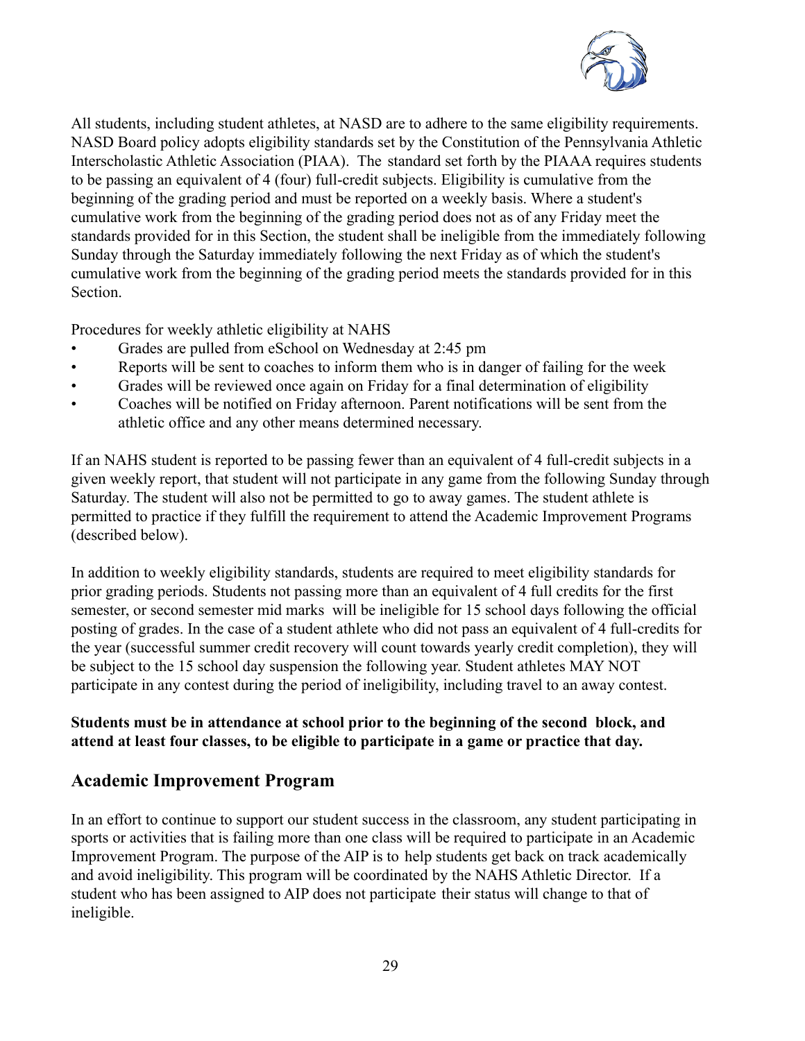All students, including student athletes, at NASD are to adhere to the same eligibility requirements. NASD Board policy adopts eligibility standards set by the Constitution of the Pennsylvania Athletic Interscholastic Athletic Association (PIAA). The standard set forth by the PIAAA requires students to be passing an equivalent of 4 (four) full-credit subjects. Eligibility is cumulative from the beginning of the grading period and must be reported on a weekly basis. Where a student's cumulative work from the beginning of the grading period does not as of any Friday meet the standards provided for in this Section, the student shall be ineligible from the immediately following Sunday through the Saturday immediately following the next Friday as of which the student's cumulative work from the beginning of the grading period meets the standards provided for in this Section.

Procedures for weekly athletic eligibility at NAHS

- Grades are pulled from eSchool on Wednesday at 2:45 pm
- Reports will be sent to coaches to inform them who is in danger of failing for the week
- Grades will be reviewed once again on Friday for a final determination of eligibility
- Coaches will be notified on Friday afternoon. Parent notifications will be sent from the athletic office and any other means determined necessary.

If an NAHS student is reported to be passing fewer than an equivalent of 4 full-credit subjects in a given weekly report, that student will not participate in any game from the following Sunday through Saturday. The student will also not be permitted to go to away games. The student athlete is permitted to practice if they fulfill the requirement to attend the Academic Improvement Programs (described below).

In addition to weekly eligibility standards, students are required to meet eligibility standards for prior grading periods. Students not passing more than an equivalent of 4 full credits for the first semester, or second semester mid marks will be ineligible for 15 school days following the official posting of grades. In the case of a student athlete who did not pass an equivalent of 4 full-credits for the year (successful summer credit recovery will count towards yearly credit completion), they will be subject to the 15 school day suspension the following year. Student athletes MAY NOT participate in any contest during the period of ineligibility, including travel to an away contest.

**Students must be in attendance at school prior to the beginning of the second block, and attend at least four classes, to be eligible to participate in a game or practice that day.**

## Academic Improvement Program

In an effort to continue to support our student success in the classroom, any student participating in sports or activities that is failing more than one class will be required to participate in an Academic Improvement Program. The purpose of the AIP is to help students get back on track academically and avoid ineligibility. This program will be coordinated by the NAHS Athletic Director. If a student who has been assigned to AIP does not participate their status will change to that of ineligible.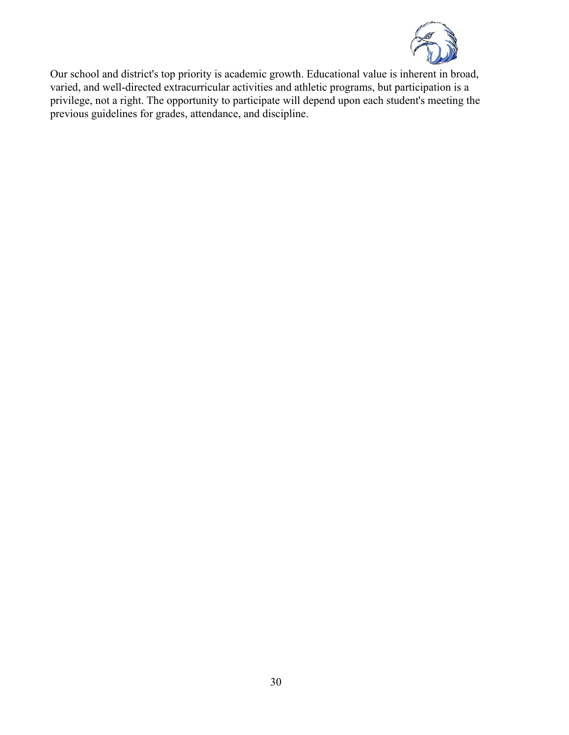Our school and district's top priority is academic growth. Educational value is inherent in broad, varied, and well-directed extracurricular activities and athletic programs, but participation is a privilege, not a right. The opportunity to participate will depend upon each student's meeting the previous guidelines for grades, attendance, and discipline.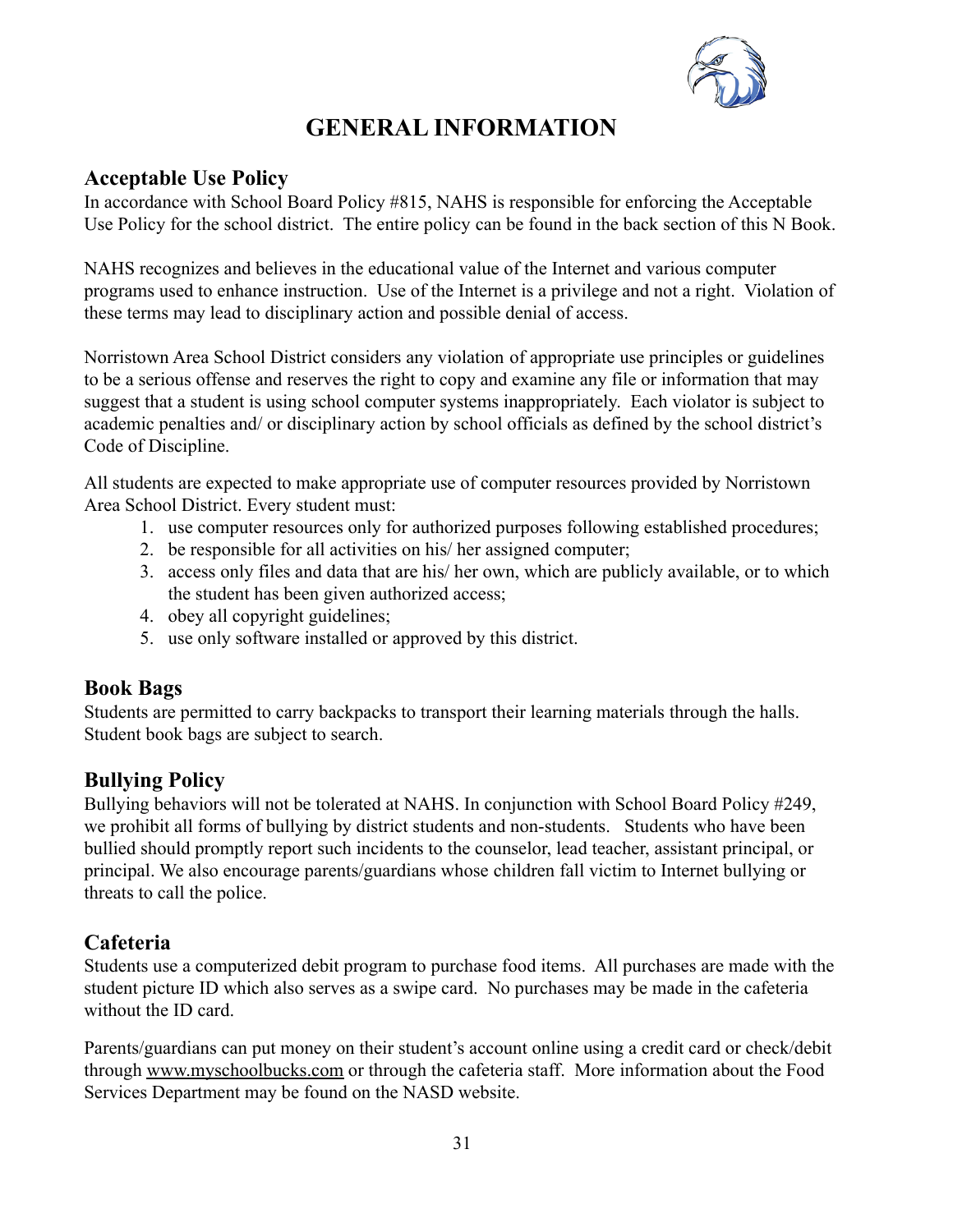# GENERAL INFORMATION

## Acceptable Use Policy

In accordance with School Board Policy #815, NAHS is responsible for enforcing the Acceptable Use Policy for the school district. The entire policy can be found in the back section of this N Book.

NAHS recognizes and believes in the educational value of the Internet and various computer programs used to enhance instruction. Use of the Internet is a privilege and not a right. Violation of these terms may lead to disciplinary action and possible denial of access.

Norristown Area School District considers any violation of appropriate use principles or guidelines to be a serious offense and reserves the right to copy and examine any file or information that may suggest that a student is using school computer systems inappropriately. Each violator is subject to academic penalties and/ or disciplinary action by school officials as defined by the school district's Code of Discipline.

All students are expected to make appropriate use of computer resources provided by Norristown Area School District. Every student must:

1. use computer resources only for authorized purposes following established procedures;
2. be responsible for all activities on his/ her assigned computer;
3. access only files and data that are his/ her own, which are publicly available, or to which the student has been given authorized access;
4. obey all copyright guidelines;
5. use only software installed or approved by this district.

## Book Bags

Students are permitted to carry backpacks to transport their learning materials through the halls. Student book bags are subject to search.

## Bullying Policy

Bullying behaviors will not be tolerated at NAHS. In conjunction with School Board Policy #249, we prohibit all forms of bullying by district students and non-students. Students who have been bullied should promptly report such incidents to the counselor, lead teacher, assistant principal, or principal. We also encourage parents/guardians whose children fall victim to Internet bullying or threats to call the police.

## Cafeteria

Students use a computerized debit program to purchase food items. All purchases are made with the student picture ID which also serves as a swipe card. No purchases may be made in the cafeteria without the ID card.

Parents/guardians can put money on their student's account online using a credit card or check/debit through www.myschoolbucks.com or through the cafeteria staff. More information about the Food Services Department may be found on the NASD website.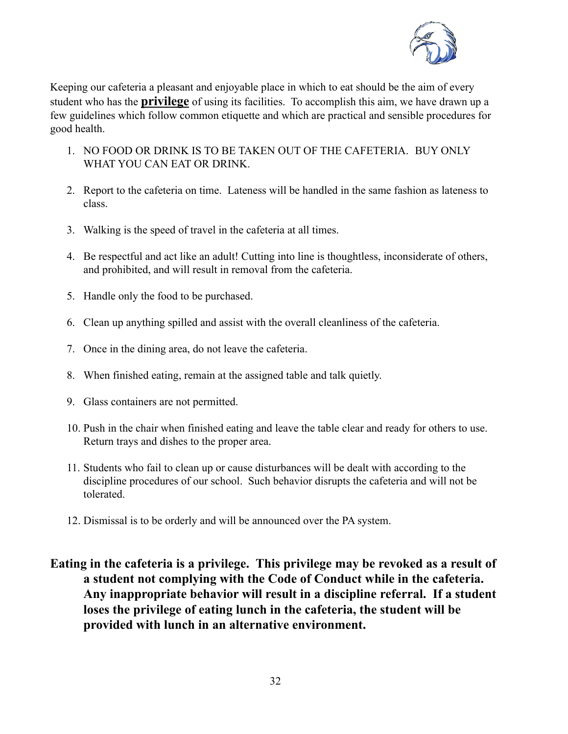Keeping our cafeteria a pleasant and enjoyable place in which to eat should be the aim of every student who has the **privilege** of using its facilities. To accomplish this aim, we have drawn up a few guidelines which follow common etiquette and which are practical and sensible procedures for good health.

1. NO FOOD OR DRINK IS TO BE TAKEN OUT OF THE CAFETERIA. BUY ONLY WHAT YOU CAN EAT OR DRINK.
2. Report to the cafeteria on time. Lateness will be handled in the same fashion as lateness to class.
3. Walking is the speed of travel in the cafeteria at all times.
4. Be respectful and act like an adult! Cutting into line is thoughtless, inconsiderate of others, and prohibited, and will result in removal from the cafeteria.
5. Handle only the food to be purchased.
6. Clean up anything spilled and assist with the overall cleanliness of the cafeteria.
7. Once in the dining area, do not leave the cafeteria.
8. When finished eating, remain at the assigned table and talk quietly.
9. Glass containers are not permitted.
10. Push in the chair when finished eating and leave the table clear and ready for others to use. Return trays and dishes to the proper area.
11. Students who fail to clean up or cause disturbances will be dealt with according to the discipline procedures of our school. Such behavior disrupts the cafeteria and will not be tolerated.
12. Dismissal is to be orderly and will be announced over the PA system.

**Eating in the cafeteria is a privilege. This privilege may be revoked as a result of a student not complying with the Code of Conduct while in the cafeteria. Any inappropriate behavior will result in a discipline referral. If a student loses the privilege of eating lunch in the cafeteria, the student will be provided with lunch in an alternative environment.**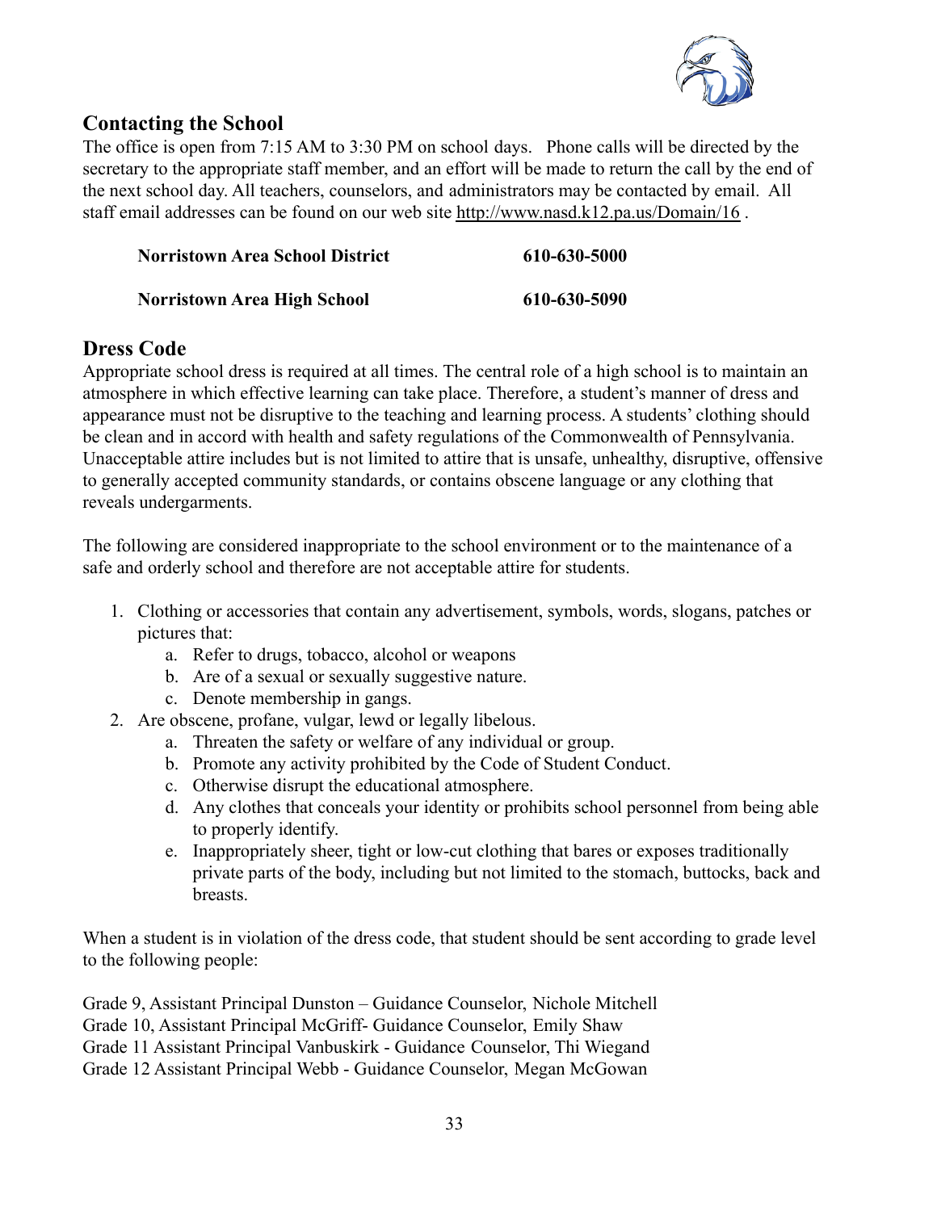## Contacting the School

The office is open from 7:15 AM to 3:30 PM on school days. Phone calls will be directed by the secretary to the appropriate staff member, and an effort will be made to return the call by the end of the next school day. All teachers, counselors, and administrators may be contacted by email. All staff email addresses can be found on our web site http://www.nasd.k12.pa.us/Domain/16 .

| | |
|---|---|
| **Norristown Area School District** | **610-630-5000** |
| **Norristown Area High School** | **610-630-5090** |

## Dress Code

Appropriate school dress is required at all times. The central role of a high school is to maintain an atmosphere in which effective learning can take place. Therefore, a student's manner of dress and appearance must not be disruptive to the teaching and learning process. A students' clothing should be clean and in accord with health and safety regulations of the Commonwealth of Pennsylvania. Unacceptable attire includes but is not limited to attire that is unsafe, unhealthy, disruptive, offensive to generally accepted community standards, or contains obscene language or any clothing that reveals undergarments.

The following are considered inappropriate to the school environment or to the maintenance of a safe and orderly school and therefore are not acceptable attire for students.

1. Clothing or accessories that contain any advertisement, symbols, words, slogans, patches or pictures that:
    a. Refer to drugs, tobacco, alcohol or weapons
    b. Are of a sexual or sexually suggestive nature.
    c. Denote membership in gangs.
2. Are obscene, profane, vulgar, lewd or legally libelous.
    a. Threaten the safety or welfare of any individual or group.
    b. Promote any activity prohibited by the Code of Student Conduct.
    c. Otherwise disrupt the educational atmosphere.
    d. Any clothes that conceals your identity or prohibits school personnel from being able to properly identify.
    e. Inappropriately sheer, tight or low-cut clothing that bares or exposes traditionally private parts of the body, including but not limited to the stomach, buttocks, back and breasts.

When a student is in violation of the dress code, that student should be sent according to grade level to the following people:

Grade 9, Assistant Principal Dunston – Guidance Counselor, Nichole Mitchell
Grade 10, Assistant Principal McGriff- Guidance Counselor, Emily Shaw
Grade 11 Assistant Principal Vanbuskirk - Guidance Counselor, Thi Wiegand
Grade 12 Assistant Principal Webb - Guidance Counselor, Megan McGowan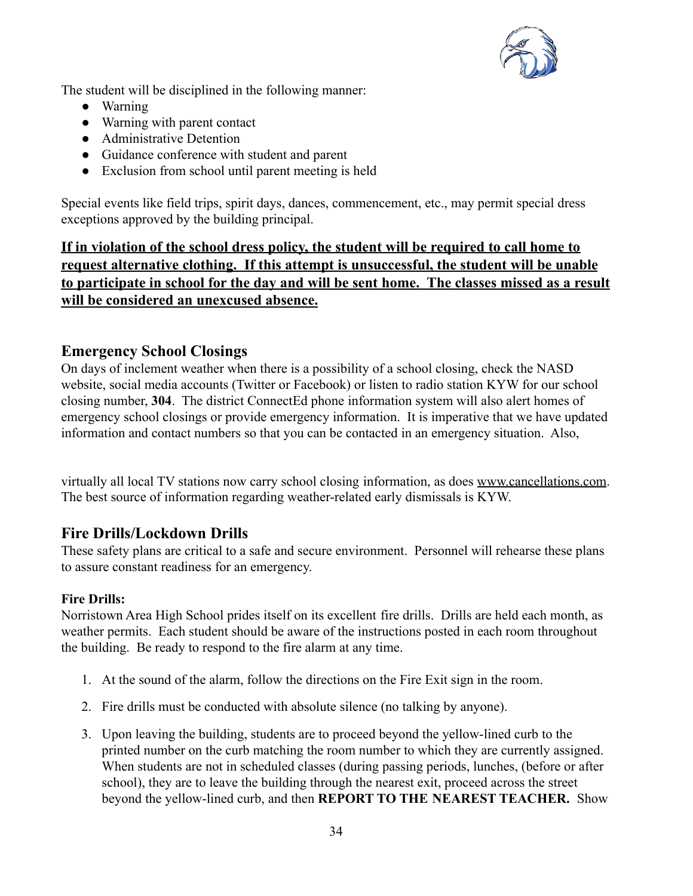The student will be disciplined in the following manner:

- Warning
- Warning with parent contact
- Administrative Detention
- Guidance conference with student and parent
- Exclusion from school until parent meeting is held

Special events like field trips, spirit days, dances, commencement, etc., may permit special dress exceptions approved by the building principal.

**<u>If in violation of the school dress policy, the student will be required to call home to request alternative clothing. If this attempt is unsuccessful, the student will be unable to participate in school for the day and will be sent home. The classes missed as a result will be considered an unexcused absence.</u>**

## Emergency School Closings

On days of inclement weather when there is a possibility of a school closing, check the NASD website, social media accounts (Twitter or Facebook) or listen to radio station KYW for our school closing number, **304**. The district ConnectEd phone information system will also alert homes of emergency school closings or provide emergency information. It is imperative that we have updated information and contact numbers so that you can be contacted in an emergency situation. Also, virtually all local TV stations now carry school closing information, as does <u>www.cancellations.com</u>. The best source of information regarding weather-related early dismissals is KYW.

## Fire Drills/Lockdown Drills

These safety plans are critical to a safe and secure environment. Personnel will rehearse these plans to assure constant readiness for an emergency.

### Fire Drills:

Norristown Area High School prides itself on its excellent fire drills. Drills are held each month, as weather permits. Each student should be aware of the instructions posted in each room throughout the building. Be ready to respond to the fire alarm at any time.

1. At the sound of the alarm, follow the directions on the Fire Exit sign in the room.
2. Fire drills must be conducted with absolute silence (no talking by anyone).
3. Upon leaving the building, students are to proceed beyond the yellow-lined curb to the printed number on the curb matching the room number to which they are currently assigned. When students are not in scheduled classes (during passing periods, lunches, (before or after school), they are to leave the building through the nearest exit, proceed across the street beyond the yellow-lined curb, and then **REPORT TO THE NEAREST TEACHER.** Show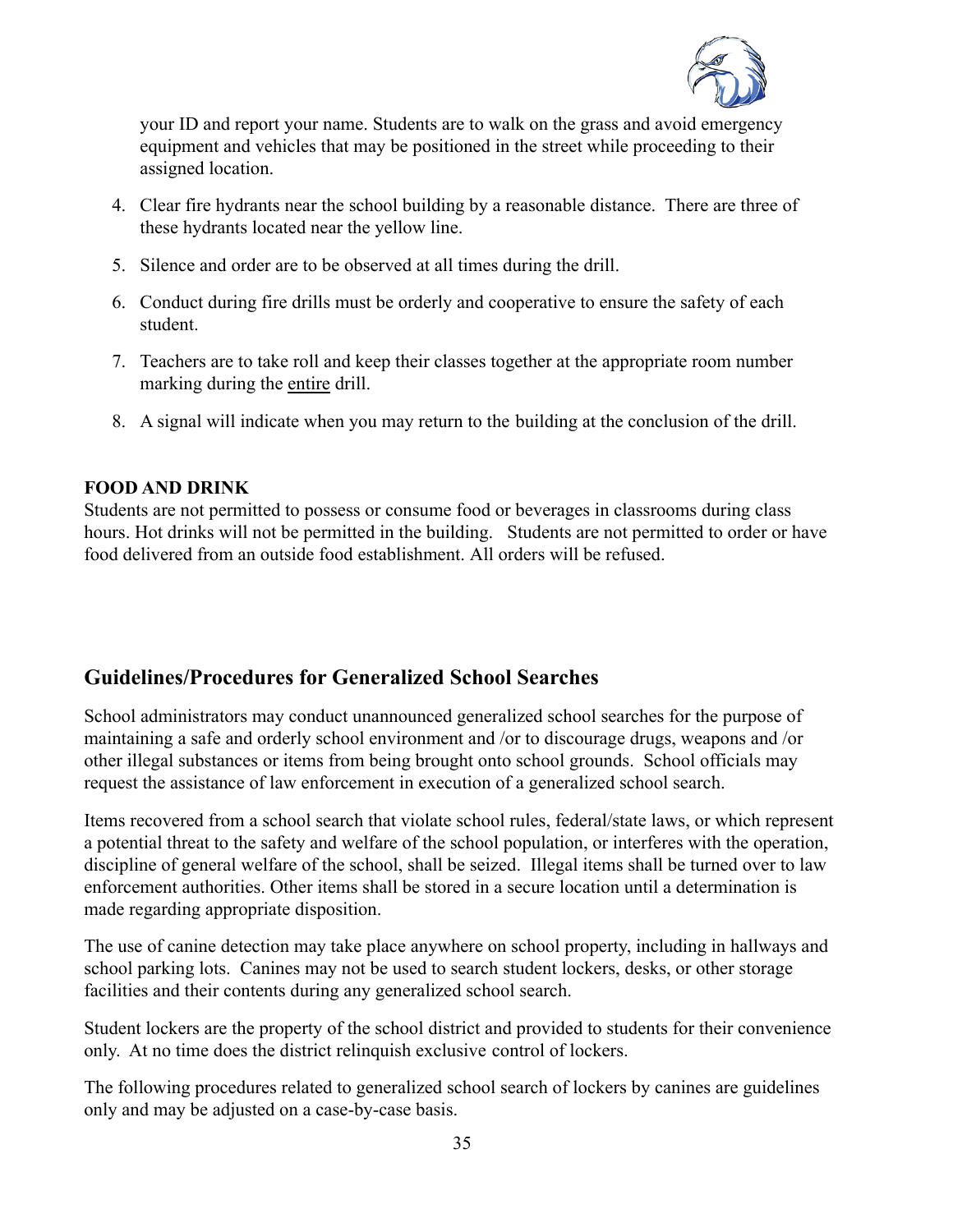your ID and report your name. Students are to walk on the grass and avoid emergency equipment and vehicles that may be positioned in the street while proceeding to their assigned location.

4. Clear fire hydrants near the school building by a reasonable distance. There are three of these hydrants located near the yellow line.
5. Silence and order are to be observed at all times during the drill.
6. Conduct during fire drills must be orderly and cooperative to ensure the safety of each student.
7. Teachers are to take roll and keep their classes together at the appropriate room number marking during the entire drill.
8. A signal will indicate when you may return to the building at the conclusion of the drill.

**FOOD AND DRINK**

Students are not permitted to possess or consume food or beverages in classrooms during class hours. Hot drinks will not be permitted in the building. Students are not permitted to order or have food delivered from an outside food establishment. All orders will be refused.

## Guidelines/Procedures for Generalized School Searches

School administrators may conduct unannounced generalized school searches for the purpose of maintaining a safe and orderly school environment and /or to discourage drugs, weapons and /or other illegal substances or items from being brought onto school grounds. School officials may request the assistance of law enforcement in execution of a generalized school search.

Items recovered from a school search that violate school rules, federal/state laws, or which represent a potential threat to the safety and welfare of the school population, or interferes with the operation, discipline of general welfare of the school, shall be seized. Illegal items shall be turned over to law enforcement authorities. Other items shall be stored in a secure location until a determination is made regarding appropriate disposition.

The use of canine detection may take place anywhere on school property, including in hallways and school parking lots. Canines may not be used to search student lockers, desks, or other storage facilities and their contents during any generalized school search.

Student lockers are the property of the school district and provided to students for their convenience only. At no time does the district relinquish exclusive control of lockers.

The following procedures related to generalized school search of lockers by canines are guidelines only and may be adjusted on a case-by-case basis.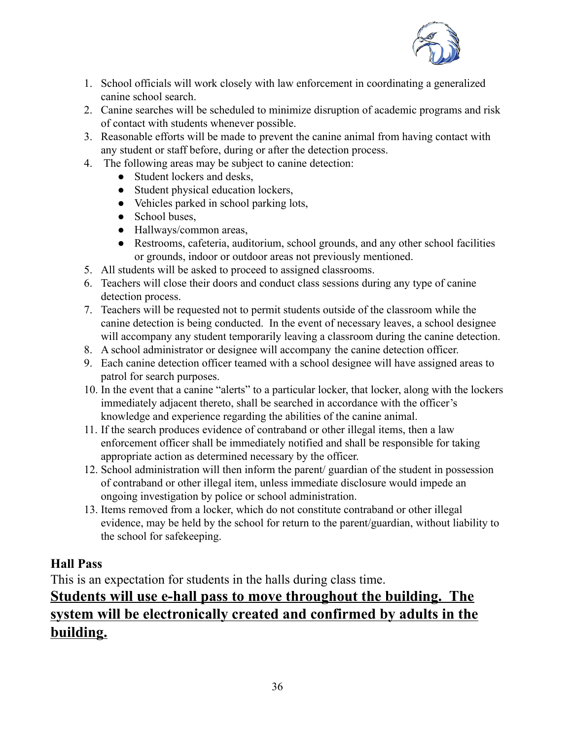1. School officials will work closely with law enforcement in coordinating a generalized canine school search.
2. Canine searches will be scheduled to minimize disruption of academic programs and risk of contact with students whenever possible.
3. Reasonable efforts will be made to prevent the canine animal from having contact with any student or staff before, during or after the detection process.
4. The following areas may be subject to canine detection:
   - Student lockers and desks,
   - Student physical education lockers,
   - Vehicles parked in school parking lots,
   - School buses,
   - Hallways/common areas,
   - Restrooms, cafeteria, auditorium, school grounds, and any other school facilities or grounds, indoor or outdoor areas not previously mentioned.
5. All students will be asked to proceed to assigned classrooms.
6. Teachers will close their doors and conduct class sessions during any type of canine detection process.
7. Teachers will be requested not to permit students outside of the classroom while the canine detection is being conducted. In the event of necessary leaves, a school designee will accompany any student temporarily leaving a classroom during the canine detection.
8. A school administrator or designee will accompany the canine detection officer.
9. Each canine detection officer teamed with a school designee will have assigned areas to patrol for search purposes.
10. In the event that a canine "alerts" to a particular locker, that locker, along with the lockers immediately adjacent thereto, shall be searched in accordance with the officer's knowledge and experience regarding the abilities of the canine animal.
11. If the search produces evidence of contraband or other illegal items, then a law enforcement officer shall be immediately notified and shall be responsible for taking appropriate action as determined necessary by the officer.
12. School administration will then inform the parent/ guardian of the student in possession of contraband or other illegal item, unless immediate disclosure would impede an ongoing investigation by police or school administration.
13. Items removed from a locker, which do not constitute contraband or other illegal evidence, may be held by the school for return to the parent/guardian, without liability to the school for safekeeping.

**Hall Pass**

This is an expectation for students in the halls during class time.

**Students will use e-hall pass to move throughout the building. The system will be electronically created and confirmed by adults in the building.**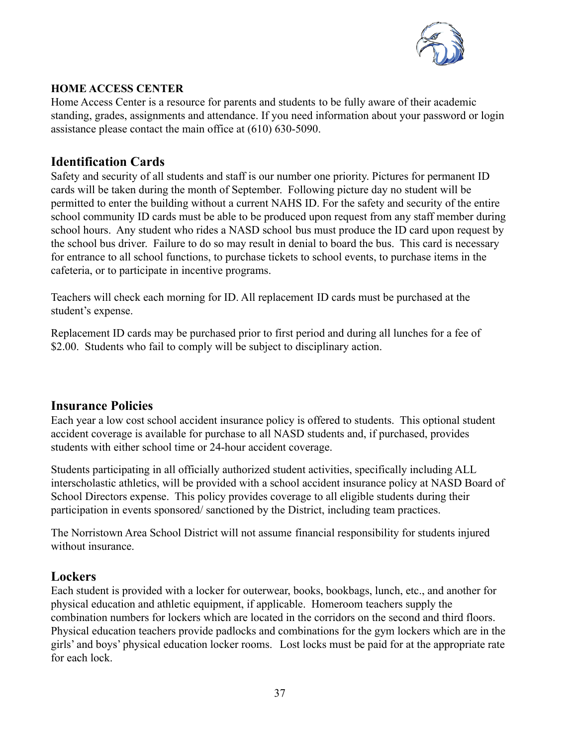**HOME ACCESS CENTER**

Home Access Center is a resource for parents and students to be fully aware of their academic standing, grades, assignments and attendance. If you need information about your password or login assistance please contact the main office at (610) 630-5090.

## Identification Cards

Safety and security of all students and staff is our number one priority. Pictures for permanent ID cards will be taken during the month of September. Following picture day no student will be permitted to enter the building without a current NAHS ID. For the safety and security of the entire school community ID cards must be able to be produced upon request from any staff member during school hours. Any student who rides a NASD school bus must produce the ID card upon request by the school bus driver. Failure to do so may result in denial to board the bus. This card is necessary for entrance to all school functions, to purchase tickets to school events, to purchase items in the cafeteria, or to participate in incentive programs.

Teachers will check each morning for ID. All replacement ID cards must be purchased at the student's expense.

Replacement ID cards may be purchased prior to first period and during all lunches for a fee of $2.00. Students who fail to comply will be subject to disciplinary action.

## Insurance Policies

Each year a low cost school accident insurance policy is offered to students. This optional student accident coverage is available for purchase to all NASD students and, if purchased, provides students with either school time or 24-hour accident coverage.

Students participating in all officially authorized student activities, specifically including ALL interscholastic athletics, will be provided with a school accident insurance policy at NASD Board of School Directors expense. This policy provides coverage to all eligible students during their participation in events sponsored/ sanctioned by the District, including team practices.

The Norristown Area School District will not assume financial responsibility for students injured without insurance.

## Lockers

Each student is provided with a locker for outerwear, books, bookbags, lunch, etc., and another for physical education and athletic equipment, if applicable. Homeroom teachers supply the combination numbers for lockers which are located in the corridors on the second and third floors. Physical education teachers provide padlocks and combinations for the gym lockers which are in the girls' and boys' physical education locker rooms. Lost locks must be paid for at the appropriate rate for each lock.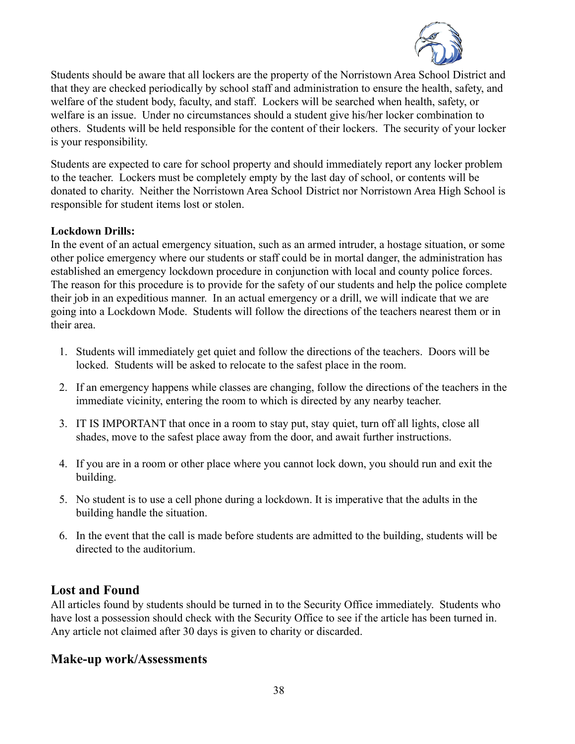Students should be aware that all lockers are the property of the Norristown Area School District and that they are checked periodically by school staff and administration to ensure the health, safety, and welfare of the student body, faculty, and staff. Lockers will be searched when health, safety, or welfare is an issue. Under no circumstances should a student give his/her locker combination to others. Students will be held responsible for the content of their lockers. The security of your locker is your responsibility.

Students are expected to care for school property and should immediately report any locker problem to the teacher. Lockers must be completely empty by the last day of school, or contents will be donated to charity. Neither the Norristown Area School District nor Norristown Area High School is responsible for student items lost or stolen.

**Lockdown Drills:**

In the event of an actual emergency situation, such as an armed intruder, a hostage situation, or some other police emergency where our students or staff could be in mortal danger, the administration has established an emergency lockdown procedure in conjunction with local and county police forces. The reason for this procedure is to provide for the safety of our students and help the police complete their job in an expeditious manner. In an actual emergency or a drill, we will indicate that we are going into a Lockdown Mode. Students will follow the directions of the teachers nearest them or in their area.

1. Students will immediately get quiet and follow the directions of the teachers. Doors will be locked. Students will be asked to relocate to the safest place in the room.
2. If an emergency happens while classes are changing, follow the directions of the teachers in the immediate vicinity, entering the room to which is directed by any nearby teacher.
3. IT IS IMPORTANT that once in a room to stay put, stay quiet, turn off all lights, close all shades, move to the safest place away from the door, and await further instructions.
4. If you are in a room or other place where you cannot lock down, you should run and exit the building.
5. No student is to use a cell phone during a lockdown. It is imperative that the adults in the building handle the situation.
6. In the event that the call is made before students are admitted to the building, students will be directed to the auditorium.

## Lost and Found

All articles found by students should be turned in to the Security Office immediately. Students who have lost a possession should check with the Security Office to see if the article has been turned in. Any article not claimed after 30 days is given to charity or discarded.

## Make-up work/Assessments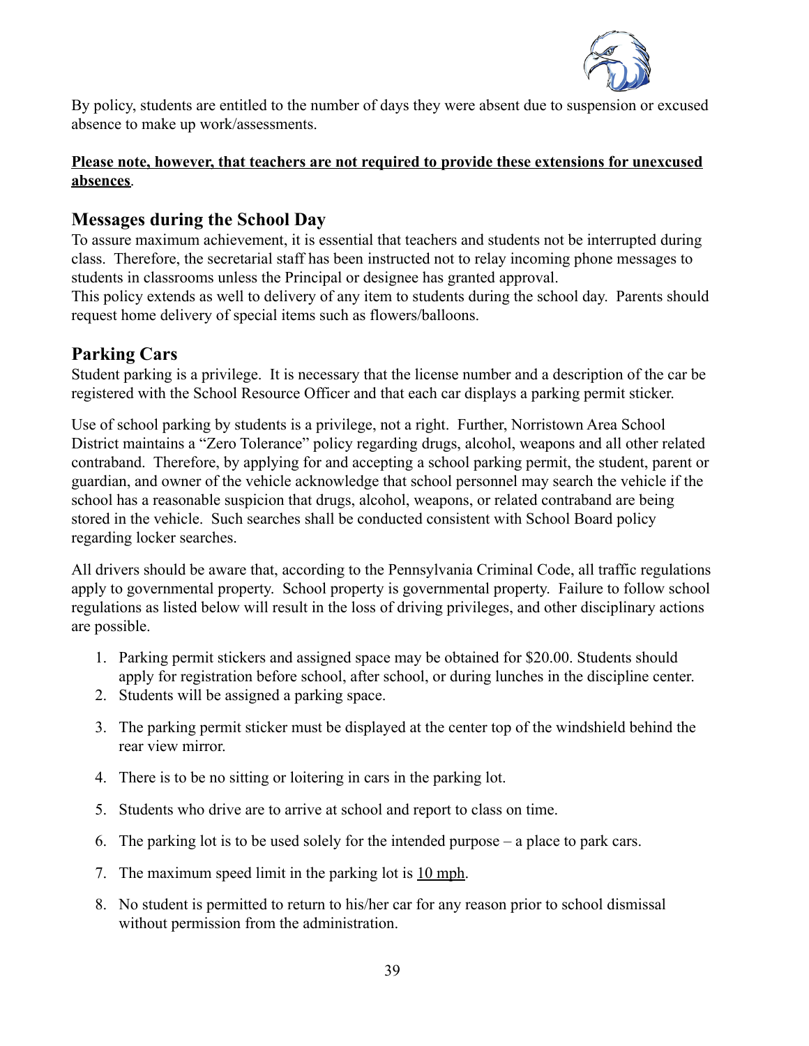By policy, students are entitled to the number of days they were absent due to suspension or excused absence to make up work/assessments.

**<u>Please note, however, that teachers are not required to provide these extensions for unexcused absences</u>**.

## Messages during the School Day

To assure maximum achievement, it is essential that teachers and students not be interrupted during class. Therefore, the secretarial staff has been instructed not to relay incoming phone messages to students in classrooms unless the Principal or designee has granted approval.

This policy extends as well to delivery of any item to students during the school day. Parents should request home delivery of special items such as flowers/balloons.

## Parking Cars

Student parking is a privilege. It is necessary that the license number and a description of the car be registered with the School Resource Officer and that each car displays a parking permit sticker.

Use of school parking by students is a privilege, not a right. Further, Norristown Area School District maintains a "Zero Tolerance" policy regarding drugs, alcohol, weapons and all other related contraband. Therefore, by applying for and accepting a school parking permit, the student, parent or guardian, and owner of the vehicle acknowledge that school personnel may search the vehicle if the school has a reasonable suspicion that drugs, alcohol, weapons, or related contraband are being stored in the vehicle. Such searches shall be conducted consistent with School Board policy regarding locker searches.

All drivers should be aware that, according to the Pennsylvania Criminal Code, all traffic regulations apply to governmental property. School property is governmental property. Failure to follow school regulations as listed below will result in the loss of driving privileges, and other disciplinary actions are possible.

1. Parking permit stickers and assigned space may be obtained for $20.00. Students should apply for registration before school, after school, or during lunches in the discipline center.
2. Students will be assigned a parking space.
3. The parking permit sticker must be displayed at the center top of the windshield behind the rear view mirror.
4. There is to be no sitting or loitering in cars in the parking lot.
5. Students who drive are to arrive at school and report to class on time.
6. The parking lot is to be used solely for the intended purpose – a place to park cars.
7. The maximum speed limit in the parking lot is <u>10 mph</u>.
8. No student is permitted to return to his/her car for any reason prior to school dismissal without permission from the administration.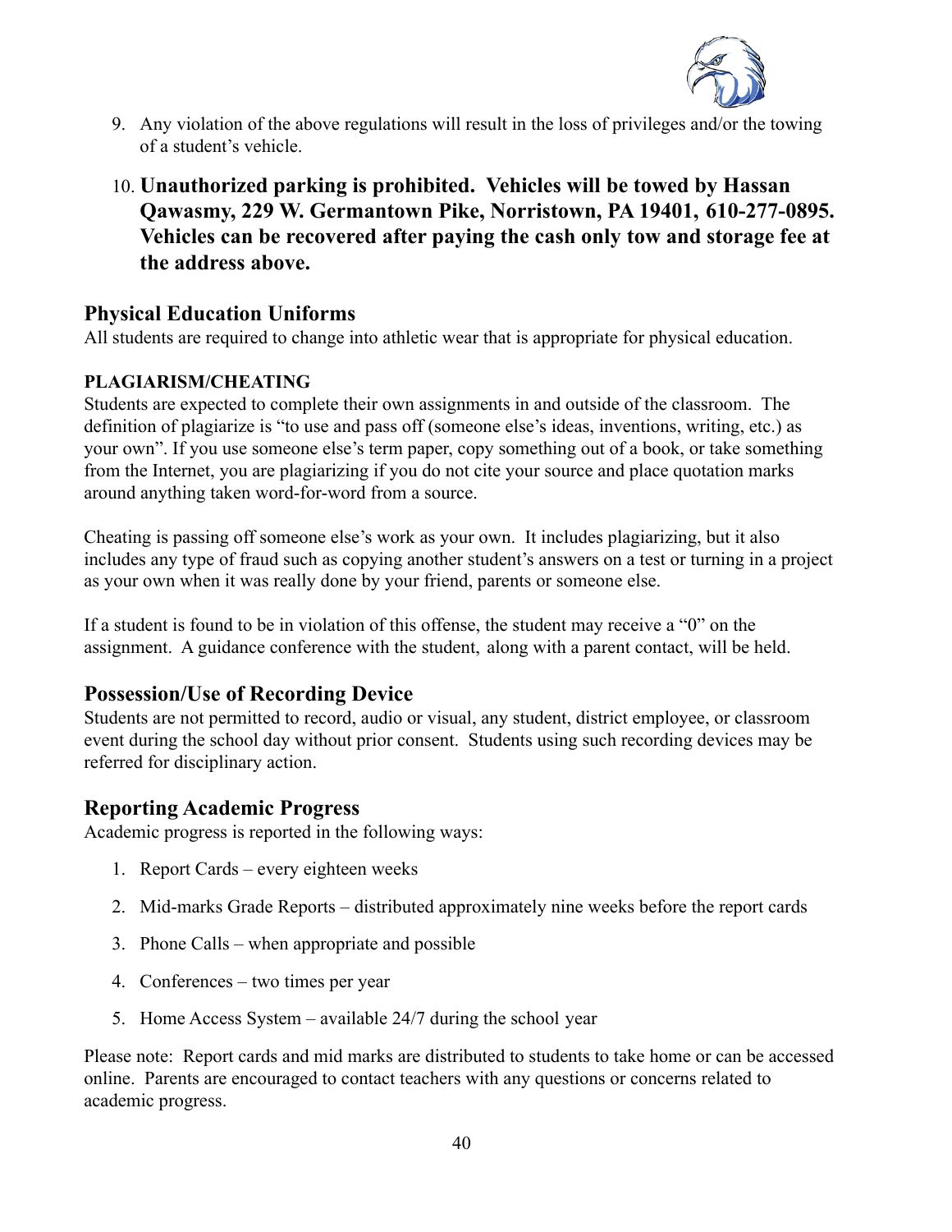9. Any violation of the above regulations will result in the loss of privileges and/or the towing of a student's vehicle.

10. **Unauthorized parking is prohibited. Vehicles will be towed by Hassan Qawasmy, 229 W. Germantown Pike, Norristown, PA 19401, 610-277-0895. Vehicles can be recovered after paying the cash only tow and storage fee at the address above.**

## Physical Education Uniforms

All students are required to change into athletic wear that is appropriate for physical education.

### PLAGIARISM/CHEATING

Students are expected to complete their own assignments in and outside of the classroom. The definition of plagiarize is "to use and pass off (someone else's ideas, inventions, writing, etc.) as your own". If you use someone else's term paper, copy something out of a book, or take something from the Internet, you are plagiarizing if you do not cite your source and place quotation marks around anything taken word-for-word from a source.

Cheating is passing off someone else's work as your own. It includes plagiarizing, but it also includes any type of fraud such as copying another student's answers on a test or turning in a project as your own when it was really done by your friend, parents or someone else.

If a student is found to be in violation of this offense, the student may receive a "0" on the assignment. A guidance conference with the student, along with a parent contact, will be held.

## Possession/Use of Recording Device

Students are not permitted to record, audio or visual, any student, district employee, or classroom event during the school day without prior consent. Students using such recording devices may be referred for disciplinary action.

## Reporting Academic Progress

Academic progress is reported in the following ways:

1. Report Cards – every eighteen weeks
2. Mid-marks Grade Reports – distributed approximately nine weeks before the report cards
3. Phone Calls – when appropriate and possible
4. Conferences – two times per year
5. Home Access System – available 24/7 during the school year

Please note: Report cards and mid marks are distributed to students to take home or can be accessed online. Parents are encouraged to contact teachers with any questions or concerns related to academic progress.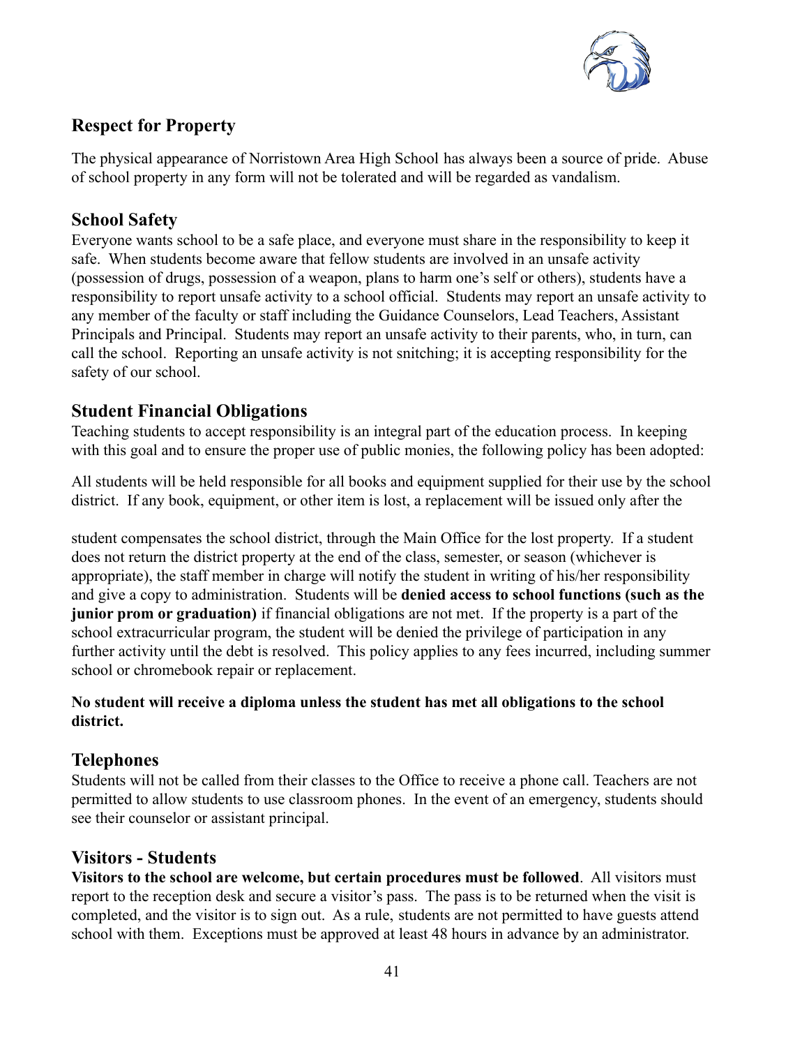## Respect for Property

The physical appearance of Norristown Area High School has always been a source of pride. Abuse of school property in any form will not be tolerated and will be regarded as vandalism.

## School Safety

Everyone wants school to be a safe place, and everyone must share in the responsibility to keep it safe. When students become aware that fellow students are involved in an unsafe activity (possession of drugs, possession of a weapon, plans to harm one's self or others), students have a responsibility to report unsafe activity to a school official. Students may report an unsafe activity to any member of the faculty or staff including the Guidance Counselors, Lead Teachers, Assistant Principals and Principal. Students may report an unsafe activity to their parents, who, in turn, can call the school. Reporting an unsafe activity is not snitching; it is accepting responsibility for the safety of our school.

## Student Financial Obligations

Teaching students to accept responsibility is an integral part of the education process. In keeping with this goal and to ensure the proper use of public monies, the following policy has been adopted:

All students will be held responsible for all books and equipment supplied for their use by the school district. If any book, equipment, or other item is lost, a replacement will be issued only after the student compensates the school district, through the Main Office for the lost property. If a student does not return the district property at the end of the class, semester, or season (whichever is appropriate), the staff member in charge will notify the student in writing of his/her responsibility and give a copy to administration. Students will be **denied access to school functions (such as the junior prom or graduation)** if financial obligations are not met. If the property is a part of the school extracurricular program, the student will be denied the privilege of participation in any further activity until the debt is resolved. This policy applies to any fees incurred, including summer school or chromebook repair or replacement.

**No student will receive a diploma unless the student has met all obligations to the school district.**

## Telephones

Students will not be called from their classes to the Office to receive a phone call. Teachers are not permitted to allow students to use classroom phones. In the event of an emergency, students should see their counselor or assistant principal.

## Visitors - Students

**Visitors to the school are welcome, but certain procedures must be followed**. All visitors must report to the reception desk and secure a visitor's pass. The pass is to be returned when the visit is completed, and the visitor is to sign out. As a rule, students are not permitted to have guests attend school with them. Exceptions must be approved at least 48 hours in advance by an administrator.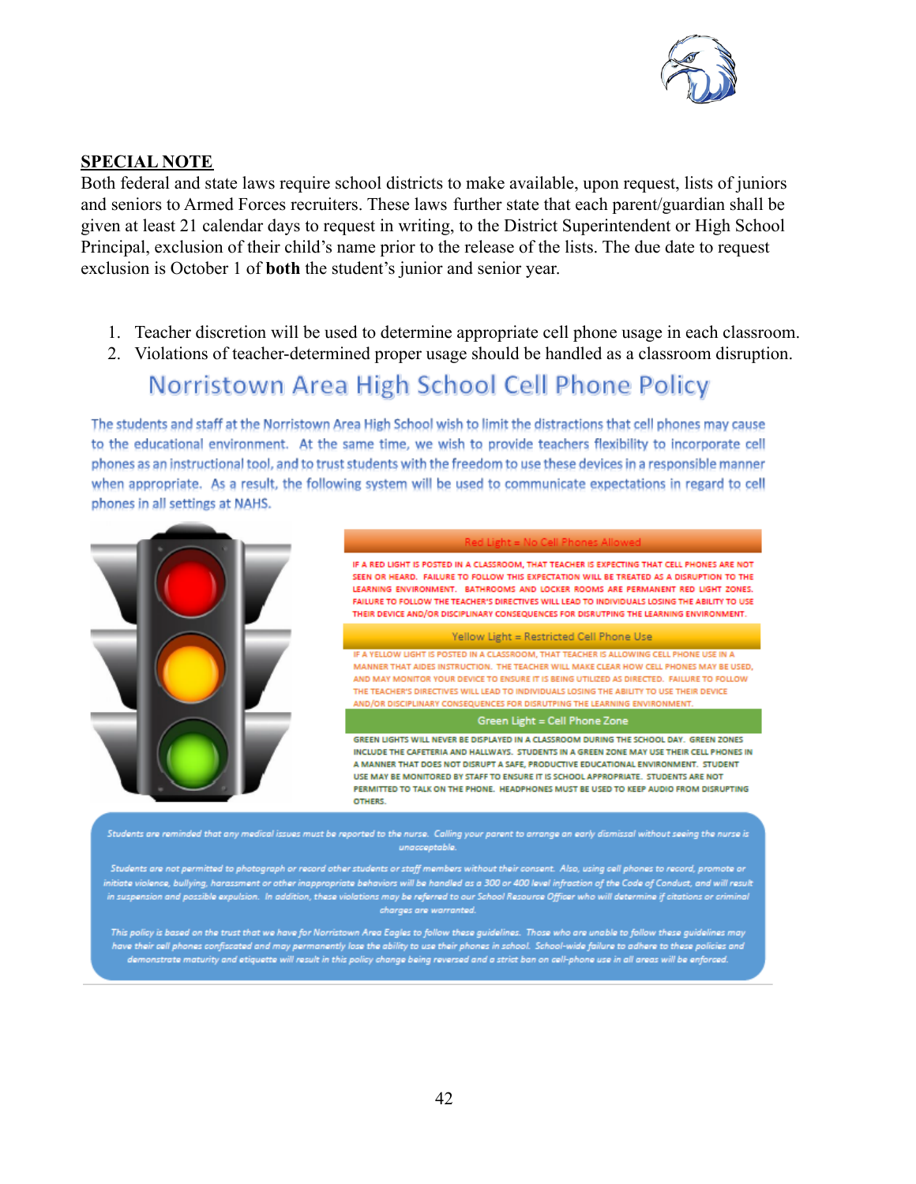**SPECIAL NOTE**

Both federal and state laws require school districts to make available, upon request, lists of juniors and seniors to Armed Forces recruiters. These laws further state that each parent/guardian shall be given at least 21 calendar days to request in writing, to the District Superintendent or High School Principal, exclusion of their child's name prior to the release of the lists. The due date to request exclusion is October 1 of **both** the student's junior and senior year.

1. Teacher discretion will be used to determine appropriate cell phone usage in each classroom.
2. Violations of teacher-determined proper usage should be handled as a classroom disruption.

# Norristown Area High School Cell Phone Policy

The students and staff at the Norristown Area High School wish to limit the distractions that cell phones may cause to the educational environment. At the same time, we wish to provide teachers flexibility to incorporate cell phones as an instructional tool, and to trust students with the freedom to use these devices in a responsible manner when appropriate. As a result, the following system will be used to communicate expectations in regard to cell phones in all settings at NAHS.

**Red Light = No Cell Phones Allowed**

IF A RED LIGHT IS POSTED IN A CLASSROOM, THAT TEACHER IS EXPECTING THAT CELL PHONES ARE NOT SEEN OR HEARD. FAILURE TO FOLLOW THIS EXPECTATION WILL BE TREATED AS A DISRUPTION TO THE LEARNING ENVIRONMENT. BATHROOMS AND LOCKER ROOMS ARE PERMANENT RED LIGHT ZONES. FAILURE TO FOLLOW THE TEACHER'S DIRECTIVES WILL LEAD TO INDIVIDUALS LOSING THE ABILITY TO USE THEIR DEVICE AND/OR DISCIPLINARY CONSEQUENCES FOR DISRUPTING THE LEARNING ENVIRONMENT.

**Yellow Light = Restricted Cell Phone Use**

IF A YELLOW LIGHT IS POSTED IN A CLASSROOM, THAT TEACHER IS ALLOWING CELL PHONE USE IN A MANNER THAT AIDES INSTRUCTION. THE TEACHER WILL MAKE CLEAR HOW CELL PHONES MAY BE USED, AND MAY MONITOR YOUR DEVICE TO ENSURE IT IS BEING UTILIZED AS DIRECTED. FAILURE TO FOLLOW THE TEACHER'S DIRECTIVES WILL LEAD TO INDIVIDUALS LOSING THE ABILITY TO USE THEIR DEVICE AND/OR DISCIPLINARY CONSEQUENCES FOR DISRUPTING THE LEARNING ENVIRONMENT.

**Green Light = Cell Phone Zone**

GREEN LIGHTS WILL NEVER BE DISPLAYED IN A CLASSROOM DURING THE SCHOOL DAY. GREEN ZONES INCLUDE THE CAFETERIA AND HALLWAYS. STUDENTS IN A GREEN ZONE MAY USE THEIR CELL PHONES IN A MANNER THAT DOES NOT DISRUPT A SAFE, PRODUCTIVE EDUCATIONAL ENVIRONMENT. STUDENT USE MAY BE MONITORED BY STAFF TO ENSURE IT IS SCHOOL APPROPRIATE. STUDENTS ARE NOT PERMITTED TO TALK ON THE PHONE. HEADPHONES MUST BE USED TO KEEP AUDIO FROM DISRUPTING OTHERS.

*Students are reminded that any medical issues must be reported to the nurse. Calling your parent to arrange an early dismissal without seeing the nurse is unacceptable.*

*Students are not permitted to photograph or record other students or staff members without their consent. Also, using cell phones to record, promote or initiate violence, bullying, harassment or other inappropriate behaviors will be handled as a 300 or 400 level infraction of the Code of Conduct, and will result in suspension and possible expulsion. In addition, these violations may be referred to our School Resource Officer who will determine if citations or criminal charges are warranted.*

*This policy is based on the trust that we have for Norristown Area Eagles to follow these guidelines. Those who are unable to follow these guidelines may have their cell phones confiscated and may permanently lose the ability to use their phones in school. School-wide failure to adhere to these policies and demonstrate maturity and etiquette will result in this policy change being reversed and a strict ban on cell-phone use in all areas will be enforced.*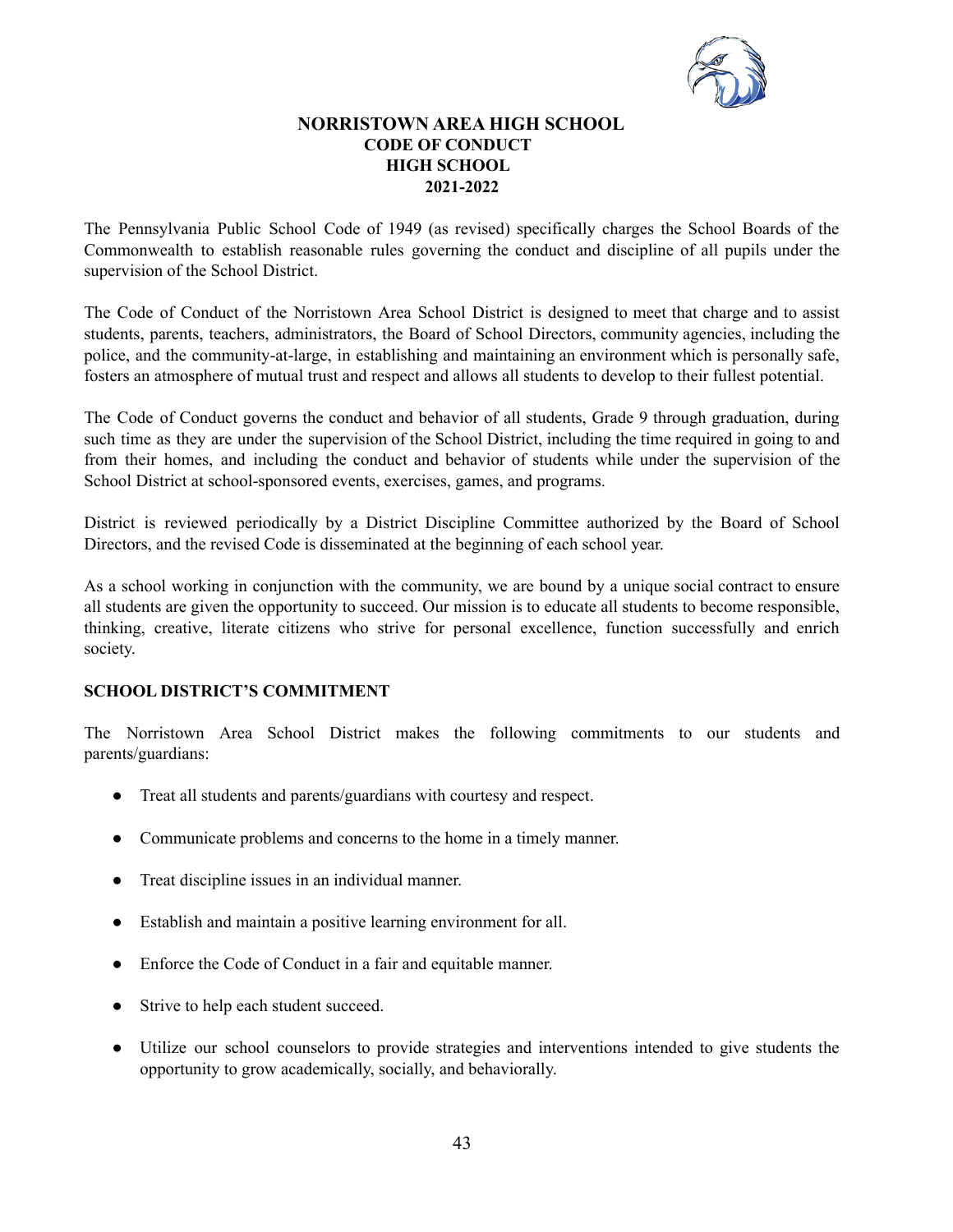# NORRISTOWN AREA HIGH SCHOOL
## CODE OF CONDUCT
## HIGH SCHOOL
## 2021-2022

The Pennsylvania Public School Code of 1949 (as revised) specifically charges the School Boards of the Commonwealth to establish reasonable rules governing the conduct and discipline of all pupils under the supervision of the School District.

The Code of Conduct of the Norristown Area School District is designed to meet that charge and to assist students, parents, teachers, administrators, the Board of School Directors, community agencies, including the police, and the community-at-large, in establishing and maintaining an environment which is personally safe, fosters an atmosphere of mutual trust and respect and allows all students to develop to their fullest potential.

The Code of Conduct governs the conduct and behavior of all students, Grade 9 through graduation, during such time as they are under the supervision of the School District, including the time required in going to and from their homes, and including the conduct and behavior of students while under the supervision of the School District at school-sponsored events, exercises, games, and programs.

District is reviewed periodically by a District Discipline Committee authorized by the Board of School Directors, and the revised Code is disseminated at the beginning of each school year.

As a school working in conjunction with the community, we are bound by a unique social contract to ensure all students are given the opportunity to succeed. Our mission is to educate all students to become responsible, thinking, creative, literate citizens who strive for personal excellence, function successfully and enrich society.

### SCHOOL DISTRICT'S COMMITMENT

The Norristown Area School District makes the following commitments to our students and parents/guardians:

- Treat all students and parents/guardians with courtesy and respect.
- Communicate problems and concerns to the home in a timely manner.
- Treat discipline issues in an individual manner.
- Establish and maintain a positive learning environment for all.
- Enforce the Code of Conduct in a fair and equitable manner.
- Strive to help each student succeed.
- Utilize our school counselors to provide strategies and interventions intended to give students the opportunity to grow academically, socially, and behaviorally.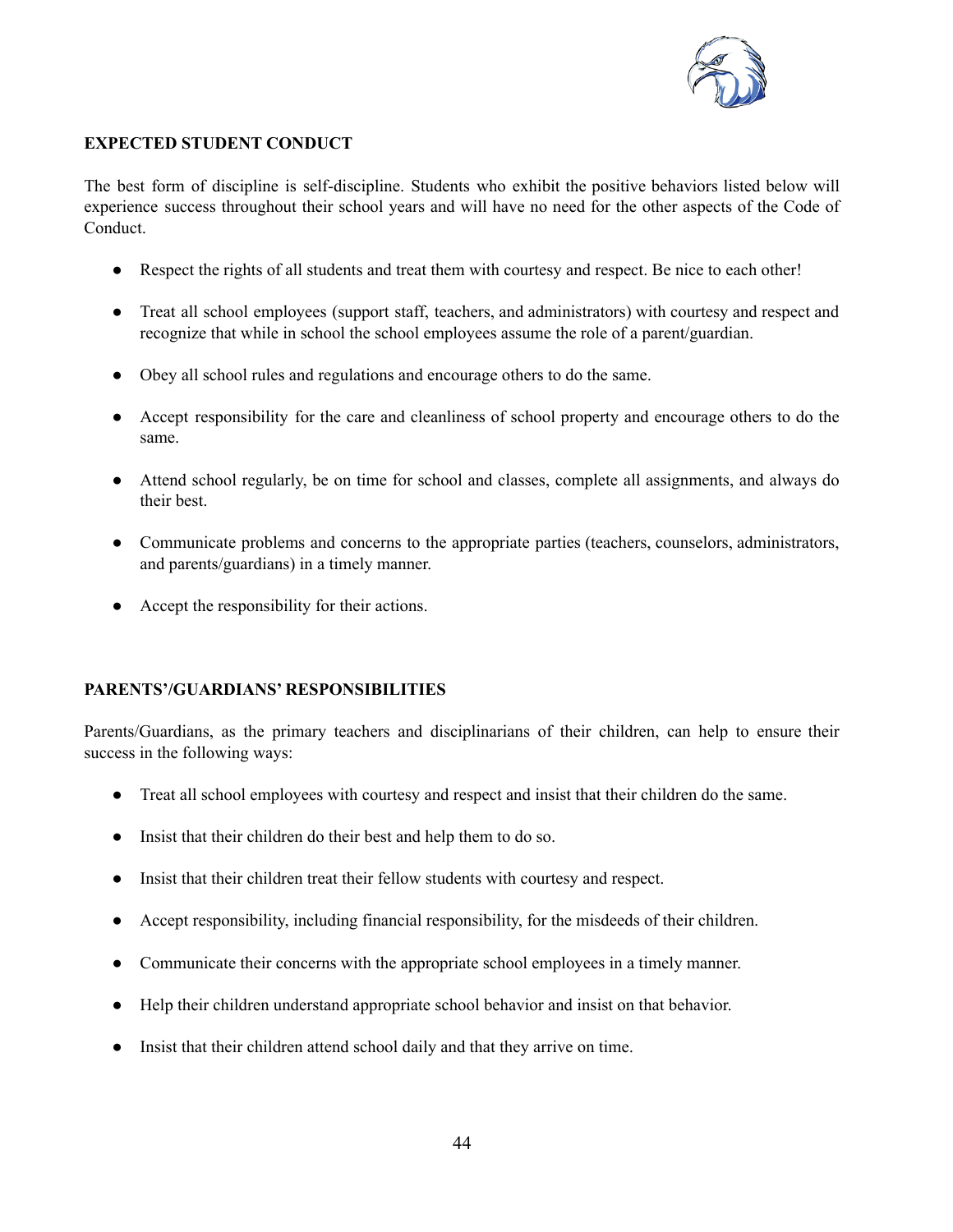## EXPECTED STUDENT CONDUCT

The best form of discipline is self-discipline. Students who exhibit the positive behaviors listed below will experience success throughout their school years and will have no need for the other aspects of the Code of Conduct.

- Respect the rights of all students and treat them with courtesy and respect. Be nice to each other!
- Treat all school employees (support staff, teachers, and administrators) with courtesy and respect and recognize that while in school the school employees assume the role of a parent/guardian.
- Obey all school rules and regulations and encourage others to do the same.
- Accept responsibility for the care and cleanliness of school property and encourage others to do the same.
- Attend school regularly, be on time for school and classes, complete all assignments, and always do their best.
- Communicate problems and concerns to the appropriate parties (teachers, counselors, administrators, and parents/guardians) in a timely manner.
- Accept the responsibility for their actions.

## PARENTS'/GUARDIANS' RESPONSIBILITIES

Parents/Guardians, as the primary teachers and disciplinarians of their children, can help to ensure their success in the following ways:

- Treat all school employees with courtesy and respect and insist that their children do the same.
- Insist that their children do their best and help them to do so.
- Insist that their children treat their fellow students with courtesy and respect.
- Accept responsibility, including financial responsibility, for the misdeeds of their children.
- Communicate their concerns with the appropriate school employees in a timely manner.
- Help their children understand appropriate school behavior and insist on that behavior.
- Insist that their children attend school daily and that they arrive on time.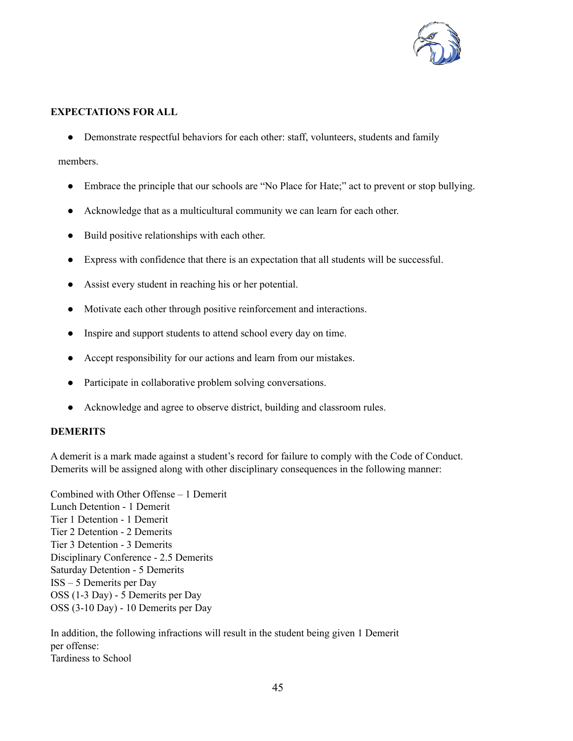**EXPECTATIONS FOR ALL**

- Demonstrate respectful behaviors for each other: staff, volunteers, students and family members.
- Embrace the principle that our schools are "No Place for Hate;" act to prevent or stop bullying.
- Acknowledge that as a multicultural community we can learn for each other.
- Build positive relationships with each other.
- Express with confidence that there is an expectation that all students will be successful.
- Assist every student in reaching his or her potential.
- Motivate each other through positive reinforcement and interactions.
- Inspire and support students to attend school every day on time.
- Accept responsibility for our actions and learn from our mistakes.
- Participate in collaborative problem solving conversations.
- Acknowledge and agree to observe district, building and classroom rules.

**DEMERITS**

A demerit is a mark made against a student's record for failure to comply with the Code of Conduct. Demerits will be assigned along with other disciplinary consequences in the following manner:

Combined with Other Offense – 1 Demerit
Lunch Detention - 1 Demerit
Tier 1 Detention - 1 Demerit
Tier 2 Detention - 2 Demerits
Tier 3 Detention - 3 Demerits
Disciplinary Conference - 2.5 Demerits
Saturday Detention - 5 Demerits
ISS – 5 Demerits per Day
OSS (1-3 Day) - 5 Demerits per Day
OSS (3-10 Day) - 10 Demerits per Day

In addition, the following infractions will result in the student being given 1 Demerit per offense:
Tardiness to School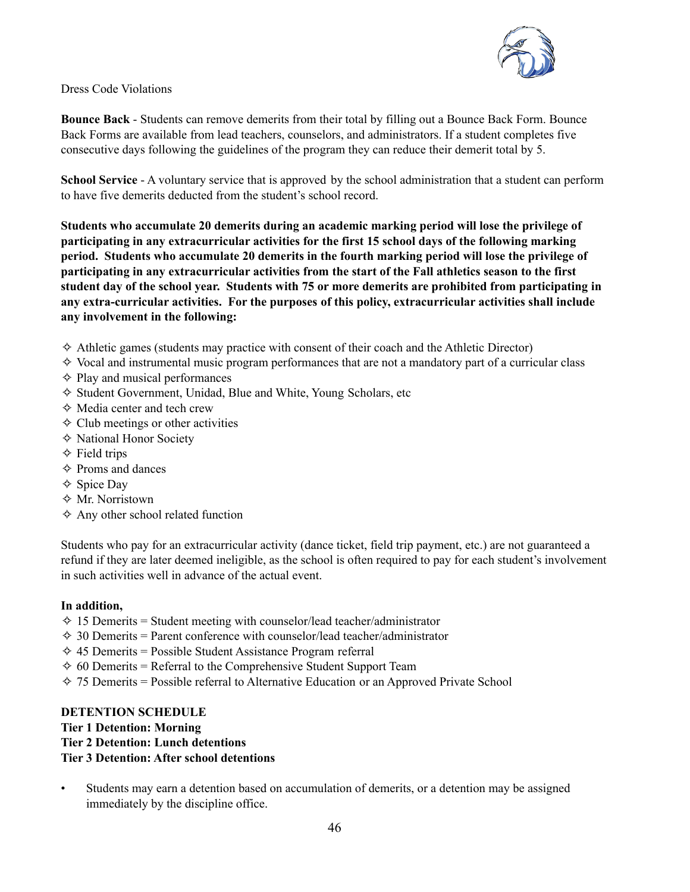Dress Code Violations

**Bounce Back** - Students can remove demerits from their total by filling out a Bounce Back Form. Bounce Back Forms are available from lead teachers, counselors, and administrators. If a student completes five consecutive days following the guidelines of the program they can reduce their demerit total by 5.

**School Service** - A voluntary service that is approved by the school administration that a student can perform to have five demerits deducted from the student's school record.

**Students who accumulate 20 demerits during an academic marking period will lose the privilege of participating in any extracurricular activities for the first 15 school days of the following marking period. Students who accumulate 20 demerits in the fourth marking period will lose the privilege of participating in any extracurricular activities from the start of the Fall athletics season to the first student day of the school year. Students with 75 or more demerits are prohibited from participating in any extra-curricular activities. For the purposes of this policy, extracurricular activities shall include any involvement in the following:**

- ✧ Athletic games (students may practice with consent of their coach and the Athletic Director)
- ✧ Vocal and instrumental music program performances that are not a mandatory part of a curricular class
- ✧ Play and musical performances
- ✧ Student Government, Unidad, Blue and White, Young Scholars, etc
- ✧ Media center and tech crew
- ✧ Club meetings or other activities
- ✧ National Honor Society
- ✧ Field trips
- ✧ Proms and dances
- ✧ Spice Day
- ✧ Mr. Norristown
- ✧ Any other school related function

Students who pay for an extracurricular activity (dance ticket, field trip payment, etc.) are not guaranteed a refund if they are later deemed ineligible, as the school is often required to pay for each student's involvement in such activities well in advance of the actual event.

**In addition,**

- ✧ 15 Demerits = Student meeting with counselor/lead teacher/administrator
- ✧ 30 Demerits = Parent conference with counselor/lead teacher/administrator
- ✧ 45 Demerits = Possible Student Assistance Program referral
- ✧ 60 Demerits = Referral to the Comprehensive Student Support Team
- ✧ 75 Demerits = Possible referral to Alternative Education or an Approved Private School

**DETENTION SCHEDULE**
**Tier 1 Detention: Morning**
**Tier 2 Detention: Lunch detentions**
**Tier 3 Detention: After school detentions**

- Students may earn a detention based on accumulation of demerits, or a detention may be assigned immediately by the discipline office.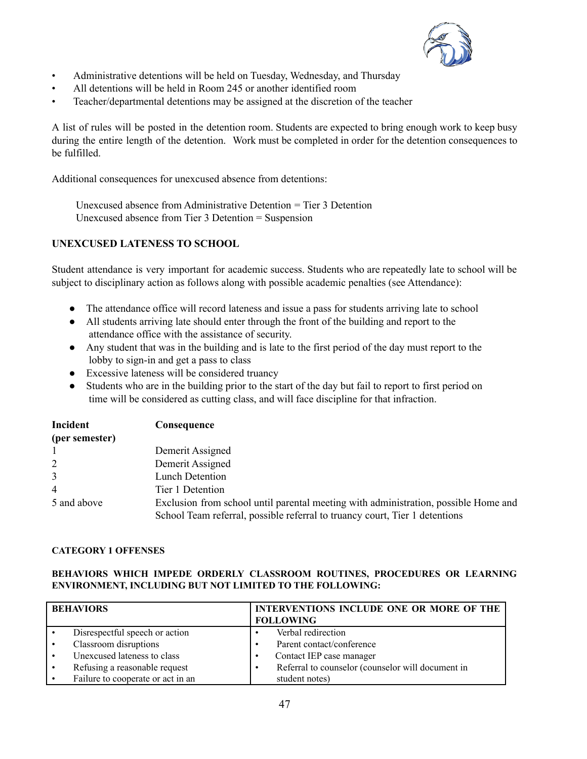- Administrative detentions will be held on Tuesday, Wednesday, and Thursday
- All detentions will be held in Room 245 or another identified room
- Teacher/departmental detentions may be assigned at the discretion of the teacher

A list of rules will be posted in the detention room. Students are expected to bring enough work to keep busy during the entire length of the detention. Work must be completed in order for the detention consequences to be fulfilled.

Additional consequences for unexcused absence from detentions:

Unexcused absence from Administrative Detention = Tier 3 Detention
Unexcused absence from Tier 3 Detention = Suspension

**UNEXCUSED LATENESS TO SCHOOL**

Student attendance is very important for academic success. Students who are repeatedly late to school will be subject to disciplinary action as follows along with possible academic penalties (see Attendance):

- The attendance office will record lateness and issue a pass for students arriving late to school
- All students arriving late should enter through the front of the building and report to the attendance office with the assistance of security.
- Any student that was in the building and is late to the first period of the day must report to the lobby to sign-in and get a pass to class
- Excessive lateness will be considered truancy
- Students who are in the building prior to the start of the day but fail to report to first period on time will be considered as cutting class, and will face discipline for that infraction.

| Incident (per semester) | Consequence |
|---|---|
| 1 | Demerit Assigned |
| 2 | Demerit Assigned |
| 3 | Lunch Detention |
| 4 | Tier 1 Detention |
| 5 and above | Exclusion from school until parental meeting with administration, possible Home and School Team referral, possible referral to truancy court, Tier 1 detentions |

**CATEGORY 1 OFFENSES**

**BEHAVIORS WHICH IMPEDE ORDERLY CLASSROOM ROUTINES, PROCEDURES OR LEARNING ENVIRONMENT, INCLUDING BUT NOT LIMITED TO THE FOLLOWING:**

| BEHAVIORS | INTERVENTIONS INCLUDE ONE OR MORE OF THE FOLLOWING |
|---|---|
| • Disrespectful speech or action<br>• Classroom disruptions<br>• Unexcused lateness to class<br>• Refusing a reasonable request<br>• Failure to cooperate or act in an | • Verbal redirection<br>• Parent contact/conference<br>• Contact IEP case manager<br>• Referral to counselor (counselor will document in student notes) |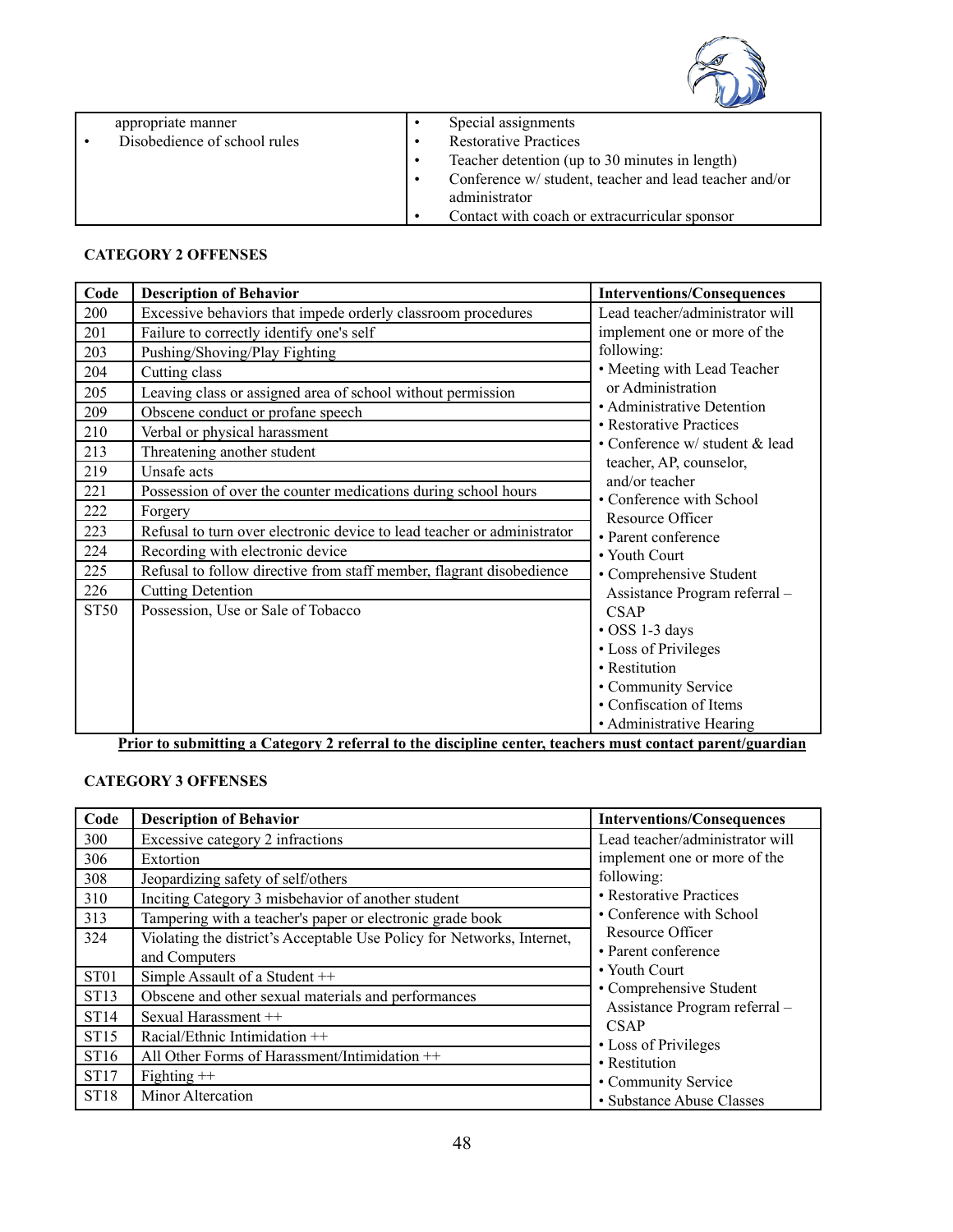| | |
|---|---|
| appropriate manner<br>• Disobedience of school rules | • Special assignments<br>• Restorative Practices<br>• Teacher detention (up to 30 minutes in length)<br>• Conference w/ student, teacher and lead teacher and/or administrator<br>• Contact with coach or extracurricular sponsor |

**CATEGORY 2 OFFENSES**

| Code | Description of Behavior | Interventions/Consequences |
|---|---|---|
| 200 | Excessive behaviors that impede orderly classroom procedures | Lead teacher/administrator will implement one or more of the following:<br>• Meeting with Lead Teacher or Administration<br>• Administrative Detention<br>• Restorative Practices<br>• Conference w/ student & lead teacher, AP, counselor, and/or teacher<br>• Conference with School Resource Officer<br>• Parent conference<br>• Youth Court<br>• Comprehensive Student Assistance Program referral – CSAP<br>• OSS 1-3 days<br>• Loss of Privileges<br>• Restitution<br>• Community Service<br>• Confiscation of Items<br>• Administrative Hearing |
| 201 | Failure to correctly identify one's self | |
| 203 | Pushing/Shoving/Play Fighting | |
| 204 | Cutting class | |
| 205 | Leaving class or assigned area of school without permission | |
| 209 | Obscene conduct or profane speech | |
| 210 | Verbal or physical harassment | |
| 213 | Threatening another student | |
| 219 | Unsafe acts | |
| 221 | Possession of over the counter medications during school hours | |
| 222 | Forgery | |
| 223 | Refusal to turn over electronic device to lead teacher or administrator | |
| 224 | Recording with electronic device | |
| 225 | Refusal to follow directive from staff member, flagrant disobedience | |
| 226 | Cutting Detention | |
| ST50 | Possession, Use or Sale of Tobacco | |

**Prior to submitting a Category 2 referral to the discipline center, teachers must contact parent/guardian**

**CATEGORY 3 OFFENSES**

| Code | Description of Behavior | Interventions/Consequences |
|---|---|---|
| 300 | Excessive category 2 infractions | Lead teacher/administrator will implement one or more of the following:<br>• Restorative Practices<br>• Conference with School Resource Officer<br>• Parent conference<br>• Youth Court<br>• Comprehensive Student Assistance Program referral – CSAP<br>• Loss of Privileges<br>• Restitution<br>• Community Service<br>• Substance Abuse Classes |
| 306 | Extortion | |
| 308 | Jeopardizing safety of self/others | |
| 310 | Inciting Category 3 misbehavior of another student | |
| 313 | Tampering with a teacher's paper or electronic grade book | |
| 324 | Violating the district's Acceptable Use Policy for Networks, Internet, and Computers | |
| ST01 | Simple Assault of a Student ++ | |
| ST13 | Obscene and other sexual materials and performances | |
| ST14 | Sexual Harassment ++ | |
| ST15 | Racial/Ethnic Intimidation ++ | |
| ST16 | All Other Forms of Harassment/Intimidation ++ | |
| ST17 | Fighting ++ | |
| ST18 | Minor Altercation | |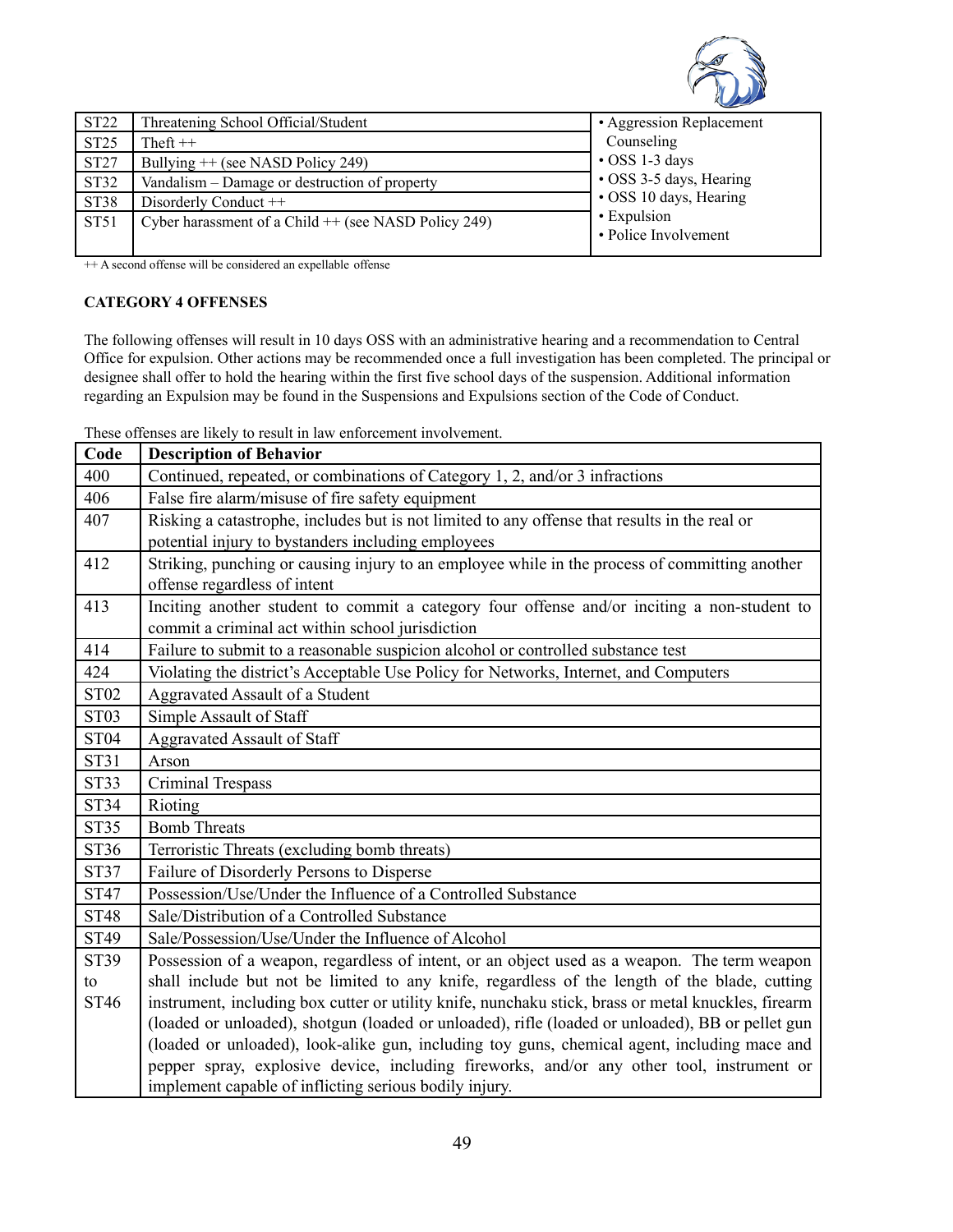| | | |
|---|---|---|
| ST22 | Threatening School Official/Student | • Aggression Replacement Counseling<br>• OSS 1-3 days<br>• OSS 3-5 days, Hearing<br>• OSS 10 days, Hearing<br>• Expulsion<br>• Police Involvement |
| ST25 | Theft ++ | |
| ST27 | Bullying ++ (see NASD Policy 249) | |
| ST32 | Vandalism – Damage or destruction of property | |
| ST38 | Disorderly Conduct ++ | |
| ST51 | Cyber harassment of a Child ++ (see NASD Policy 249) | |

++ A second offense will be considered an expellable offense

**CATEGORY 4 OFFENSES**

The following offenses will result in 10 days OSS with an administrative hearing and a recommendation to Central Office for expulsion. Other actions may be recommended once a full investigation has been completed. The principal or designee shall offer to hold the hearing within the first five school days of the suspension. Additional information regarding an Expulsion may be found in the Suspensions and Expulsions section of the Code of Conduct.

These offenses are likely to result in law enforcement involvement.

| Code | Description of Behavior |
|---|---|
| 400 | Continued, repeated, or combinations of Category 1, 2, and/or 3 infractions |
| 406 | False fire alarm/misuse of fire safety equipment |
| 407 | Risking a catastrophe, includes but is not limited to any offense that results in the real or potential injury to bystanders including employees |
| 412 | Striking, punching or causing injury to an employee while in the process of committing another offense regardless of intent |
| 413 | Inciting another student to commit a category four offense and/or inciting a non-student to commit a criminal act within school jurisdiction |
| 414 | Failure to submit to a reasonable suspicion alcohol or controlled substance test |
| 424 | Violating the district's Acceptable Use Policy for Networks, Internet, and Computers |
| ST02 | Aggravated Assault of a Student |
| ST03 | Simple Assault of Staff |
| ST04 | Aggravated Assault of Staff |
| ST31 | Arson |
| ST33 | Criminal Trespass |
| ST34 | Rioting |
| ST35 | Bomb Threats |
| ST36 | Terroristic Threats (excluding bomb threats) |
| ST37 | Failure of Disorderly Persons to Disperse |
| ST47 | Possession/Use/Under the Influence of a Controlled Substance |
| ST48 | Sale/Distribution of a Controlled Substance |
| ST49 | Sale/Possession/Use/Under the Influence of Alcohol |
| ST39 to ST46 | Possession of a weapon, regardless of intent, or an object used as a weapon. The term weapon shall include but not be limited to any knife, regardless of the length of the blade, cutting instrument, including box cutter or utility knife, nunchaku stick, brass or metal knuckles, firearm (loaded or unloaded), shotgun (loaded or unloaded), rifle (loaded or unloaded), BB or pellet gun (loaded or unloaded), look-alike gun, including toy guns, chemical agent, including mace and pepper spray, explosive device, including fireworks, and/or any other tool, instrument or implement capable of inflicting serious bodily injury. |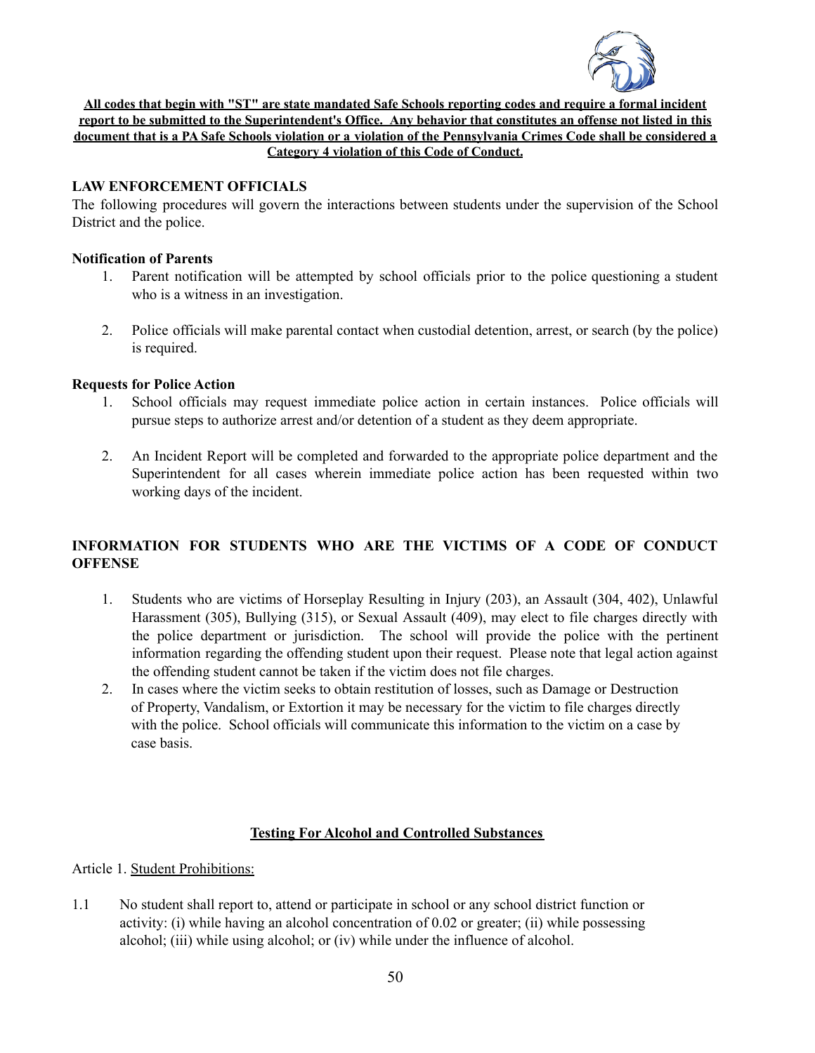**All codes that begin with "ST" are state mandated Safe Schools reporting codes and require a formal incident report to be submitted to the Superintendent's Office. Any behavior that constitutes an offense not listed in this document that is a PA Safe Schools violation or a violation of the Pennsylvania Crimes Code shall be considered a Category 4 violation of this Code of Conduct.**

## LAW ENFORCEMENT OFFICIALS

The following procedures will govern the interactions between students under the supervision of the School District and the police.

### Notification of Parents

1. Parent notification will be attempted by school officials prior to the police questioning a student who is a witness in an investigation.

2. Police officials will make parental contact when custodial detention, arrest, or search (by the police) is required.

### Requests for Police Action

1. School officials may request immediate police action in certain instances. Police officials will pursue steps to authorize arrest and/or detention of a student as they deem appropriate.

2. An Incident Report will be completed and forwarded to the appropriate police department and the Superintendent for all cases wherein immediate police action has been requested within two working days of the incident.

## INFORMATION FOR STUDENTS WHO ARE THE VICTIMS OF A CODE OF CONDUCT OFFENSE

1. Students who are victims of Horseplay Resulting in Injury (203), an Assault (304, 402), Unlawful Harassment (305), Bullying (315), or Sexual Assault (409), may elect to file charges directly with the police department or jurisdiction. The school will provide the police with the pertinent information regarding the offending student upon their request. Please note that legal action against the offending student cannot be taken if the victim does not file charges.
2. In cases where the victim seeks to obtain restitution of losses, such as Damage or Destruction of Property, Vandalism, or Extortion it may be necessary for the victim to file charges directly with the police. School officials will communicate this information to the victim on a case by case basis.

## Testing For Alcohol and Controlled Substances

Article 1. Student Prohibitions:

1.1 No student shall report to, attend or participate in school or any school district function or activity: (i) while having an alcohol concentration of 0.02 or greater; (ii) while possessing alcohol; (iii) while using alcohol; or (iv) while under the influence of alcohol.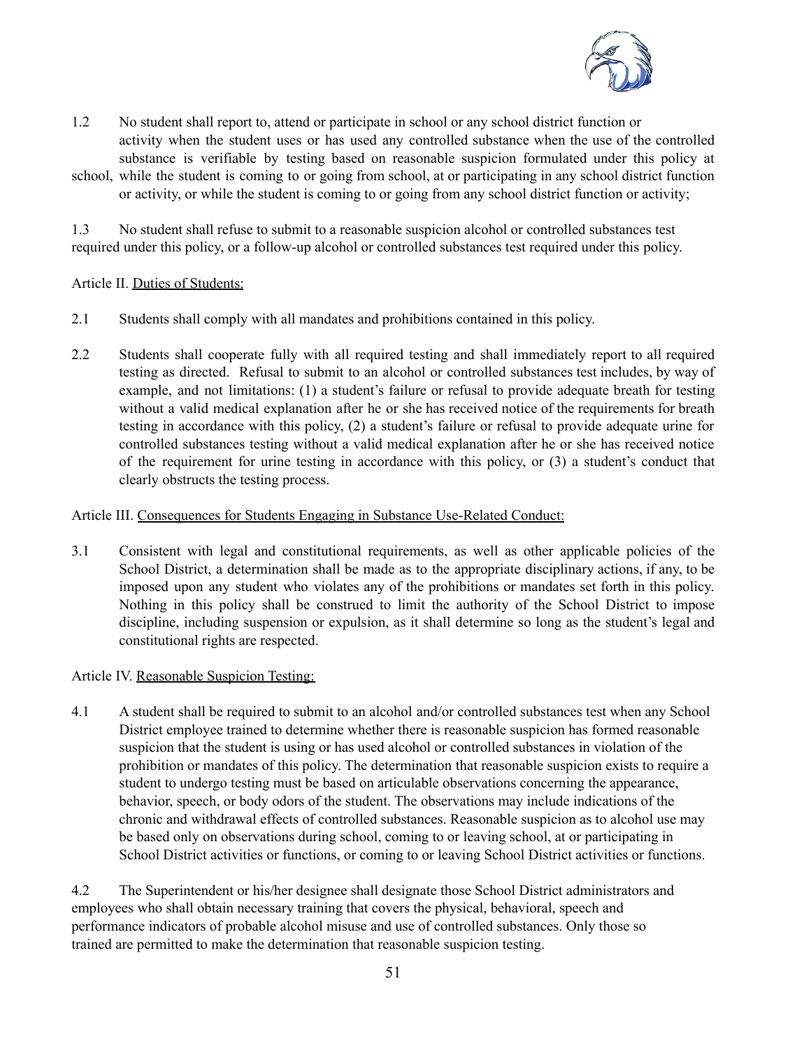1.2 No student shall report to, attend or participate in school or any school district function or activity when the student uses or has used any controlled substance when the use of the controlled substance is verifiable by testing based on reasonable suspicion formulated under this policy at school, while the student is coming to or going from school, at or participating in any school district function or activity, or while the student is coming to or going from any school district function or activity;

1.3 No student shall refuse to submit to a reasonable suspicion alcohol or controlled substances test required under this policy, or a follow-up alcohol or controlled substances test required under this policy.

Article II. Duties of Students:

2.1 Students shall comply with all mandates and prohibitions contained in this policy.

2.2 Students shall cooperate fully with all required testing and shall immediately report to all required testing as directed. Refusal to submit to an alcohol or controlled substances test includes, by way of example, and not limitations: (1) a student's failure or refusal to provide adequate breath for testing without a valid medical explanation after he or she has received notice of the requirements for breath testing in accordance with this policy, (2) a student's failure or refusal to provide adequate urine for controlled substances testing without a valid medical explanation after he or she has received notice of the requirement for urine testing in accordance with this policy, or (3) a student's conduct that clearly obstructs the testing process.

Article III. Consequences for Students Engaging in Substance Use-Related Conduct:

3.1 Consistent with legal and constitutional requirements, as well as other applicable policies of the School District, a determination shall be made as to the appropriate disciplinary actions, if any, to be imposed upon any student who violates any of the prohibitions or mandates set forth in this policy. Nothing in this policy shall be construed to limit the authority of the School District to impose discipline, including suspension or expulsion, as it shall determine so long as the student's legal and constitutional rights are respected.

Article IV. Reasonable Suspicion Testing:

4.1 A student shall be required to submit to an alcohol and/or controlled substances test when any School District employee trained to determine whether there is reasonable suspicion has formed reasonable suspicion that the student is using or has used alcohol or controlled substances in violation of the prohibition or mandates of this policy. The determination that reasonable suspicion exists to require a student to undergo testing must be based on articulable observations concerning the appearance, behavior, speech, or body odors of the student. The observations may include indications of the chronic and withdrawal effects of controlled substances. Reasonable suspicion as to alcohol use may be based only on observations during school, coming to or leaving school, at or participating in School District activities or functions, or coming to or leaving School District activities or functions.

4.2 The Superintendent or his/her designee shall designate those School District administrators and employees who shall obtain necessary training that covers the physical, behavioral, speech and performance indicators of probable alcohol misuse and use of controlled substances. Only those so trained are permitted to make the determination that reasonable suspicion testing.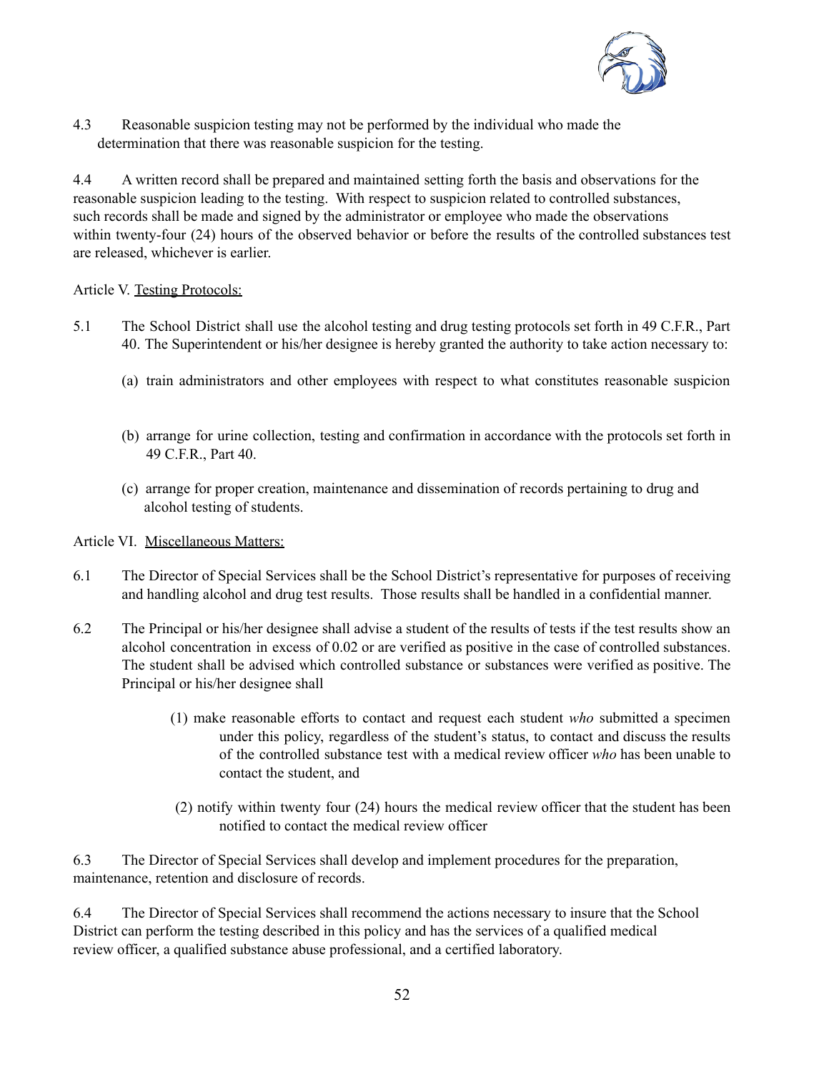4.3 Reasonable suspicion testing may not be performed by the individual who made the determination that there was reasonable suspicion for the testing.

4.4 A written record shall be prepared and maintained setting forth the basis and observations for the reasonable suspicion leading to the testing. With respect to suspicion related to controlled substances, such records shall be made and signed by the administrator or employee who made the observations within twenty-four (24) hours of the observed behavior or before the results of the controlled substances test are released, whichever is earlier.

Article V. Testing Protocols:

5.1 The School District shall use the alcohol testing and drug testing protocols set forth in 49 C.F.R., Part 40. The Superintendent or his/her designee is hereby granted the authority to take action necessary to:

(a) train administrators and other employees with respect to what constitutes reasonable suspicion

(b) arrange for urine collection, testing and confirmation in accordance with the protocols set forth in 49 C.F.R., Part 40.

(c) arrange for proper creation, maintenance and dissemination of records pertaining to drug and alcohol testing of students.

Article VI. Miscellaneous Matters:

6.1 The Director of Special Services shall be the School District's representative for purposes of receiving and handling alcohol and drug test results. Those results shall be handled in a confidential manner.

6.2 The Principal or his/her designee shall advise a student of the results of tests if the test results show an alcohol concentration in excess of 0.02 or are verified as positive in the case of controlled substances. The student shall be advised which controlled substance or substances were verified as positive. The Principal or his/her designee shall

(1) make reasonable efforts to contact and request each student *who* submitted a specimen under this policy, regardless of the student's status, to contact and discuss the results of the controlled substance test with a medical review officer *who* has been unable to contact the student, and

(2) notify within twenty four (24) hours the medical review officer that the student has been notified to contact the medical review officer

6.3 The Director of Special Services shall develop and implement procedures for the preparation, maintenance, retention and disclosure of records.

6.4 The Director of Special Services shall recommend the actions necessary to insure that the School District can perform the testing described in this policy and has the services of a qualified medical review officer, a qualified substance abuse professional, and a certified laboratory.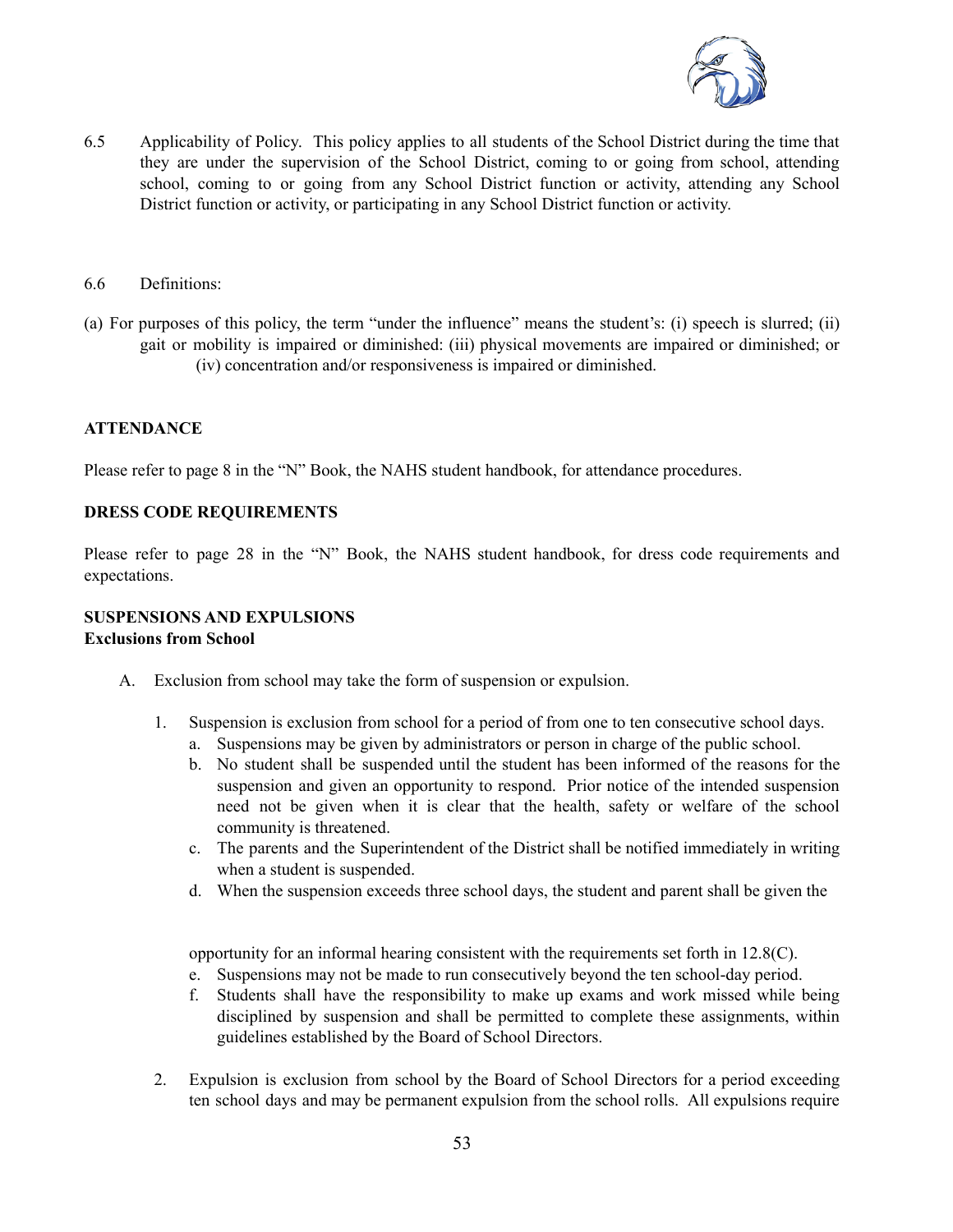6.5 Applicability of Policy. This policy applies to all students of the School District during the time that they are under the supervision of the School District, coming to or going from school, attending school, coming to or going from any School District function or activity, attending any School District function or activity, or participating in any School District function or activity.

6.6 Definitions:

(a) For purposes of this policy, the term "under the influence" means the student's: (i) speech is slurred; (ii) gait or mobility is impaired or diminished: (iii) physical movements are impaired or diminished; or (iv) concentration and/or responsiveness is impaired or diminished.

**ATTENDANCE**

Please refer to page 8 in the "N" Book, the NAHS student handbook, for attendance procedures.

**DRESS CODE REQUIREMENTS**

Please refer to page 28 in the "N" Book, the NAHS student handbook, for dress code requirements and expectations.

**SUSPENSIONS AND EXPULSIONS**
**Exclusions from School**

A. Exclusion from school may take the form of suspension or expulsion.

1. Suspension is exclusion from school for a period of from one to ten consecutive school days.
   a. Suspensions may be given by administrators or person in charge of the public school.
   b. No student shall be suspended until the student has been informed of the reasons for the suspension and given an opportunity to respond. Prior notice of the intended suspension need not be given when it is clear that the health, safety or welfare of the school community is threatened.
   c. The parents and the Superintendent of the District shall be notified immediately in writing when a student is suspended.
   d. When the suspension exceeds three school days, the student and parent shall be given the opportunity for an informal hearing consistent with the requirements set forth in 12.8(C).
   e. Suspensions may not be made to run consecutively beyond the ten school-day period.
   f. Students shall have the responsibility to make up exams and work missed while being disciplined by suspension and shall be permitted to complete these assignments, within guidelines established by the Board of School Directors.

2. Expulsion is exclusion from school by the Board of School Directors for a period exceeding ten school days and may be permanent expulsion from the school rolls. All expulsions require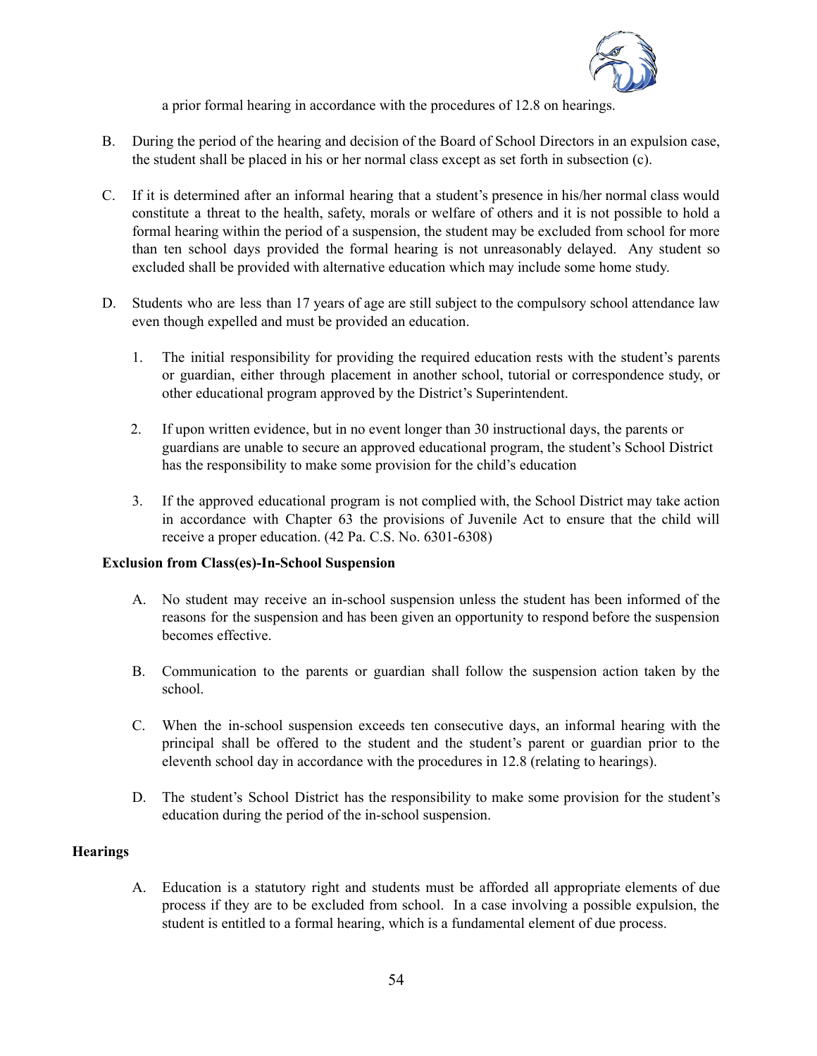a prior formal hearing in accordance with the procedures of 12.8 on hearings.

B. During the period of the hearing and decision of the Board of School Directors in an expulsion case, the student shall be placed in his or her normal class except as set forth in subsection (c).

C. If it is determined after an informal hearing that a student's presence in his/her normal class would constitute a threat to the health, safety, morals or welfare of others and it is not possible to hold a formal hearing within the period of a suspension, the student may be excluded from school for more than ten school days provided the formal hearing is not unreasonably delayed. Any student so excluded shall be provided with alternative education which may include some home study.

D. Students who are less than 17 years of age are still subject to the compulsory school attendance law even though expelled and must be provided an education.

   1. The initial responsibility for providing the required education rests with the student's parents or guardian, either through placement in another school, tutorial or correspondence study, or other educational program approved by the District's Superintendent.

   2. If upon written evidence, but in no event longer than 30 instructional days, the parents or guardians are unable to secure an approved educational program, the student's School District has the responsibility to make some provision for the child's education

   3. If the approved educational program is not complied with, the School District may take action in accordance with Chapter 63 the provisions of Juvenile Act to ensure that the child will receive a proper education. (42 Pa. C.S. No. 6301-6308)

**Exclusion from Class(es)-In-School Suspension**

A. No student may receive an in-school suspension unless the student has been informed of the reasons for the suspension and has been given an opportunity to respond before the suspension becomes effective.

B. Communication to the parents or guardian shall follow the suspension action taken by the school.

C. When the in-school suspension exceeds ten consecutive days, an informal hearing with the principal shall be offered to the student and the student's parent or guardian prior to the eleventh school day in accordance with the procedures in 12.8 (relating to hearings).

D. The student's School District has the responsibility to make some provision for the student's education during the period of the in-school suspension.

**Hearings**

A. Education is a statutory right and students must be afforded all appropriate elements of due process if they are to be excluded from school. In a case involving a possible expulsion, the student is entitled to a formal hearing, which is a fundamental element of due process.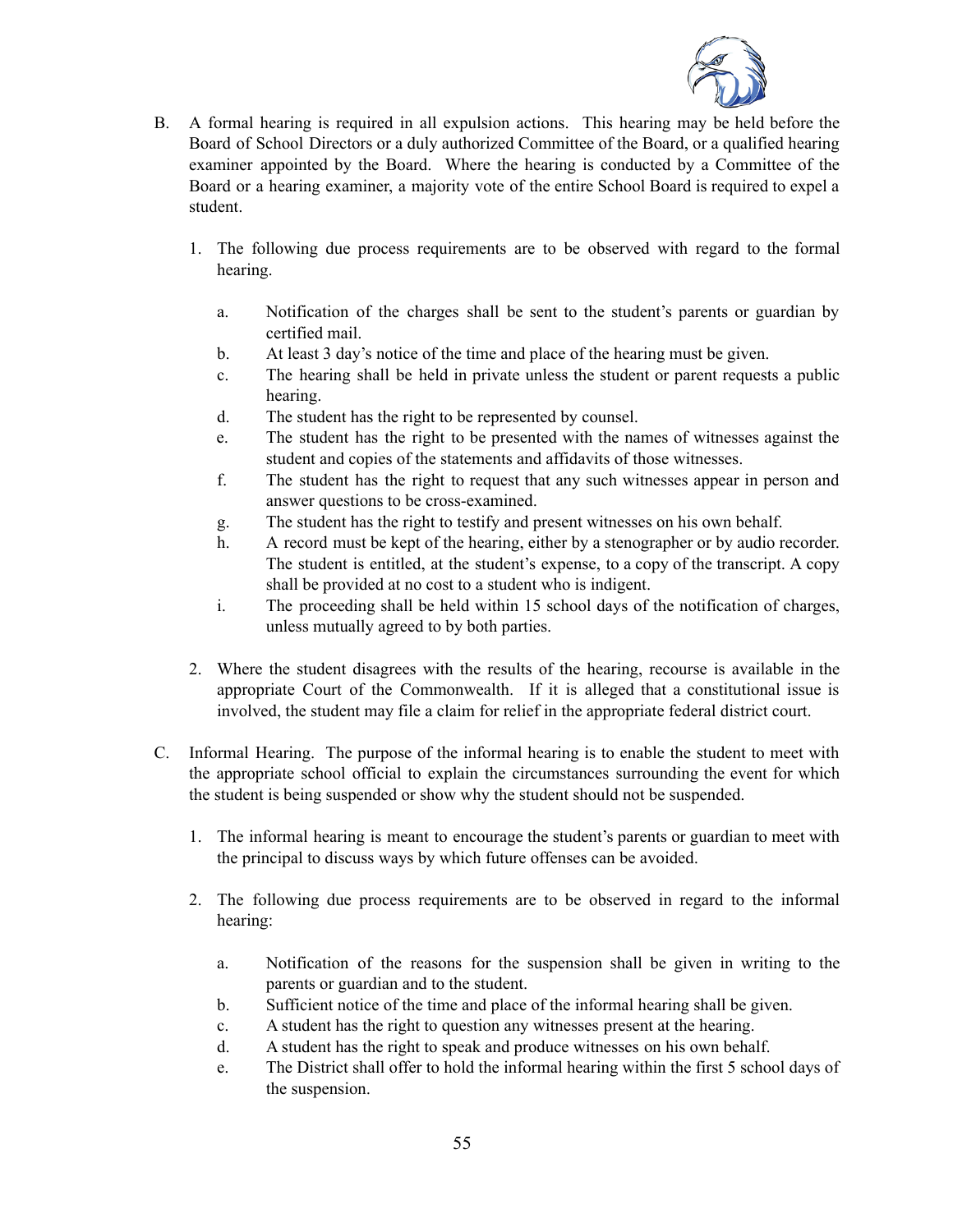B. A formal hearing is required in all expulsion actions. This hearing may be held before the Board of School Directors or a duly authorized Committee of the Board, or a qualified hearing examiner appointed by the Board. Where the hearing is conducted by a Committee of the Board or a hearing examiner, a majority vote of the entire School Board is required to expel a student.

   1. The following due process requirements are to be observed with regard to the formal hearing.

      a. Notification of the charges shall be sent to the student's parents or guardian by certified mail.
      b. At least 3 day's notice of the time and place of the hearing must be given.
      c. The hearing shall be held in private unless the student or parent requests a public hearing.
      d. The student has the right to be represented by counsel.
      e. The student has the right to be presented with the names of witnesses against the student and copies of the statements and affidavits of those witnesses.
      f. The student has the right to request that any such witnesses appear in person and answer questions to be cross-examined.
      g. The student has the right to testify and present witnesses on his own behalf.
      h. A record must be kept of the hearing, either by a stenographer or by audio recorder. The student is entitled, at the student's expense, to a copy of the transcript. A copy shall be provided at no cost to a student who is indigent.
      i. The proceeding shall be held within 15 school days of the notification of charges, unless mutually agreed to by both parties.

   2. Where the student disagrees with the results of the hearing, recourse is available in the appropriate Court of the Commonwealth. If it is alleged that a constitutional issue is involved, the student may file a claim for relief in the appropriate federal district court.

C. Informal Hearing. The purpose of the informal hearing is to enable the student to meet with the appropriate school official to explain the circumstances surrounding the event for which the student is being suspended or show why the student should not be suspended.

   1. The informal hearing is meant to encourage the student's parents or guardian to meet with the principal to discuss ways by which future offenses can be avoided.

   2. The following due process requirements are to be observed in regard to the informal hearing:

      a. Notification of the reasons for the suspension shall be given in writing to the parents or guardian and to the student.
      b. Sufficient notice of the time and place of the informal hearing shall be given.
      c. A student has the right to question any witnesses present at the hearing.
      d. A student has the right to speak and produce witnesses on his own behalf.
      e. The District shall offer to hold the informal hearing within the first 5 school days of the suspension.